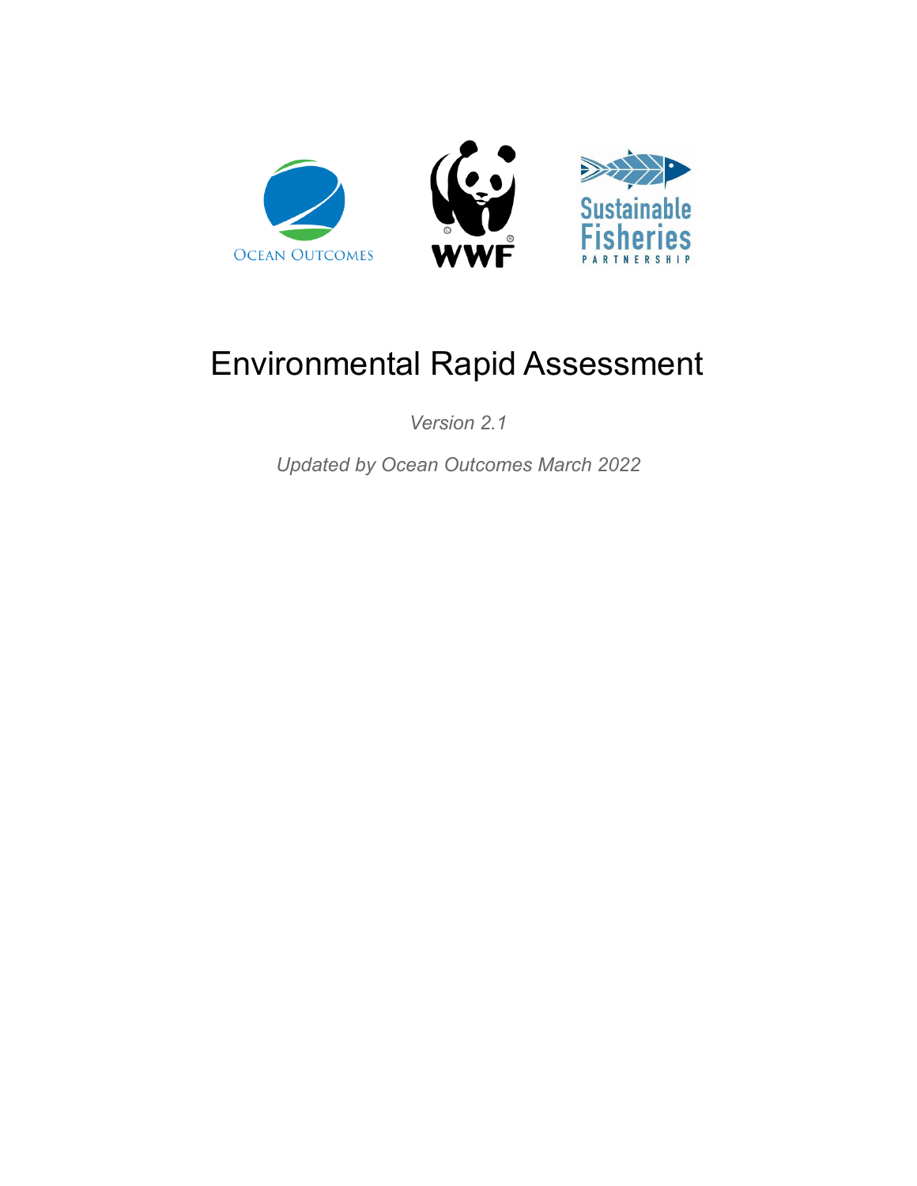# Environmental Rapid Assessment

*Version 2.1*

*Updated by Ocean Outcomes March 2022*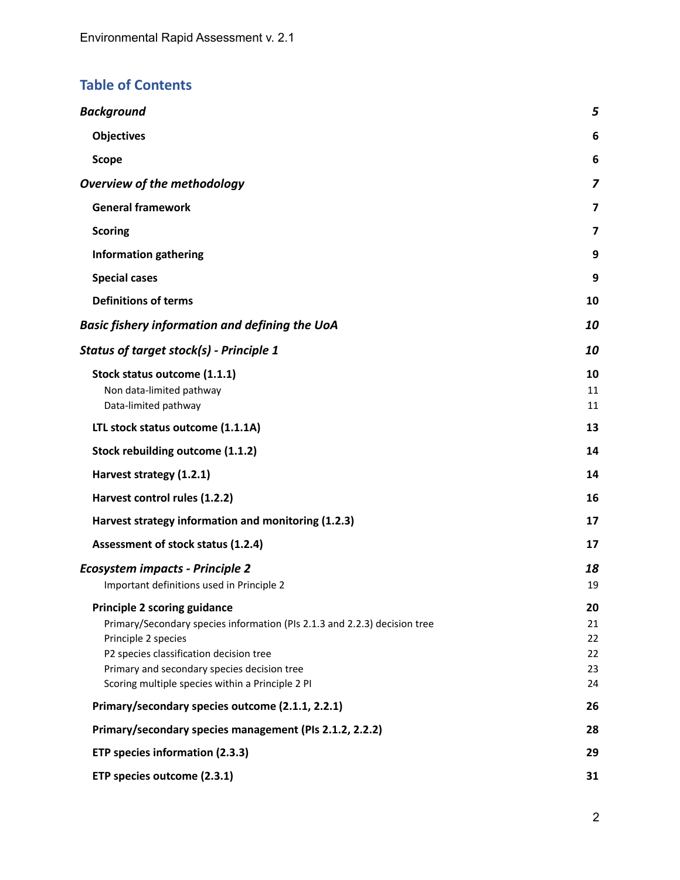## Table of Contents

| | |
|---|---|
| ***Background*** | ***5*** |
| **Objectives** | **6** |
| **Scope** | **6** |
| ***Overview of the methodology*** | ***7*** |
| **General framework** | **7** |
| **Scoring** | **7** |
| **Information gathering** | **9** |
| **Special cases** | **9** |
| **Definitions of terms** | **10** |
| ***Basic fishery information and defining the UoA*** | ***10*** |
| ***Status of target stock(s) - Principle 1*** | ***10*** |
| **Stock status outcome (1.1.1)** | **10** |
| Non data-limited pathway | 11 |
| Data-limited pathway | 11 |
| **LTL stock status outcome (1.1.1A)** | **13** |
| **Stock rebuilding outcome (1.1.2)** | **14** |
| **Harvest strategy (1.2.1)** | **14** |
| **Harvest control rules (1.2.2)** | **16** |
| **Harvest strategy information and monitoring (1.2.3)** | **17** |
| **Assessment of stock status (1.2.4)** | **17** |
| ***Ecosystem impacts - Principle 2*** | ***18*** |
| Important definitions used in Principle 2 | 19 |
| **Principle 2 scoring guidance** | **20** |
| Primary/Secondary species information (PIs 2.1.3 and 2.2.3) decision tree | 21 |
| Principle 2 species | 22 |
| P2 species classification decision tree | 22 |
| Primary and secondary species decision tree | 23 |
| Scoring multiple species within a Principle 2 PI | 24 |
| **Primary/secondary species outcome (2.1.1, 2.2.1)** | **26** |
| **Primary/secondary species management (PIs 2.1.2, 2.2.2)** | **28** |
| **ETP species information (2.3.3)** | **29** |
| **ETP species outcome (2.3.1)** | **31** |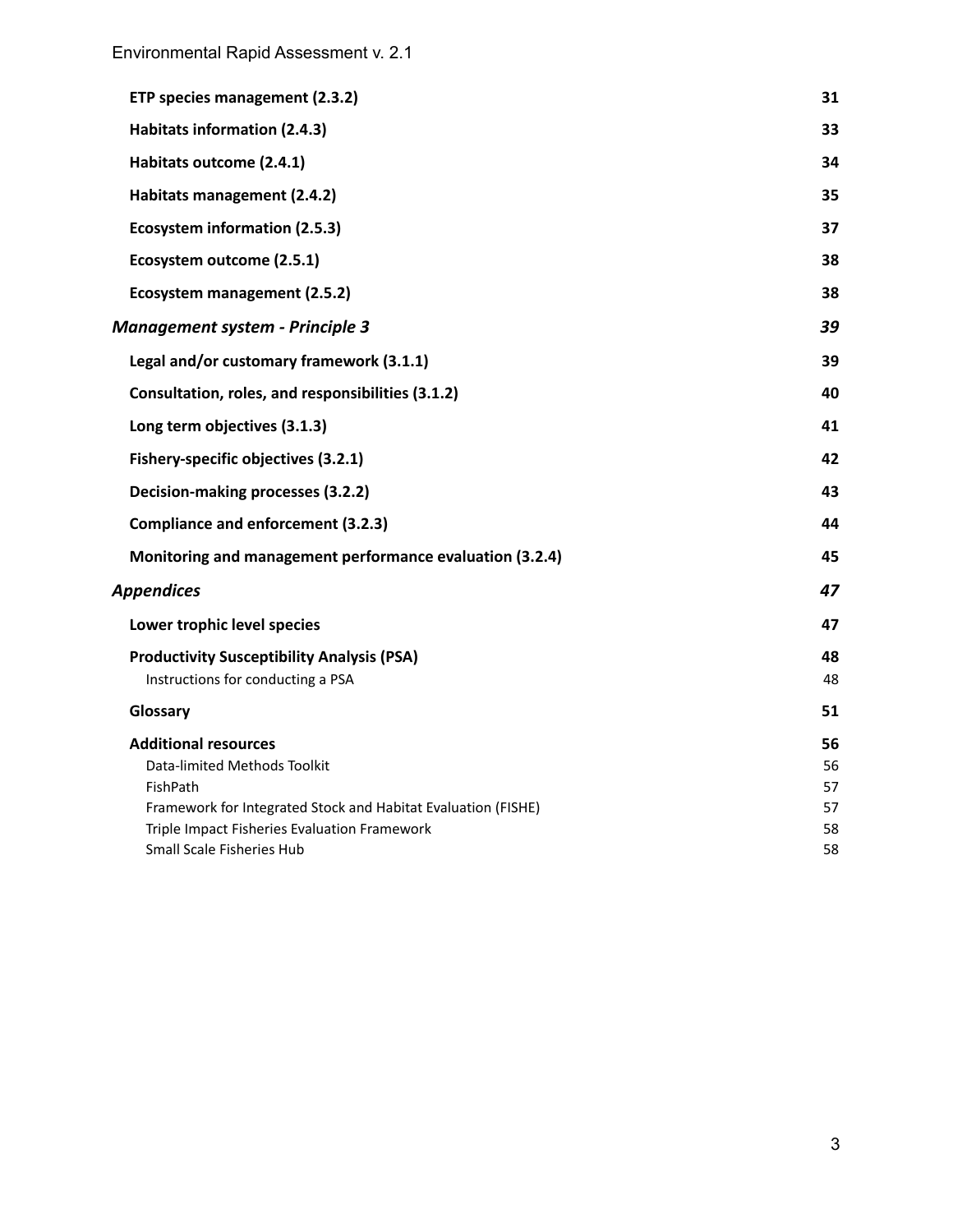| | |
|---|---|
| **ETP species management (2.3.2)** | **31** |
| **Habitats information (2.4.3)** | **33** |
| **Habitats outcome (2.4.1)** | **34** |
| **Habitats management (2.4.2)** | **35** |
| **Ecosystem information (2.5.3)** | **37** |
| **Ecosystem outcome (2.5.1)** | **38** |
| **Ecosystem management (2.5.2)** | **38** |
| ***Management system - Principle 3*** | ***39*** |
| **Legal and/or customary framework (3.1.1)** | **39** |
| **Consultation, roles, and responsibilities (3.1.2)** | **40** |
| **Long term objectives (3.1.3)** | **41** |
| **Fishery-specific objectives (3.2.1)** | **42** |
| **Decision-making processes (3.2.2)** | **43** |
| **Compliance and enforcement (3.2.3)** | **44** |
| **Monitoring and management performance evaluation (3.2.4)** | **45** |
| ***Appendices*** | ***47*** |
| **Lower trophic level species** | **47** |
| **Productivity Susceptibility Analysis (PSA)** | **48** |
| Instructions for conducting a PSA | 48 |
| **Glossary** | **51** |
| **Additional resources** | **56** |
| Data-limited Methods Toolkit | 56 |
| FishPath | 57 |
| Framework for Integrated Stock and Habitat Evaluation (FISHE) | 57 |
| Triple Impact Fisheries Evaluation Framework | 58 |
| Small Scale Fisheries Hub | 58 |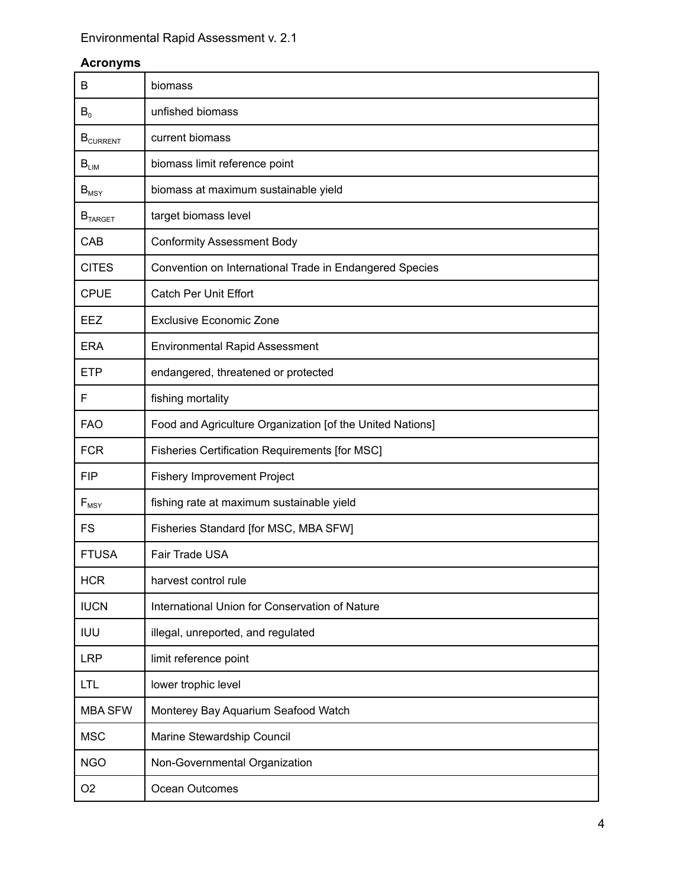### Acronyms

| | |
|---|---|
| B | biomass |
| $B_0$ | unfished biomass |
| $B_{CURRENT}$ | current biomass |
| $B_{LIM}$ | biomass limit reference point |
| $B_{MSY}$ | biomass at maximum sustainable yield |
| $B_{TARGET}$ | target biomass level |
| CAB | Conformity Assessment Body |
| CITES | Convention on International Trade in Endangered Species |
| CPUE | Catch Per Unit Effort |
| EEZ | Exclusive Economic Zone |
| ERA | Environmental Rapid Assessment |
| ETP | endangered, threatened or protected |
| F | fishing mortality |
| FAO | Food and Agriculture Organization [of the United Nations] |
| FCR | Fisheries Certification Requirements [for MSC] |
| FIP | Fishery Improvement Project |
| $F_{MSY}$ | fishing rate at maximum sustainable yield |
| FS | Fisheries Standard [for MSC, MBA SFW] |
| FTUSA | Fair Trade USA |
| HCR | harvest control rule |
| IUCN | International Union for Conservation of Nature |
| IUU | illegal, unreported, and regulated |
| LRP | limit reference point |
| LTL | lower trophic level |
| MBA SFW | Monterey Bay Aquarium Seafood Watch |
| MSC | Marine Stewardship Council |
| NGO | Non-Governmental Organization |
| O2 | Ocean Outcomes |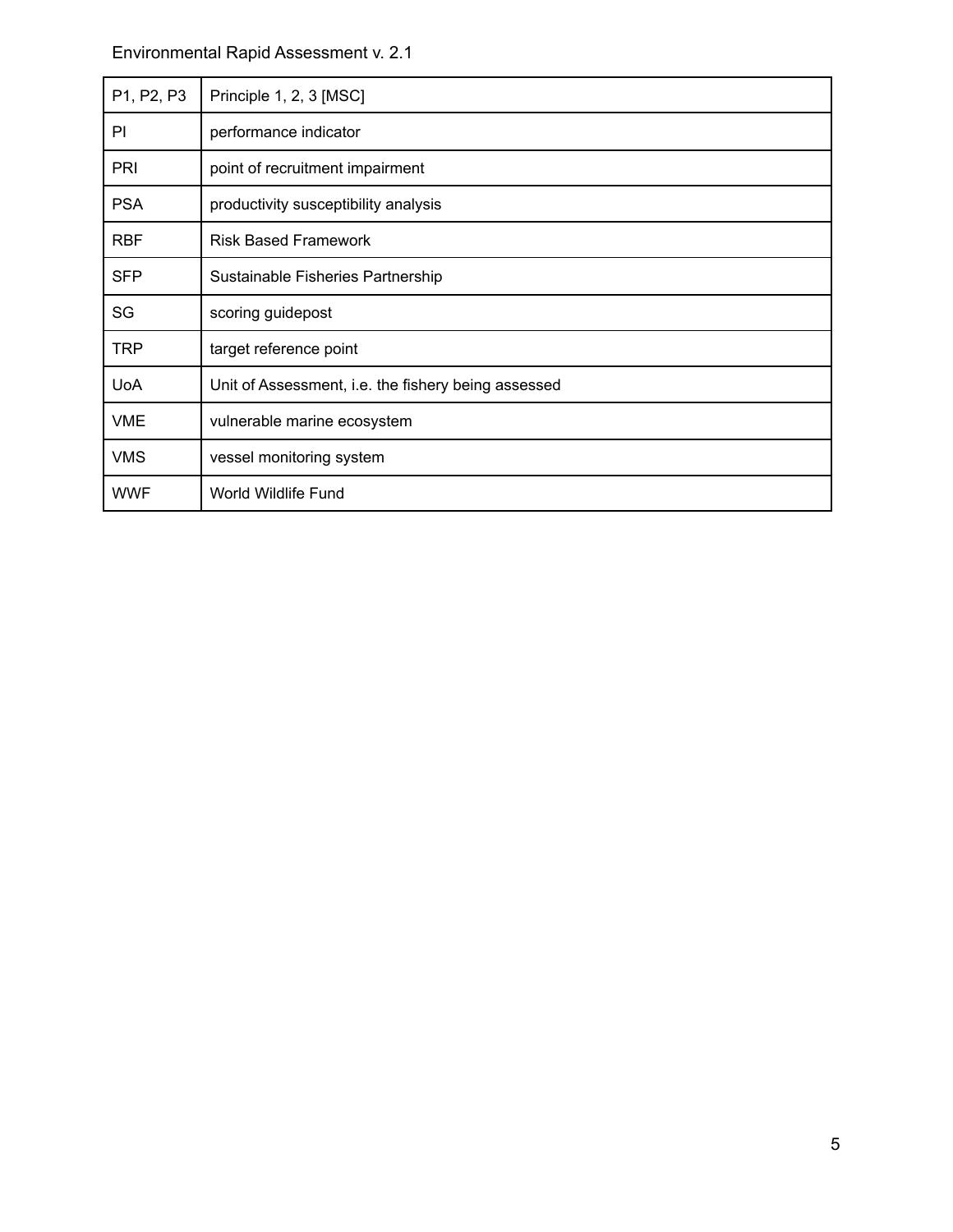| P1, P2, P3 | Principle 1, 2, 3 [MSC] |
|---|---|
| PI | performance indicator |
| PRI | point of recruitment impairment |
| PSA | productivity susceptibility analysis |
| RBF | Risk Based Framework |
| SFP | Sustainable Fisheries Partnership |
| SG | scoring guidepost |
| TRP | target reference point |
| UoA | Unit of Assessment, i.e. the fishery being assessed |
| VME | vulnerable marine ecosystem |
| VMS | vessel monitoring system |
| WWF | World Wildlife Fund |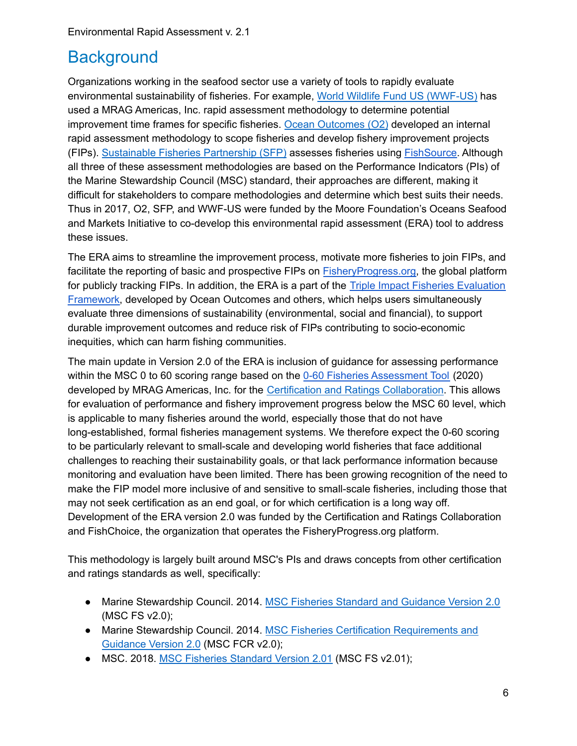# Background

Organizations working in the seafood sector use a variety of tools to rapidly evaluate environmental sustainability of fisheries. For example, World Wildlife Fund US (WWF-US) has used a MRAG Americas, Inc. rapid assessment methodology to determine potential improvement time frames for specific fisheries. Ocean Outcomes (O2) developed an internal rapid assessment methodology to scope fisheries and develop fishery improvement projects (FIPs). Sustainable Fisheries Partnership (SFP) assesses fisheries using FishSource. Although all three of these assessment methodologies are based on the Performance Indicators (PIs) of the Marine Stewardship Council (MSC) standard, their approaches are different, making it difficult for stakeholders to compare methodologies and determine which best suits their needs. Thus in 2017, O2, SFP, and WWF-US were funded by the Moore Foundation's Oceans Seafood and Markets Initiative to co-develop this environmental rapid assessment (ERA) tool to address these issues.

The ERA aims to streamline the improvement process, motivate more fisheries to join FIPs, and facilitate the reporting of basic and prospective FIPs on FisheryProgress.org, the global platform for publicly tracking FIPs. In addition, the ERA is a part of the Triple Impact Fisheries Evaluation Framework, developed by Ocean Outcomes and others, which helps users simultaneously evaluate three dimensions of sustainability (environmental, social and financial), to support durable improvement outcomes and reduce risk of FIPs contributing to socio-economic inequities, which can harm fishing communities.

The main update in Version 2.0 of the ERA is inclusion of guidance for assessing performance within the MSC 0 to 60 scoring range based on the 0-60 Fisheries Assessment Tool (2020) developed by MRAG Americas, Inc. for the Certification and Ratings Collaboration. This allows for evaluation of performance and fishery improvement progress below the MSC 60 level, which is applicable to many fisheries around the world, especially those that do not have long-established, formal fisheries management systems. We therefore expect the 0-60 scoring to be particularly relevant to small-scale and developing world fisheries that face additional challenges to reaching their sustainability goals, or that lack performance information because monitoring and evaluation have been limited. There has been growing recognition of the need to make the FIP model more inclusive of and sensitive to small-scale fisheries, including those that may not seek certification as an end goal, or for which certification is a long way off. Development of the ERA version 2.0 was funded by the Certification and Ratings Collaboration and FishChoice, the organization that operates the FisheryProgress.org platform.

This methodology is largely built around MSC's PIs and draws concepts from other certification and ratings standards as well, specifically:

- Marine Stewardship Council. 2014. MSC Fisheries Standard and Guidance Version 2.0 (MSC FS v2.0);
- Marine Stewardship Council. 2014. MSC Fisheries Certification Requirements and Guidance Version 2.0 (MSC FCR v2.0);
- MSC. 2018. MSC Fisheries Standard Version 2.01 (MSC FS v2.01);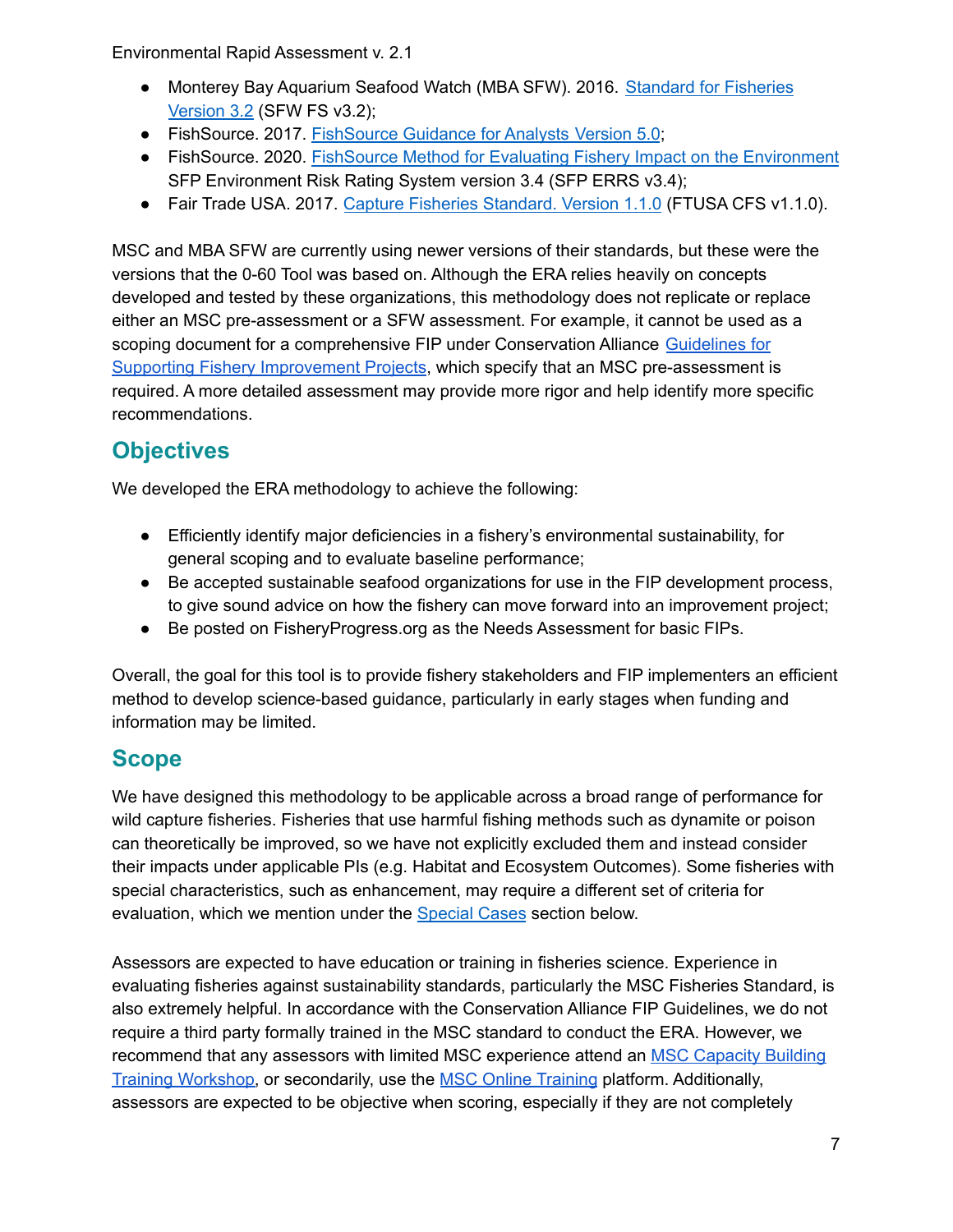- Monterey Bay Aquarium Seafood Watch (MBA SFW). 2016. Standard for Fisheries Version 3.2 (SFW FS v3.2);
- FishSource. 2017. FishSource Guidance for Analysts Version 5.0;
- FishSource. 2020. FishSource Method for Evaluating Fishery Impact on the Environment SFP Environment Risk Rating System version 3.4 (SFP ERRS v3.4);
- Fair Trade USA. 2017. Capture Fisheries Standard. Version 1.1.0 (FTUSA CFS v1.1.0).

MSC and MBA SFW are currently using newer versions of their standards, but these were the versions that the 0-60 Tool was based on. Although the ERA relies heavily on concepts developed and tested by these organizations, this methodology does not replicate or replace either an MSC pre-assessment or a SFW assessment. For example, it cannot be used as a scoping document for a comprehensive FIP under Conservation Alliance Guidelines for Supporting Fishery Improvement Projects, which specify that an MSC pre-assessment is required. A more detailed assessment may provide more rigor and help identify more specific recommendations.

## Objectives

We developed the ERA methodology to achieve the following:

- Efficiently identify major deficiencies in a fishery's environmental sustainability, for general scoping and to evaluate baseline performance;
- Be accepted sustainable seafood organizations for use in the FIP development process, to give sound advice on how the fishery can move forward into an improvement project;
- Be posted on FisheryProgress.org as the Needs Assessment for basic FIPs.

Overall, the goal for this tool is to provide fishery stakeholders and FIP implementers an efficient method to develop science-based guidance, particularly in early stages when funding and information may be limited.

## Scope

We have designed this methodology to be applicable across a broad range of performance for wild capture fisheries. Fisheries that use harmful fishing methods such as dynamite or poison can theoretically be improved, so we have not explicitly excluded them and instead consider their impacts under applicable PIs (e.g. Habitat and Ecosystem Outcomes). Some fisheries with special characteristics, such as enhancement, may require a different set of criteria for evaluation, which we mention under the Special Cases section below.

Assessors are expected to have education or training in fisheries science. Experience in evaluating fisheries against sustainability standards, particularly the MSC Fisheries Standard, is also extremely helpful. In accordance with the Conservation Alliance FIP Guidelines, we do not require a third party formally trained in the MSC standard to conduct the ERA. However, we recommend that any assessors with limited MSC experience attend an MSC Capacity Building Training Workshop, or secondarily, use the MSC Online Training platform. Additionally, assessors are expected to be objective when scoring, especially if they are not completely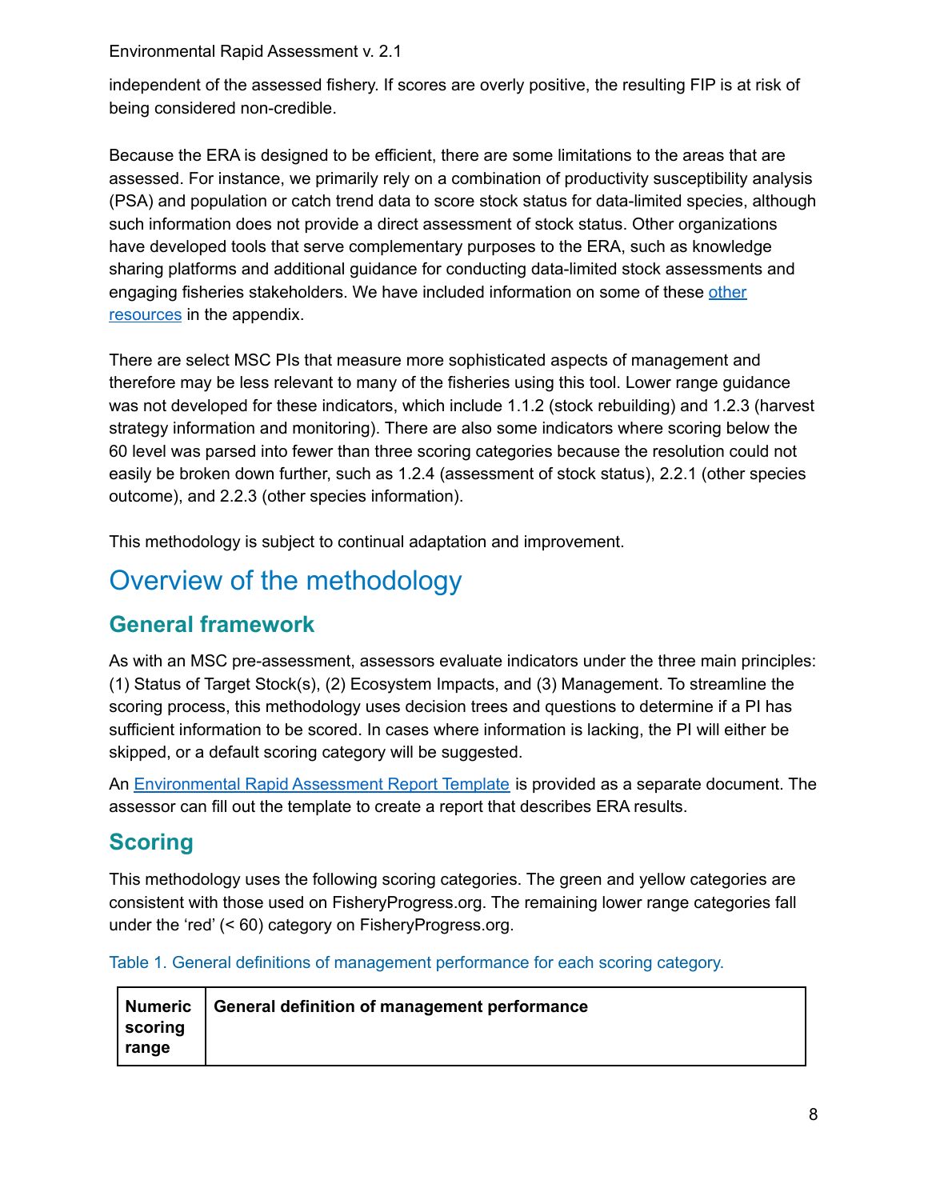independent of the assessed fishery. If scores are overly positive, the resulting FIP is at risk of being considered non-credible.

Because the ERA is designed to be efficient, there are some limitations to the areas that are assessed. For instance, we primarily rely on a combination of productivity susceptibility analysis (PSA) and population or catch trend data to score stock status for data-limited species, although such information does not provide a direct assessment of stock status. Other organizations have developed tools that serve complementary purposes to the ERA, such as knowledge sharing platforms and additional guidance for conducting data-limited stock assessments and engaging fisheries stakeholders. We have included information on some of these other resources in the appendix.

There are select MSC PIs that measure more sophisticated aspects of management and therefore may be less relevant to many of the fisheries using this tool. Lower range guidance was not developed for these indicators, which include 1.1.2 (stock rebuilding) and 1.2.3 (harvest strategy information and monitoring). There are also some indicators where scoring below the 60 level was parsed into fewer than three scoring categories because the resolution could not easily be broken down further, such as 1.2.4 (assessment of stock status), 2.2.1 (other species outcome), and 2.2.3 (other species information).

This methodology is subject to continual adaptation and improvement.

# Overview of the methodology

## General framework

As with an MSC pre-assessment, assessors evaluate indicators under the three main principles: (1) Status of Target Stock(s), (2) Ecosystem Impacts, and (3) Management. To streamline the scoring process, this methodology uses decision trees and questions to determine if a PI has sufficient information to be scored. In cases where information is lacking, the PI will either be skipped, or a default scoring category will be suggested.

An Environmental Rapid Assessment Report Template is provided as a separate document. The assessor can fill out the template to create a report that describes ERA results.

## Scoring

This methodology uses the following scoring categories. The green and yellow categories are consistent with those used on FisheryProgress.org. The remaining lower range categories fall under the 'red' (< 60) category on FisheryProgress.org.

Table 1. General definitions of management performance for each scoring category.

| Numeric scoring range | General definition of management performance |
|---|---|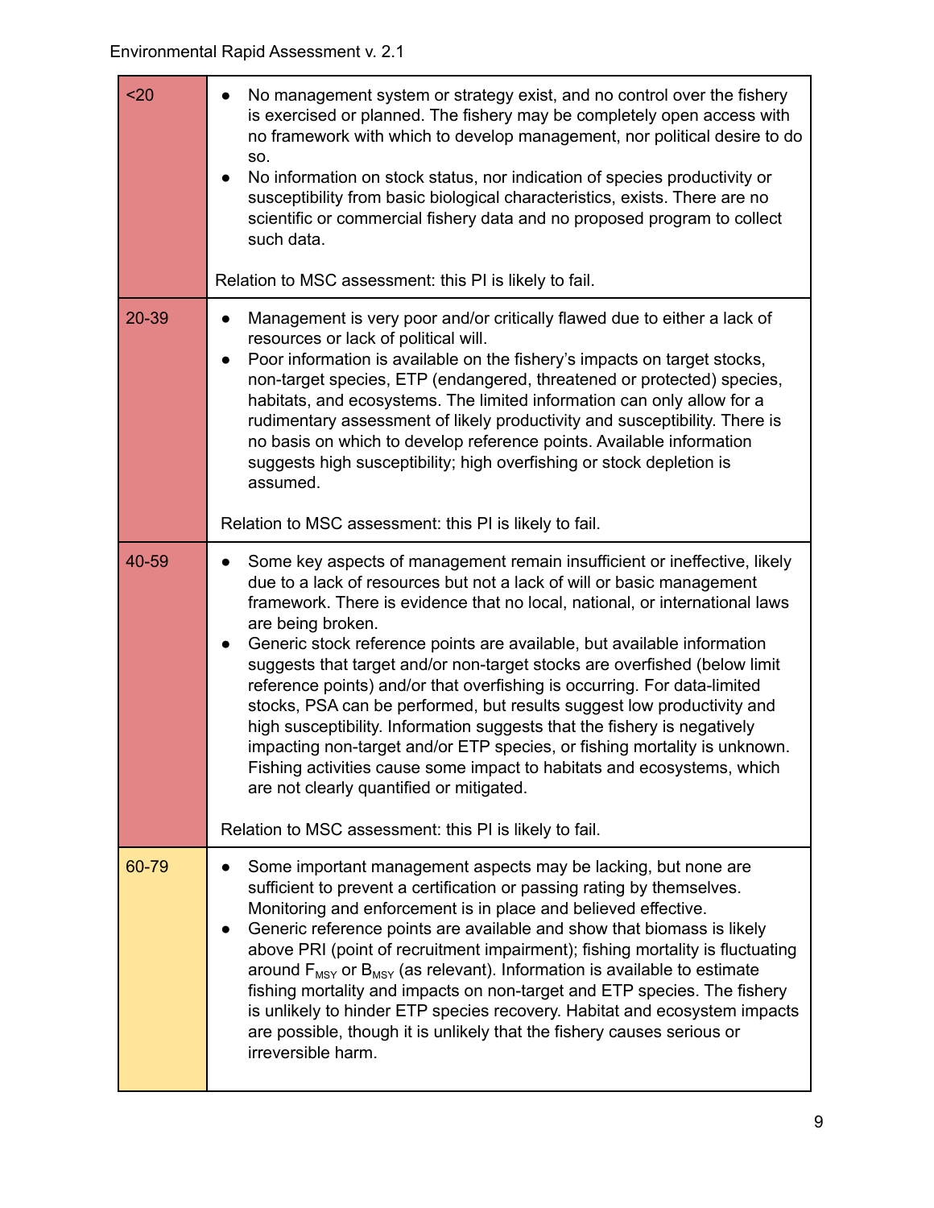| | |
|---|---|
| <20 | • No management system or strategy exist, and no control over the fishery is exercised or planned. The fishery may be completely open access with no framework with which to develop management, nor political desire to do so.<br>• No information on stock status, nor indication of species productivity or susceptibility from basic biological characteristics, exists. There are no scientific or commercial fishery data and no proposed program to collect such data.<br><br>Relation to MSC assessment: this PI is likely to fail. |
| 20-39 | • Management is very poor and/or critically flawed due to either a lack of resources or lack of political will.<br>• Poor information is available on the fishery's impacts on target stocks, non-target species, ETP (endangered, threatened or protected) species, habitats, and ecosystems. The limited information can only allow for a rudimentary assessment of likely productivity and susceptibility. There is no basis on which to develop reference points. Available information suggests high susceptibility; high overfishing or stock depletion is assumed.<br><br>Relation to MSC assessment: this PI is likely to fail. |
| 40-59 | • Some key aspects of management remain insufficient or ineffective, likely due to a lack of resources but not a lack of will or basic management framework. There is evidence that no local, national, or international laws are being broken.<br>• Generic stock reference points are available, but available information suggests that target and/or non-target stocks are overfished (below limit reference points) and/or that overfishing is occurring. For data-limited stocks, PSA can be performed, but results suggest low productivity and high susceptibility. Information suggests that the fishery is negatively impacting non-target and/or ETP species, or fishing mortality is unknown. Fishing activities cause some impact to habitats and ecosystems, which are not clearly quantified or mitigated.<br><br>Relation to MSC assessment: this PI is likely to fail. |
| 60-79 | • Some important management aspects may be lacking, but none are sufficient to prevent a certification or passing rating by themselves. Monitoring and enforcement is in place and believed effective.<br>• Generic reference points are available and show that biomass is likely above PRI (point of recruitment impairment); fishing mortality is fluctuating around $F_{MSY}$ or $B_{MSY}$ (as relevant). Information is available to estimate fishing mortality and impacts on non-target and ETP species. The fishery is unlikely to hinder ETP species recovery. Habitat and ecosystem impacts are possible, though it is unlikely that the fishery causes serious or irreversible harm. |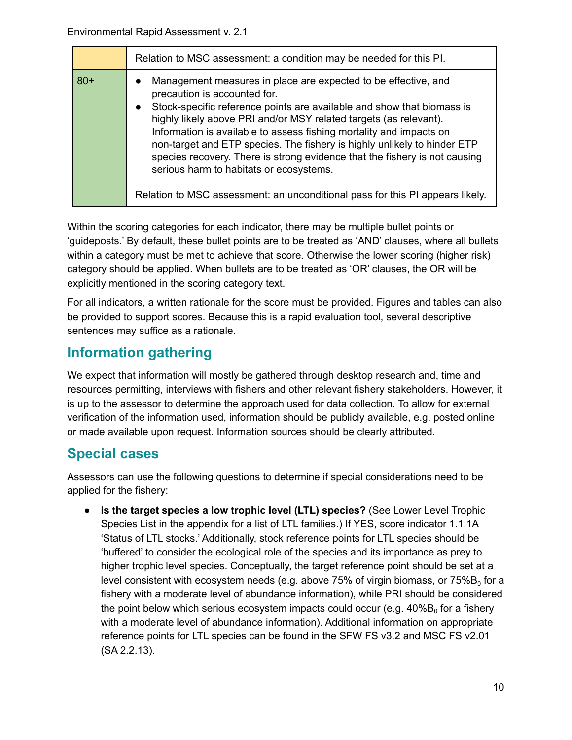| | |
|---|---|
| | Relation to MSC assessment: a condition may be needed for this PI. |
| 80+ | • Management measures in place are expected to be effective, and precaution is accounted for.<br>• Stock-specific reference points are available and show that biomass is highly likely above PRI and/or MSY related targets (as relevant). Information is available to assess fishing mortality and impacts on non-target and ETP species. The fishery is highly unlikely to hinder ETP species recovery. There is strong evidence that the fishery is not causing serious harm to habitats or ecosystems.<br><br>Relation to MSC assessment: an unconditional pass for this PI appears likely. |

Within the scoring categories for each indicator, there may be multiple bullet points or 'guideposts.' By default, these bullet points are to be treated as 'AND' clauses, where all bullets within a category must be met to achieve that score. Otherwise the lower scoring (higher risk) category should be applied. When bullets are to be treated as 'OR' clauses, the OR will be explicitly mentioned in the scoring category text.

For all indicators, a written rationale for the score must be provided. Figures and tables can also be provided to support scores. Because this is a rapid evaluation tool, several descriptive sentences may suffice as a rationale.

## Information gathering

We expect that information will mostly be gathered through desktop research and, time and resources permitting, interviews with fishers and other relevant fishery stakeholders. However, it is up to the assessor to determine the approach used for data collection. To allow for external verification of the information used, information should be publicly available, e.g. posted online or made available upon request. Information sources should be clearly attributed.

## Special cases

Assessors can use the following questions to determine if special considerations need to be applied for the fishery:

- **Is the target species a low trophic level (LTL) species?** (See Lower Level Trophic Species List in the appendix for a list of LTL families.) If YES, score indicator 1.1.1A 'Status of LTL stocks.' Additionally, stock reference points for LTL species should be 'buffered' to consider the ecological role of the species and its importance as prey to higher trophic level species. Conceptually, the target reference point should be set at a level consistent with ecosystem needs (e.g. above 75% of virgin biomass, or 75%$B_0$ for a fishery with a moderate level of abundance information), while PRI should be considered the point below which serious ecosystem impacts could occur (e.g. 40%$B_0$ for a fishery with a moderate level of abundance information). Additional information on appropriate reference points for LTL species can be found in the SFW FS v3.2 and MSC FS v2.01 (SA 2.2.13).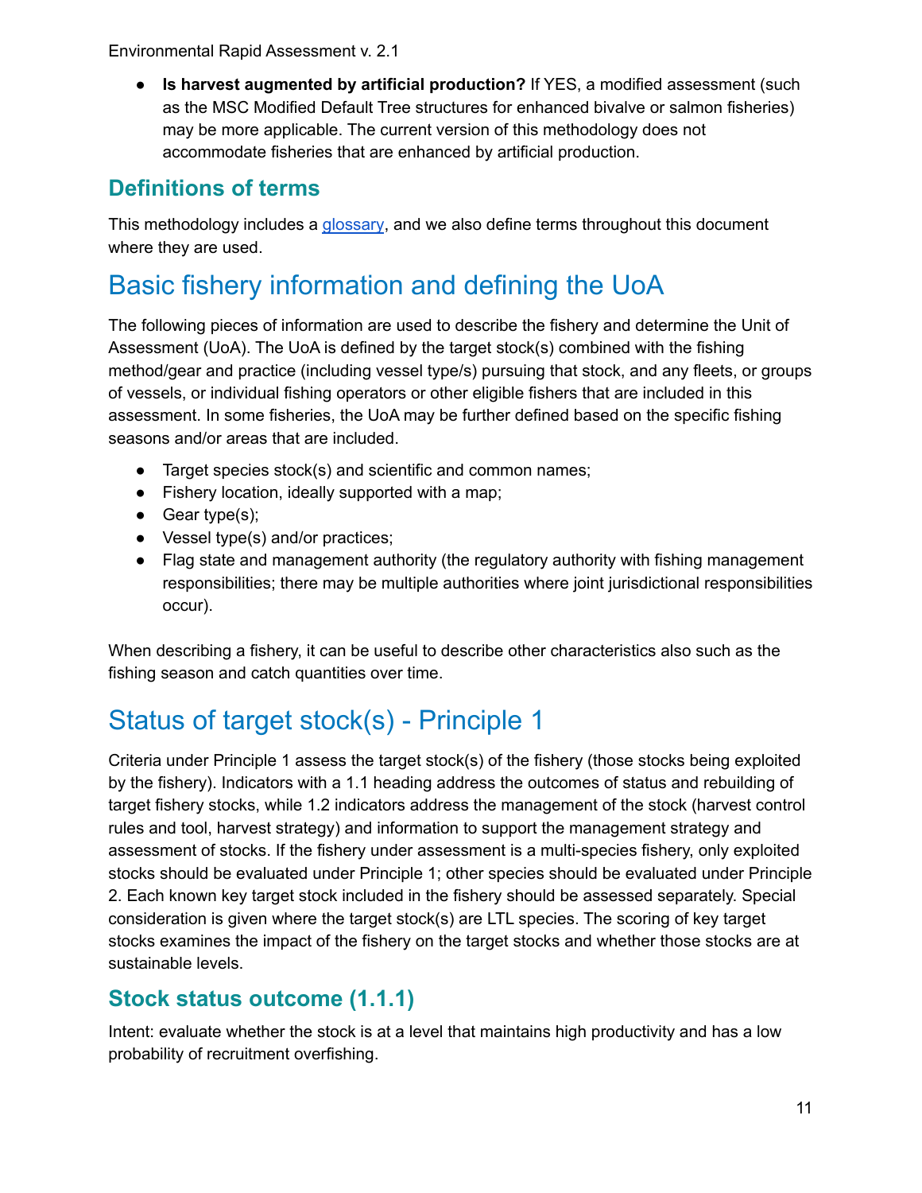- **Is harvest augmented by artificial production?** If YES, a modified assessment (such as the MSC Modified Default Tree structures for enhanced bivalve or salmon fisheries) may be more applicable. The current version of this methodology does not accommodate fisheries that are enhanced by artificial production.

### Definitions of terms

This methodology includes a glossary, and we also define terms throughout this document where they are used.

## Basic fishery information and defining the UoA

The following pieces of information are used to describe the fishery and determine the Unit of Assessment (UoA). The UoA is defined by the target stock(s) combined with the fishing method/gear and practice (including vessel type/s) pursuing that stock, and any fleets, or groups of vessels, or individual fishing operators or other eligible fishers that are included in this assessment. In some fisheries, the UoA may be further defined based on the specific fishing seasons and/or areas that are included.

- Target species stock(s) and scientific and common names;
- Fishery location, ideally supported with a map;
- Gear type(s);
- Vessel type(s) and/or practices;
- Flag state and management authority (the regulatory authority with fishing management responsibilities; there may be multiple authorities where joint jurisdictional responsibilities occur).

When describing a fishery, it can be useful to describe other characteristics also such as the fishing season and catch quantities over time.

## Status of target stock(s) - Principle 1

Criteria under Principle 1 assess the target stock(s) of the fishery (those stocks being exploited by the fishery). Indicators with a 1.1 heading address the outcomes of status and rebuilding of target fishery stocks, while 1.2 indicators address the management of the stock (harvest control rules and tool, harvest strategy) and information to support the management strategy and assessment of stocks. If the fishery under assessment is a multi-species fishery, only exploited stocks should be evaluated under Principle 1; other species should be evaluated under Principle 2. Each known key target stock included in the fishery should be assessed separately. Special consideration is given where the target stock(s) are LTL species. The scoring of key target stocks examines the impact of the fishery on the target stocks and whether those stocks are at sustainable levels.

### Stock status outcome (1.1.1)

Intent: evaluate whether the stock is at a level that maintains high productivity and has a low probability of recruitment overfishing.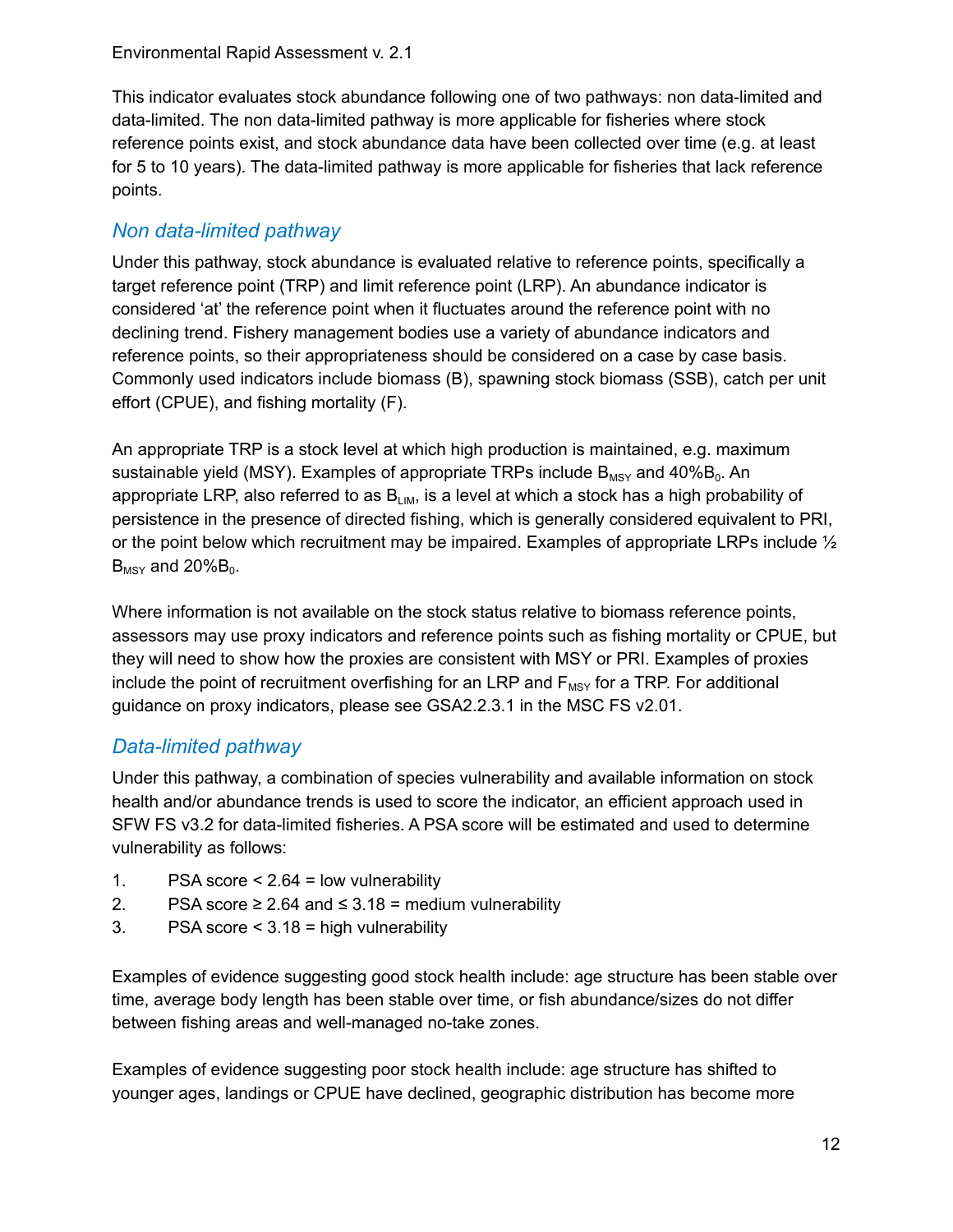This indicator evaluates stock abundance following one of two pathways: non data-limited and data-limited. The non data-limited pathway is more applicable for fisheries where stock reference points exist, and stock abundance data have been collected over time (e.g. at least for 5 to 10 years). The data-limited pathway is more applicable for fisheries that lack reference points.

## Non data-limited pathway

Under this pathway, stock abundance is evaluated relative to reference points, specifically a target reference point (TRP) and limit reference point (LRP). An abundance indicator is considered 'at' the reference point when it fluctuates around the reference point with no declining trend. Fishery management bodies use a variety of abundance indicators and reference points, so their appropriateness should be considered on a case by case basis. Commonly used indicators include biomass (B), spawning stock biomass (SSB), catch per unit effort (CPUE), and fishing mortality (F).

An appropriate TRP is a stock level at which high production is maintained, e.g. maximum sustainable yield (MSY). Examples of appropriate TRPs include $B_{MSY}$ and 40%$B_0$. An appropriate LRP, also referred to as $B_{LIM}$, is a level at which a stock has a high probability of persistence in the presence of directed fishing, which is generally considered equivalent to PRI, or the point below which recruitment may be impaired. Examples of appropriate LRPs include ½ $B_{MSY}$ and 20%$B_0$.

Where information is not available on the stock status relative to biomass reference points, assessors may use proxy indicators and reference points such as fishing mortality or CPUE, but they will need to show how the proxies are consistent with MSY or PRI. Examples of proxies include the point of recruitment overfishing for an LRP and $F_{MSY}$ for a TRP. For additional guidance on proxy indicators, please see GSA2.2.3.1 in the MSC FS v2.01.

## Data-limited pathway

Under this pathway, a combination of species vulnerability and available information on stock health and/or abundance trends is used to score the indicator, an efficient approach used in SFW FS v3.2 for data-limited fisheries. A PSA score will be estimated and used to determine vulnerability as follows:

1. PSA score < 2.64 = low vulnerability
2. PSA score ≥ 2.64 and ≤ 3.18 = medium vulnerability
3. PSA score < 3.18 = high vulnerability

Examples of evidence suggesting good stock health include: age structure has been stable over time, average body length has been stable over time, or fish abundance/sizes do not differ between fishing areas and well-managed no-take zones.

Examples of evidence suggesting poor stock health include: age structure has shifted to younger ages, landings or CPUE have declined, geographic distribution has become more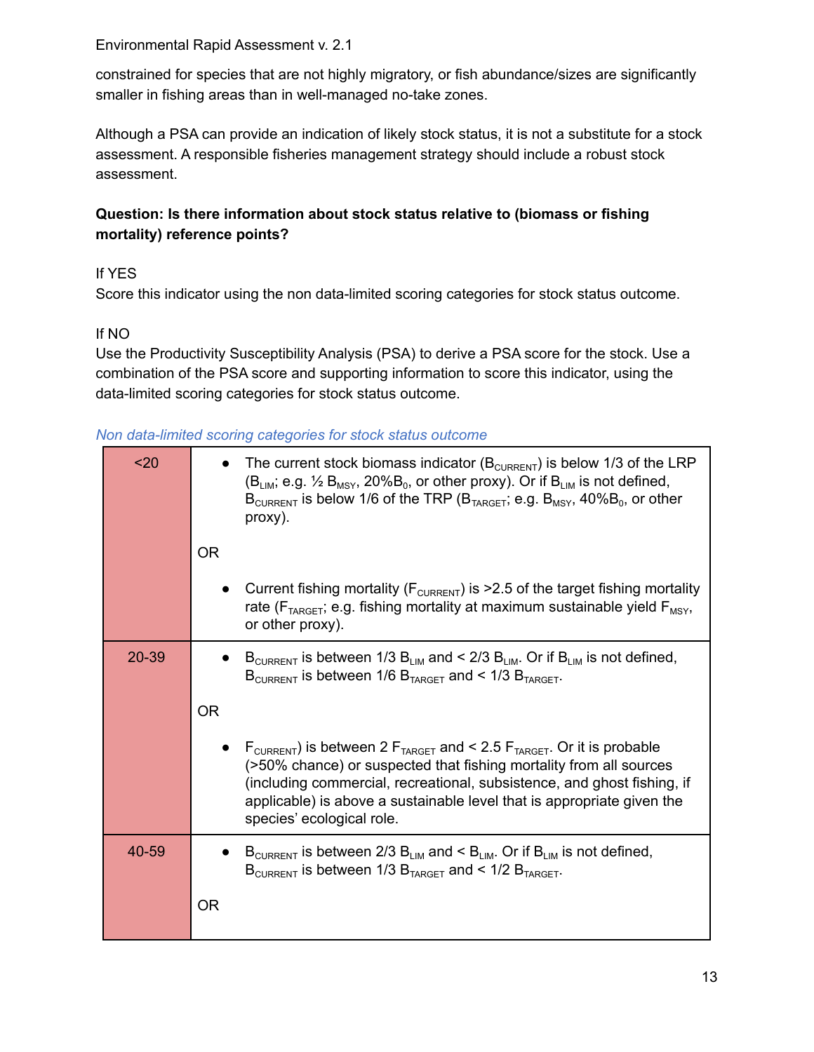constrained for species that are not highly migratory, or fish abundance/sizes are significantly smaller in fishing areas than in well-managed no-take zones.

Although a PSA can provide an indication of likely stock status, it is not a substitute for a stock assessment. A responsible fisheries management strategy should include a robust stock assessment.

**Question: Is there information about stock status relative to (biomass or fishing mortality) reference points?**

If YES
Score this indicator using the non data-limited scoring categories for stock status outcome.

If NO
Use the Productivity Susceptibility Analysis (PSA) to derive a PSA score for the stock. Use a combination of the PSA score and supporting information to score this indicator, using the data-limited scoring categories for stock status outcome.

*Non data-limited scoring categories for stock status outcome*

| Score | Criteria |
|---|---|
| <20 | • The current stock biomass indicator ($B_{CURRENT}$) is below 1/3 of the LRP ($B_{LIM}$; e.g. ½ $B_{MSY}$, 20%$B_0$, or other proxy). Or if $B_{LIM}$ is not defined, $B_{CURRENT}$ is below 1/6 of the TRP ($B_{TARGET}$; e.g. $B_{MSY}$, 40%$B_0$, or other proxy).<br><br>OR<br><br>• Current fishing mortality ($F_{CURRENT}$) is >2.5 of the target fishing mortality rate ($F_{TARGET}$; e.g. fishing mortality at maximum sustainable yield $F_{MSY}$, or other proxy). |
| 20-39 | • $B_{CURRENT}$ is between 1/3 $B_{LIM}$ and < 2/3 $B_{LIM}$. Or if $B_{LIM}$ is not defined, $B_{CURRENT}$ is between 1/6 $B_{TARGET}$ and < 1/3 $B_{TARGET}$.<br><br>OR<br><br>• $F_{CURRENT}$) is between 2 $F_{TARGET}$ and < 2.5 $F_{TARGET}$. Or it is probable (>50% chance) or suspected that fishing mortality from all sources (including commercial, recreational, subsistence, and ghost fishing, if applicable) is above a sustainable level that is appropriate given the species' ecological role. |
| 40-59 | • $B_{CURRENT}$ is between 2/3 $B_{LIM}$ and < $B_{LIM}$. Or if $B_{LIM}$ is not defined, $B_{CURRENT}$ is between 1/3 $B_{TARGET}$ and < 1/2 $B_{TARGET}$.<br><br>OR |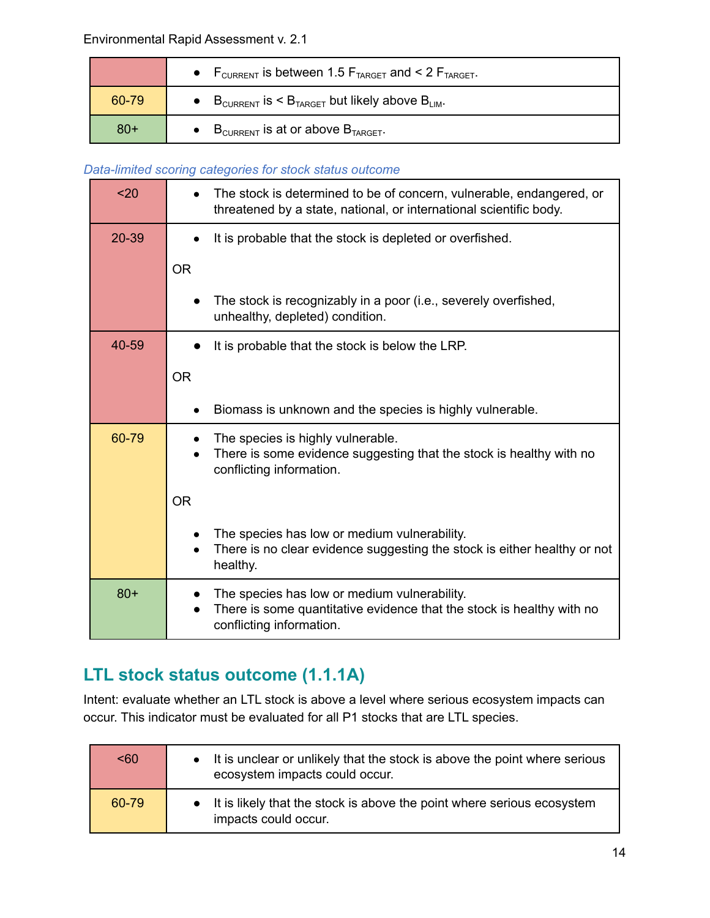| | |
|---|---|
| | • $F_{CURRENT}$ is between 1.5 $F_{TARGET}$ and < 2 $F_{TARGET}$. |
| 60-79 | • $B_{CURRENT}$ is < $B_{TARGET}$ but likely above $B_{LIM}$. |
| 80+ | • $B_{CURRENT}$ is at or above $B_{TARGET}$. |

*Data-limited scoring categories for stock status outcome*

| Score | Criteria |
|---|---|
| <20 | • The stock is determined to be of concern, vulnerable, endangered, or threatened by a state, national, or international scientific body. |
| 20-39 | • It is probable that the stock is depleted or overfished.<br><br>OR<br><br>• The stock is recognizably in a poor (i.e., severely overfished, unhealthy, depleted) condition. |
| 40-59 | • It is probable that the stock is below the LRP.<br><br>OR<br><br>• Biomass is unknown and the species is highly vulnerable. |
| 60-79 | • The species is highly vulnerable.<br>• There is some evidence suggesting that the stock is healthy with no conflicting information.<br><br>OR<br><br>• The species has low or medium vulnerability.<br>• There is no clear evidence suggesting the stock is either healthy or not healthy. |
| 80+ | • The species has low or medium vulnerability.<br>• There is some quantitative evidence that the stock is healthy with no conflicting information. |

## LTL stock status outcome (1.1.1A)

Intent: evaluate whether an LTL stock is above a level where serious ecosystem impacts can occur. This indicator must be evaluated for all P1 stocks that are LTL species.

| Score | Criteria |
|---|---|
| <60 | • It is unclear or unlikely that the stock is above the point where serious ecosystem impacts could occur. |
| 60-79 | • It is likely that the stock is above the point where serious ecosystem impacts could occur. |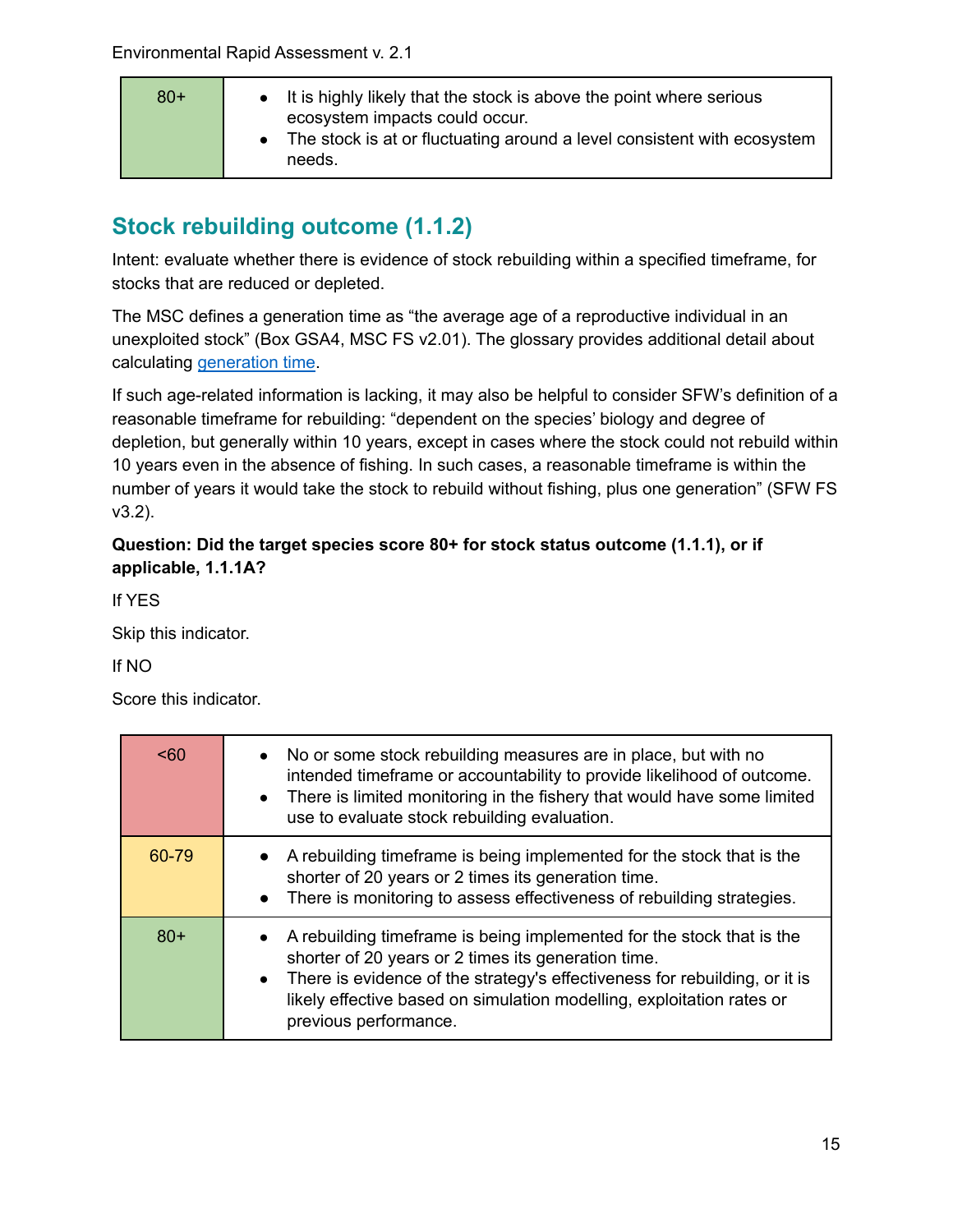| 80+ | • It is highly likely that the stock is above the point where serious ecosystem impacts could occur.<br>• The stock is at or fluctuating around a level consistent with ecosystem needs. |
|---|---|

## Stock rebuilding outcome (1.1.2)

Intent: evaluate whether there is evidence of stock rebuilding within a specified timeframe, for stocks that are reduced or depleted.

The MSC defines a generation time as "the average age of a reproductive individual in an unexploited stock" (Box GSA4, MSC FS v2.01). The glossary provides additional detail about calculating generation time.

If such age-related information is lacking, it may also be helpful to consider SFW's definition of a reasonable timeframe for rebuilding: "dependent on the species' biology and degree of depletion, but generally within 10 years, except in cases where the stock could not rebuild within 10 years even in the absence of fishing. In such cases, a reasonable timeframe is within the number of years it would take the stock to rebuild without fishing, plus one generation" (SFW FS v3.2).

**Question: Did the target species score 80+ for stock status outcome (1.1.1), or if applicable, 1.1.1A?**

If YES

Skip this indicator.

If NO

Score this indicator.

| Score | Criteria |
|---|---|
| <60 | • No or some stock rebuilding measures are in place, but with no intended timeframe or accountability to provide likelihood of outcome.<br>• There is limited monitoring in the fishery that would have some limited use to evaluate stock rebuilding evaluation. |
| 60-79 | • A rebuilding timeframe is being implemented for the stock that is the shorter of 20 years or 2 times its generation time.<br>• There is monitoring to assess effectiveness of rebuilding strategies. |
| 80+ | • A rebuilding timeframe is being implemented for the stock that is the shorter of 20 years or 2 times its generation time.<br>• There is evidence of the strategy's effectiveness for rebuilding, or it is likely effective based on simulation modelling, exploitation rates or previous performance. |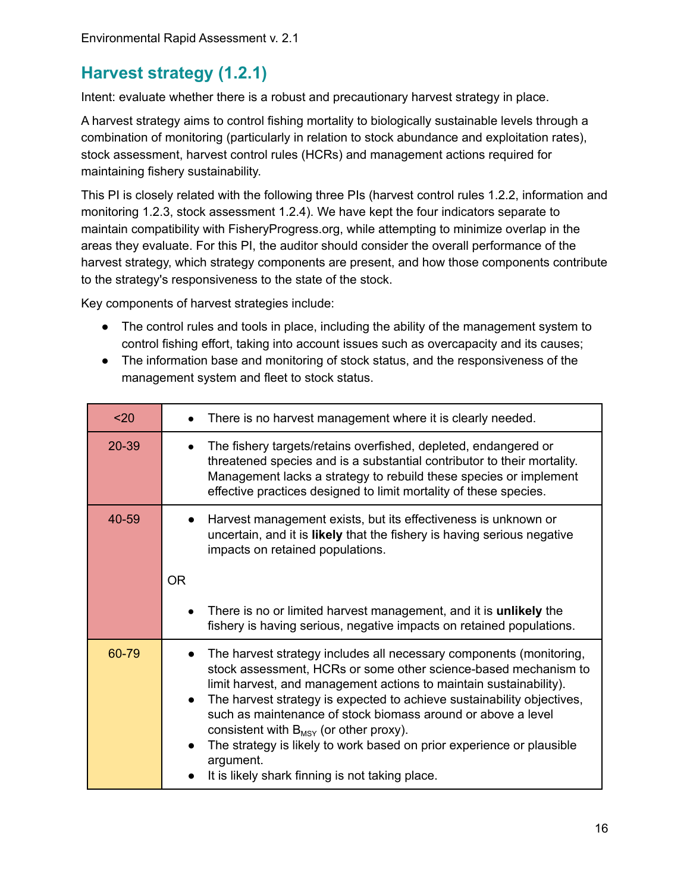## Harvest strategy (1.2.1)

Intent: evaluate whether there is a robust and precautionary harvest strategy in place.

A harvest strategy aims to control fishing mortality to biologically sustainable levels through a combination of monitoring (particularly in relation to stock abundance and exploitation rates), stock assessment, harvest control rules (HCRs) and management actions required for maintaining fishery sustainability.

This PI is closely related with the following three PIs (harvest control rules 1.2.2, information and monitoring 1.2.3, stock assessment 1.2.4). We have kept the four indicators separate to maintain compatibility with FisheryProgress.org, while attempting to minimize overlap in the areas they evaluate. For this PI, the auditor should consider the overall performance of the harvest strategy, which strategy components are present, and how those components contribute to the strategy's responsiveness to the state of the stock.

Key components of harvest strategies include:

- The control rules and tools in place, including the ability of the management system to control fishing effort, taking into account issues such as overcapacity and its causes;
- The information base and monitoring of stock status, and the responsiveness of the management system and fleet to stock status.

| Score | Criteria |
|---|---|
| <20 | • There is no harvest management where it is clearly needed. |
| 20-39 | • The fishery targets/retains overfished, depleted, endangered or threatened species and is a substantial contributor to their mortality. Management lacks a strategy to rebuild these species or implement effective practices designed to limit mortality of these species. |
| 40-59 | • Harvest management exists, but its effectiveness is unknown or uncertain, and it is **likely** that the fishery is having serious negative impacts on retained populations.<br><br>OR<br><br>• There is no or limited harvest management, and it is **unlikely** the fishery is having serious, negative impacts on retained populations. |
| 60-79 | • The harvest strategy includes all necessary components (monitoring, stock assessment, HCRs or some other science-based mechanism to limit harvest, and management actions to maintain sustainability).<br>• The harvest strategy is expected to achieve sustainability objectives, such as maintenance of stock biomass around or above a level consistent with $B_{MSY}$ (or other proxy).<br>• The strategy is likely to work based on prior experience or plausible argument.<br>• It is likely shark finning is not taking place. |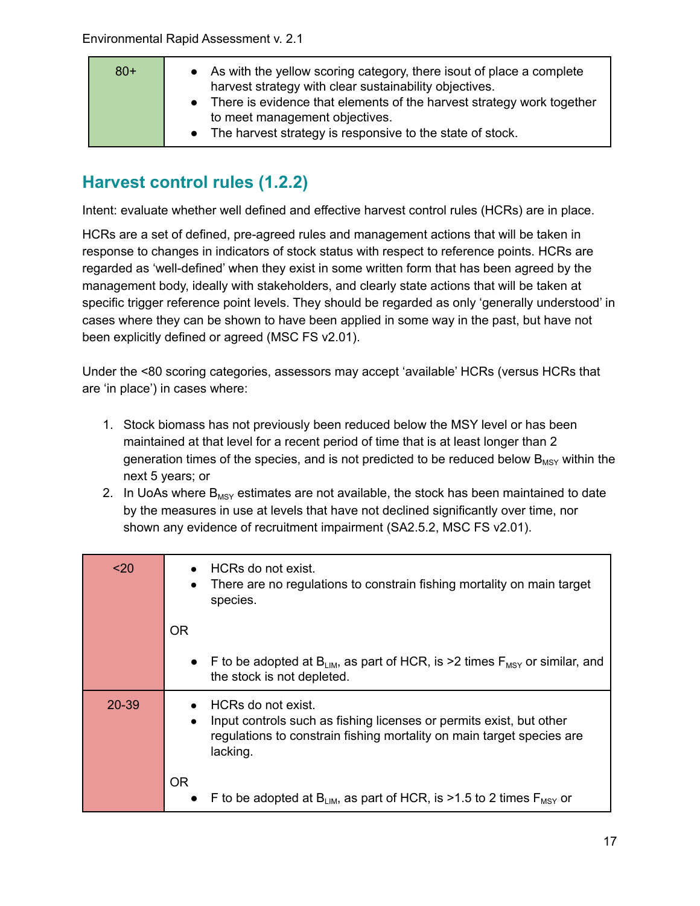| 80+ | <ul><li>As with the yellow scoring category, there isout of place a complete harvest strategy with clear sustainability objectives.</li><li>There is evidence that elements of the harvest strategy work together to meet management objectives.</li><li>The harvest strategy is responsive to the state of stock.</li></ul> |
|---|---|

## Harvest control rules (1.2.2)

Intent: evaluate whether well defined and effective harvest control rules (HCRs) are in place.

HCRs are a set of defined, pre-agreed rules and management actions that will be taken in response to changes in indicators of stock status with respect to reference points. HCRs are regarded as 'well-defined' when they exist in some written form that has been agreed by the management body, ideally with stakeholders, and clearly state actions that will be taken at specific trigger reference point levels. They should be regarded as only 'generally understood' in cases where they can be shown to have been applied in some way in the past, but have not been explicitly defined or agreed (MSC FS v2.01).

Under the <80 scoring categories, assessors may accept 'available' HCRs (versus HCRs that are 'in place') in cases where:

1. Stock biomass has not previously been reduced below the MSY level or has been maintained at that level for a recent period of time that is at least longer than 2 generation times of the species, and is not predicted to be reduced below $B_{MSY}$ within the next 5 years; or
2. In UoAs where $B_{MSY}$ estimates are not available, the stock has been maintained to date by the measures in use at levels that have not declined significantly over time, nor shown any evidence of recruitment impairment (SA2.5.2, MSC FS v2.01).

| <20 | <ul><li>HCRs do not exist.</li><li>There are no regulations to constrain fishing mortality on main target species.</li></ul>OR<ul><li>F to be adopted at $B_{LIM}$, as part of HCR, is >2 times $F_{MSY}$ or similar, and the stock is not depleted.</li></ul> |
|---|---|
| 20-39 | <ul><li>HCRs do not exist.</li><li>Input controls such as fishing licenses or permits exist, but other regulations to constrain fishing mortality on main target species are lacking.</li></ul>OR<ul><li>F to be adopted at $B_{LIM}$, as part of HCR, is >1.5 to 2 times $F_{MSY}$ or</li></ul> |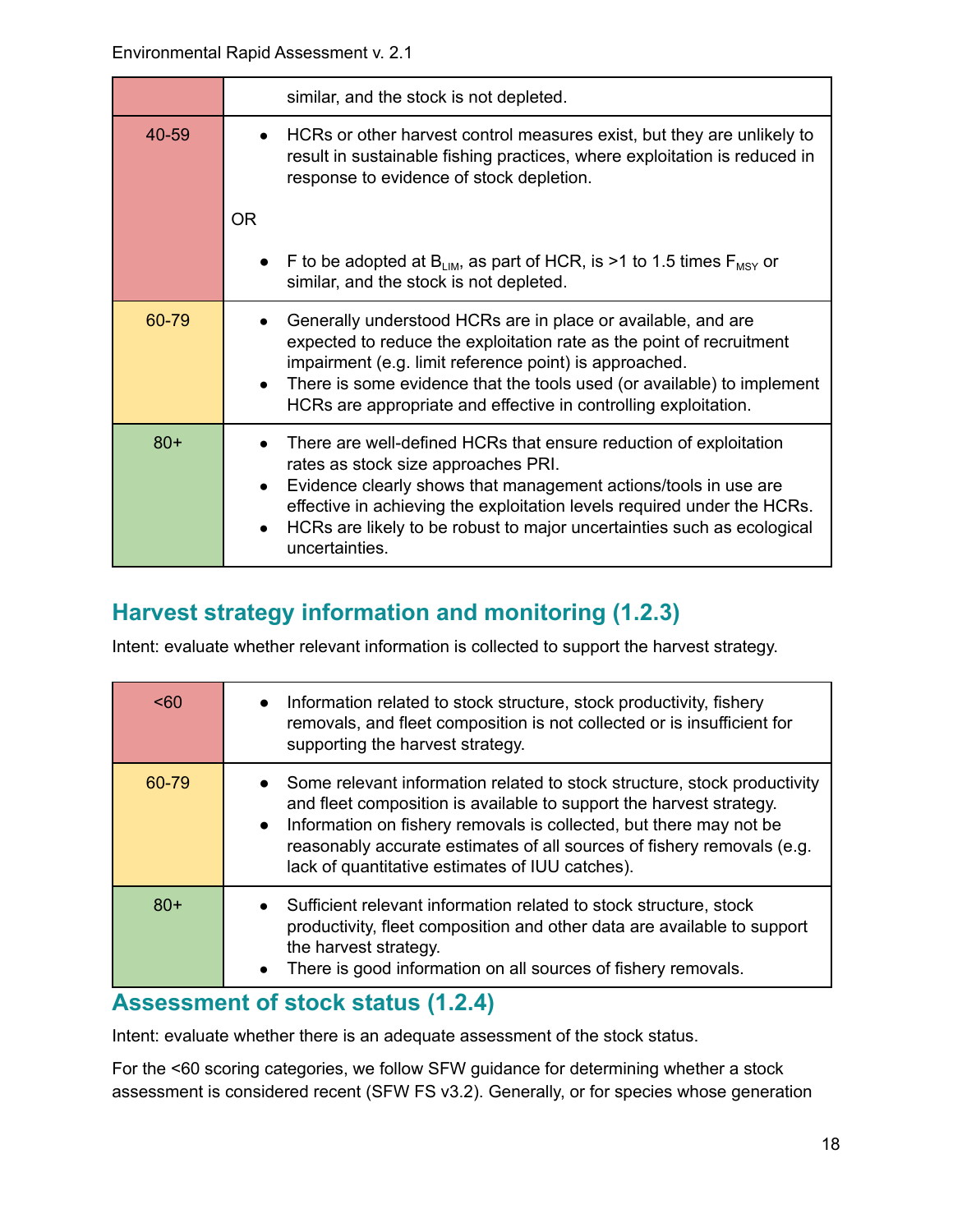| | |
|---|---|
| | similar, and the stock is not depleted. |
| 40-59 | • HCRs or other harvest control measures exist, but they are unlikely to result in sustainable fishing practices, where exploitation is reduced in response to evidence of stock depletion.<br><br>OR<br><br>• F to be adopted at $B_{LIM}$, as part of HCR, is >1 to 1.5 times $F_{MSY}$ or similar, and the stock is not depleted. |
| 60-79 | • Generally understood HCRs are in place or available, and are expected to reduce the exploitation rate as the point of recruitment impairment (e.g. limit reference point) is approached.<br>• There is some evidence that the tools used (or available) to implement HCRs are appropriate and effective in controlling exploitation. |
| 80+ | • There are well-defined HCRs that ensure reduction of exploitation rates as stock size approaches PRI.<br>• Evidence clearly shows that management actions/tools in use are effective in achieving the exploitation levels required under the HCRs.<br>• HCRs are likely to be robust to major uncertainties such as ecological uncertainties. |

## Harvest strategy information and monitoring (1.2.3)

Intent: evaluate whether relevant information is collected to support the harvest strategy.

| | |
|---|---|
| <60 | • Information related to stock structure, stock productivity, fishery removals, and fleet composition is not collected or is insufficient for supporting the harvest strategy. |
| 60-79 | • Some relevant information related to stock structure, stock productivity and fleet composition is available to support the harvest strategy.<br>• Information on fishery removals is collected, but there may not be reasonably accurate estimates of all sources of fishery removals (e.g. lack of quantitative estimates of IUU catches). |
| 80+ | • Sufficient relevant information related to stock structure, stock productivity, fleet composition and other data are available to support the harvest strategy.<br>• There is good information on all sources of fishery removals. |

## Assessment of stock status (1.2.4)

Intent: evaluate whether there is an adequate assessment of the stock status.

For the <60 scoring categories, we follow SFW guidance for determining whether a stock assessment is considered recent (SFW FS v3.2). Generally, or for species whose generation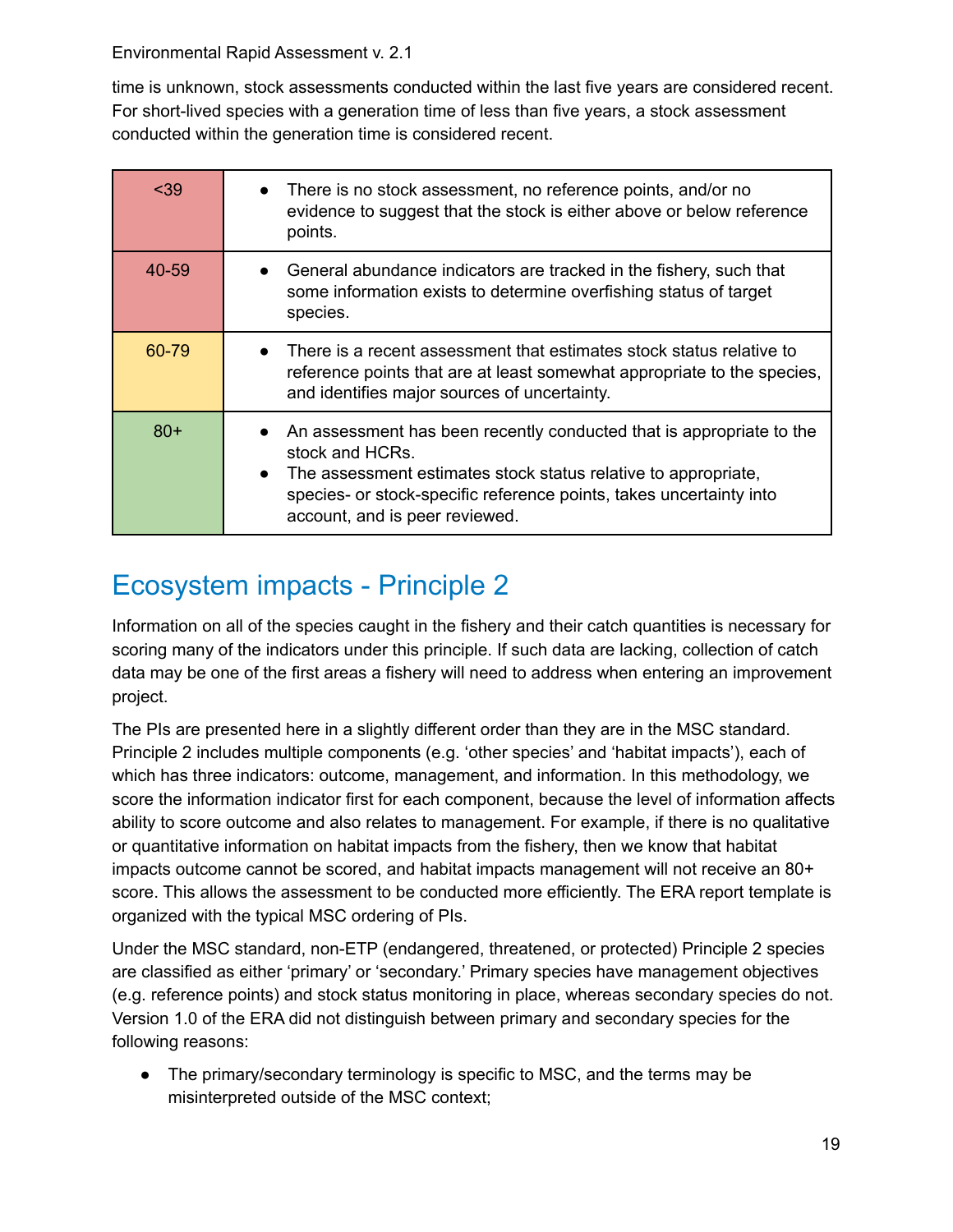time is unknown, stock assessments conducted within the last five years are considered recent. For short-lived species with a generation time of less than five years, a stock assessment conducted within the generation time is considered recent.

| Score | Criteria |
|---|---|
| <39 | • There is no stock assessment, no reference points, and/or no evidence to suggest that the stock is either above or below reference points. |
| 40-59 | • General abundance indicators are tracked in the fishery, such that some information exists to determine overfishing status of target species. |
| 60-79 | • There is a recent assessment that estimates stock status relative to reference points that are at least somewhat appropriate to the species, and identifies major sources of uncertainty. |
| 80+ | • An assessment has been recently conducted that is appropriate to the stock and HCRs.<br>• The assessment estimates stock status relative to appropriate, species- or stock-specific reference points, takes uncertainty into account, and is peer reviewed. |

## Ecosystem impacts - Principle 2

Information on all of the species caught in the fishery and their catch quantities is necessary for scoring many of the indicators under this principle. If such data are lacking, collection of catch data may be one of the first areas a fishery will need to address when entering an improvement project.

The PIs are presented here in a slightly different order than they are in the MSC standard. Principle 2 includes multiple components (e.g. 'other species' and 'habitat impacts'), each of which has three indicators: outcome, management, and information. In this methodology, we score the information indicator first for each component, because the level of information affects ability to score outcome and also relates to management. For example, if there is no qualitative or quantitative information on habitat impacts from the fishery, then we know that habitat impacts outcome cannot be scored, and habitat impacts management will not receive an 80+ score. This allows the assessment to be conducted more efficiently. The ERA report template is organized with the typical MSC ordering of PIs.

Under the MSC standard, non-ETP (endangered, threatened, or protected) Principle 2 species are classified as either 'primary' or 'secondary.' Primary species have management objectives (e.g. reference points) and stock status monitoring in place, whereas secondary species do not. Version 1.0 of the ERA did not distinguish between primary and secondary species for the following reasons:

- The primary/secondary terminology is specific to MSC, and the terms may be misinterpreted outside of the MSC context;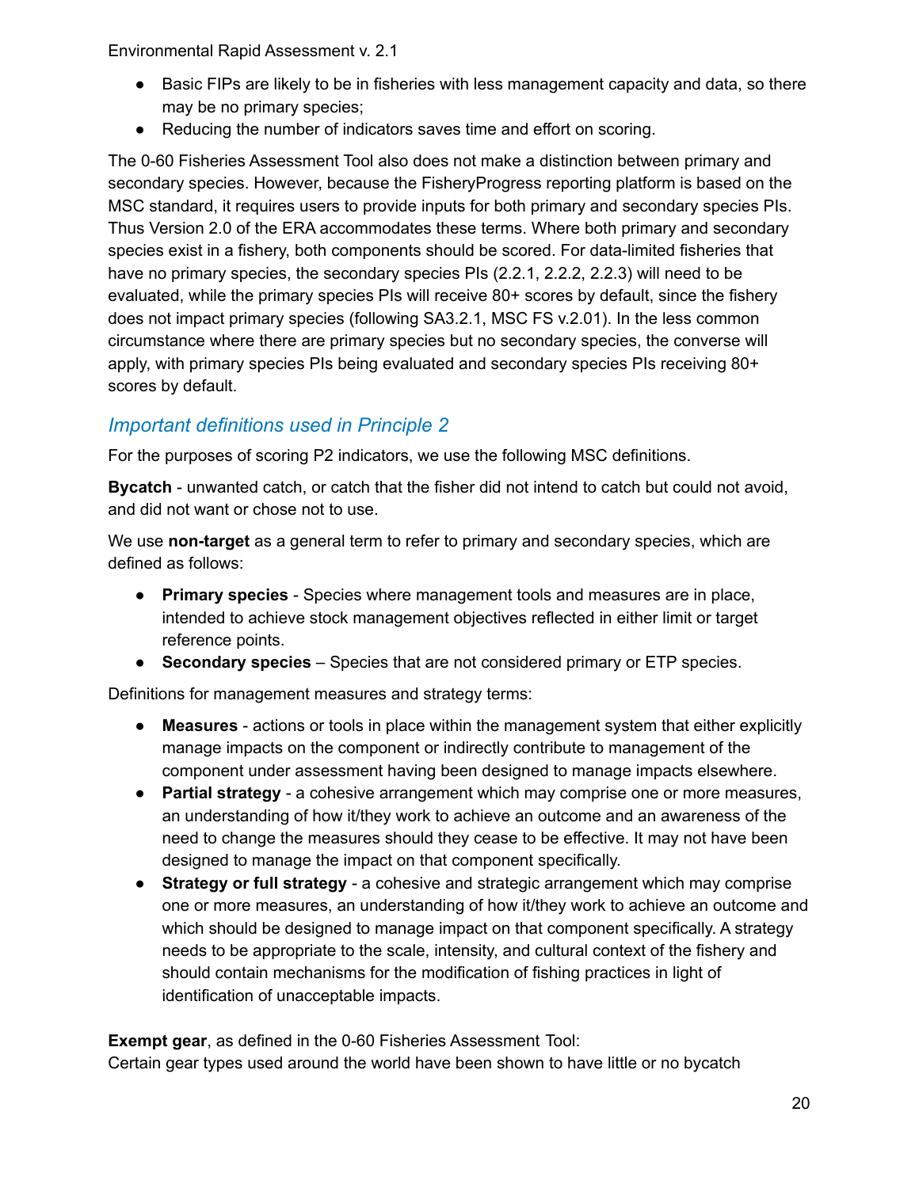- Basic FIPs are likely to be in fisheries with less management capacity and data, so there may be no primary species;
- Reducing the number of indicators saves time and effort on scoring.

The 0-60 Fisheries Assessment Tool also does not make a distinction between primary and secondary species. However, because the FisheryProgress reporting platform is based on the MSC standard, it requires users to provide inputs for both primary and secondary species PIs. Thus Version 2.0 of the ERA accommodates these terms. Where both primary and secondary species exist in a fishery, both components should be scored. For data-limited fisheries that have no primary species, the secondary species PIs (2.2.1, 2.2.2, 2.2.3) will need to be evaluated, while the primary species PIs will receive 80+ scores by default, since the fishery does not impact primary species (following SA3.2.1, MSC FS v.2.01). In the less common circumstance where there are primary species but no secondary species, the converse will apply, with primary species PIs being evaluated and secondary species PIs receiving 80+ scores by default.

## *Important definitions used in Principle 2*

For the purposes of scoring P2 indicators, we use the following MSC definitions.

**Bycatch** - unwanted catch, or catch that the fisher did not intend to catch but could not avoid, and did not want or chose not to use.

We use **non-target** as a general term to refer to primary and secondary species, which are defined as follows:

- **Primary species** - Species where management tools and measures are in place, intended to achieve stock management objectives reflected in either limit or target reference points.
- **Secondary species** – Species that are not considered primary or ETP species.

Definitions for management measures and strategy terms:

- **Measures** - actions or tools in place within the management system that either explicitly manage impacts on the component or indirectly contribute to management of the component under assessment having been designed to manage impacts elsewhere.
- **Partial strategy** - a cohesive arrangement which may comprise one or more measures, an understanding of how it/they work to achieve an outcome and an awareness of the need to change the measures should they cease to be effective. It may not have been designed to manage the impact on that component specifically.
- **Strategy or full strategy** - a cohesive and strategic arrangement which may comprise one or more measures, an understanding of how it/they work to achieve an outcome and which should be designed to manage impact on that component specifically. A strategy needs to be appropriate to the scale, intensity, and cultural context of the fishery and should contain mechanisms for the modification of fishing practices in light of identification of unacceptable impacts.

**Exempt gear**, as defined in the 0-60 Fisheries Assessment Tool:
Certain gear types used around the world have been shown to have little or no bycatch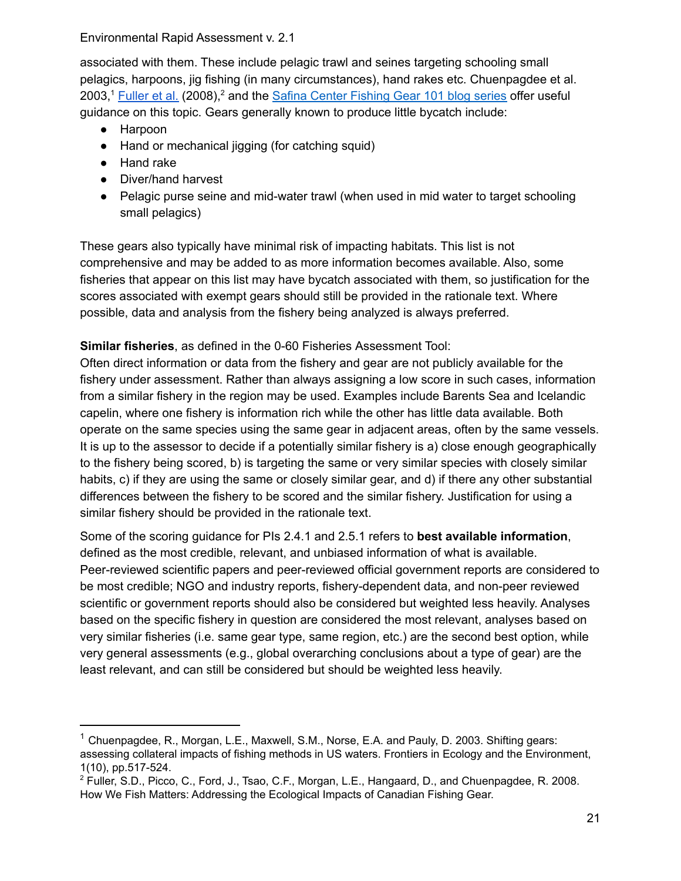associated with them. These include pelagic trawl and seines targeting schooling small pelagics, harpoons, jig fishing (in many circumstances), hand rakes etc. Chuenpagdee et al. 2003,[1] Fuller et al. (2008),[2] and the Safina Center Fishing Gear 101 blog series offer useful guidance on this topic. Gears generally known to produce little bycatch include:

- Harpoon
- Hand or mechanical jigging (for catching squid)
- Hand rake
- Diver/hand harvest
- Pelagic purse seine and mid-water trawl (when used in mid water to target schooling small pelagics)

These gears also typically have minimal risk of impacting habitats. This list is not comprehensive and may be added to as more information becomes available. Also, some fisheries that appear on this list may have bycatch associated with them, so justification for the scores associated with exempt gears should still be provided in the rationale text. Where possible, data and analysis from the fishery being analyzed is always preferred.

**Similar fisheries**, as defined in the 0-60 Fisheries Assessment Tool:
Often direct information or data from the fishery and gear are not publicly available for the fishery under assessment. Rather than always assigning a low score in such cases, information from a similar fishery in the region may be used. Examples include Barents Sea and Icelandic capelin, where one fishery is information rich while the other has little data available. Both operate on the same species using the same gear in adjacent areas, often by the same vessels. It is up to the assessor to decide if a potentially similar fishery is a) close enough geographically to the fishery being scored, b) is targeting the same or very similar species with closely similar habits, c) if they are using the same or closely similar gear, and d) if there any other substantial differences between the fishery to be scored and the similar fishery. Justification for using a similar fishery should be provided in the rationale text.

Some of the scoring guidance for PIs 2.4.1 and 2.5.1 refers to **best available information**, defined as the most credible, relevant, and unbiased information of what is available. Peer-reviewed scientific papers and peer-reviewed official government reports are considered to be most credible; NGO and industry reports, fishery-dependent data, and non-peer reviewed scientific or government reports should also be considered but weighted less heavily. Analyses based on the specific fishery in question are considered the most relevant, analyses based on very similar fisheries (i.e. same gear type, same region, etc.) are the second best option, while very general assessments (e.g., global overarching conclusions about a type of gear) are the least relevant, and can still be considered but should be weighted less heavily.

---

[1] Chuenpagdee, R., Morgan, L.E., Maxwell, S.M., Norse, E.A. and Pauly, D. 2003. Shifting gears: assessing collateral impacts of fishing methods in US waters. Frontiers in Ecology and the Environment, 1(10), pp.517-524.

[2] Fuller, S.D., Picco, C., Ford, J., Tsao, C.F., Morgan, L.E., Hangaard, D., and Chuenpagdee, R. 2008. How We Fish Matters: Addressing the Ecological Impacts of Canadian Fishing Gear.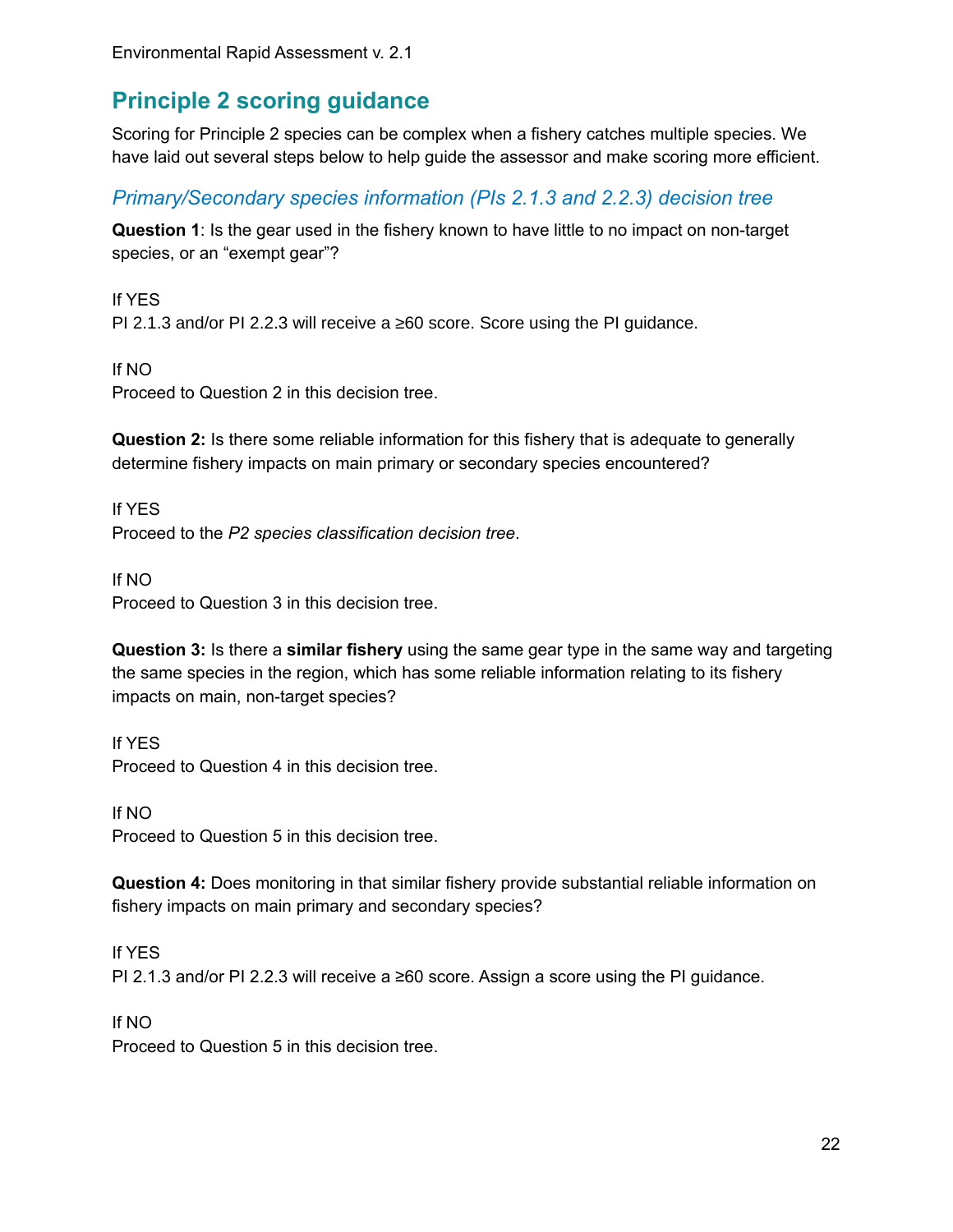## Principle 2 scoring guidance

Scoring for Principle 2 species can be complex when a fishery catches multiple species. We have laid out several steps below to help guide the assessor and make scoring more efficient.

### *Primary/Secondary species information (PIs 2.1.3 and 2.2.3) decision tree*

**Question 1**: Is the gear used in the fishery known to have little to no impact on non-target species, or an “exempt gear”?

If YES
PI 2.1.3 and/or PI 2.2.3 will receive a ≥60 score. Score using the PI guidance.

If NO
Proceed to Question 2 in this decision tree.

**Question 2:** Is there some reliable information for this fishery that is adequate to generally determine fishery impacts on main primary or secondary species encountered?

If YES
Proceed to the *P2 species classification decision tree*.

If NO
Proceed to Question 3 in this decision tree.

**Question 3:** Is there a **similar fishery** using the same gear type in the same way and targeting the same species in the region, which has some reliable information relating to its fishery impacts on main, non-target species?

If YES
Proceed to Question 4 in this decision tree.

If NO
Proceed to Question 5 in this decision tree.

**Question 4:** Does monitoring in that similar fishery provide substantial reliable information on fishery impacts on main primary and secondary species?

If YES
PI 2.1.3 and/or PI 2.2.3 will receive a ≥60 score. Assign a score using the PI guidance.

If NO
Proceed to Question 5 in this decision tree.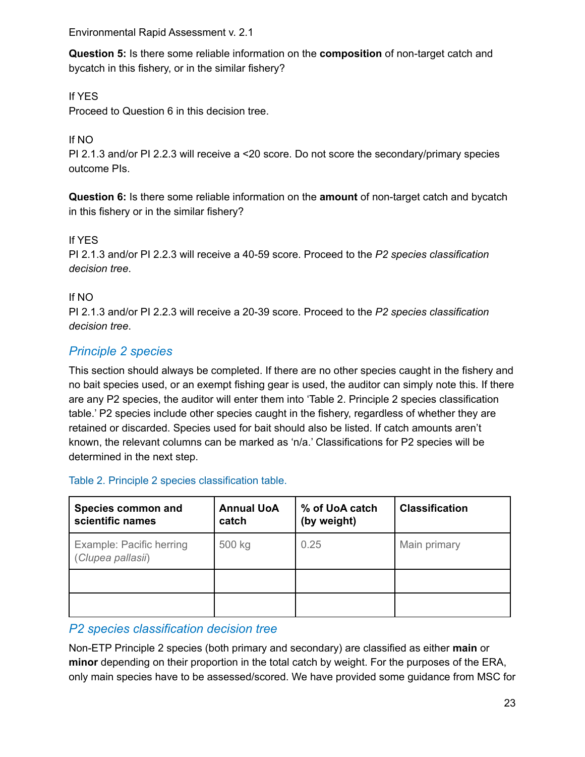**Question 5:** Is there some reliable information on the **composition** of non-target catch and bycatch in this fishery, or in the similar fishery?

If YES
Proceed to Question 6 in this decision tree.

If NO
PI 2.1.3 and/or PI 2.2.3 will receive a <20 score. Do not score the secondary/primary species outcome PIs.

**Question 6:** Is there some reliable information on the **amount** of non-target catch and bycatch in this fishery or in the similar fishery?

If YES
PI 2.1.3 and/or PI 2.2.3 will receive a 40-59 score. Proceed to the *P2 species classification decision tree*.

If NO
PI 2.1.3 and/or PI 2.2.3 will receive a 20-39 score. Proceed to the *P2 species classification decision tree*.

## *Principle 2 species*

This section should always be completed. If there are no other species caught in the fishery and no bait species used, or an exempt fishing gear is used, the auditor can simply note this. If there are any P2 species, the auditor will enter them into 'Table 2. Principle 2 species classification table.' P2 species include other species caught in the fishery, regardless of whether they are retained or discarded. Species used for bait should also be listed. If catch amounts aren't known, the relevant columns can be marked as 'n/a.' Classifications for P2 species will be determined in the next step.

Table 2. Principle 2 species classification table.

| Species common and scientific names | Annual UoA catch | % of UoA catch (by weight) | Classification |
|---|---|---|---|
| Example: Pacific herring (*Clupea pallasii*) | 500 kg | 0.25 | Main primary |
| | | | |
| | | | |

## *P2 species classification decision tree*

Non-ETP Principle 2 species (both primary and secondary) are classified as either **main** or **minor** depending on their proportion in the total catch by weight. For the purposes of the ERA, only main species have to be assessed/scored. We have provided some guidance from MSC for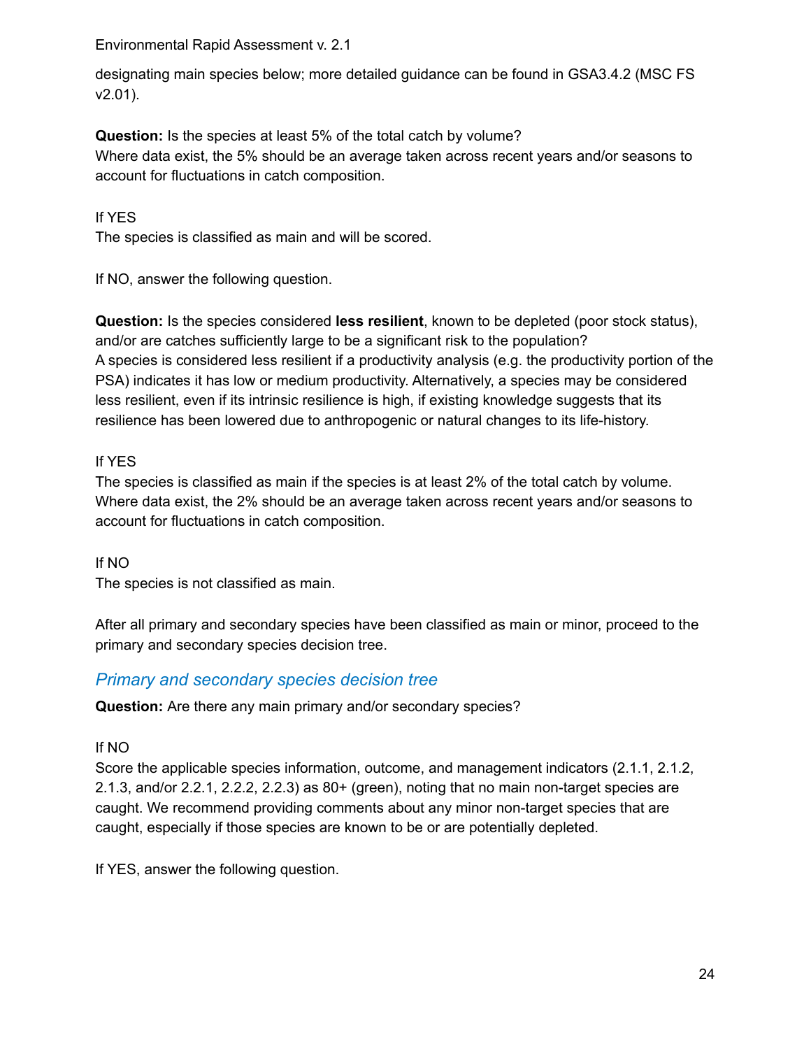designating main species below; more detailed guidance can be found in GSA3.4.2 (MSC FS v2.01).

**Question:** Is the species at least 5% of the total catch by volume?
Where data exist, the 5% should be an average taken across recent years and/or seasons to account for fluctuations in catch composition.

If YES
The species is classified as main and will be scored.

If NO, answer the following question.

**Question:** Is the species considered **less resilient**, known to be depleted (poor stock status), and/or are catches sufficiently large to be a significant risk to the population?
A species is considered less resilient if a productivity analysis (e.g. the productivity portion of the PSA) indicates it has low or medium productivity. Alternatively, a species may be considered less resilient, even if its intrinsic resilience is high, if existing knowledge suggests that its resilience has been lowered due to anthropogenic or natural changes to its life-history.

If YES
The species is classified as main if the species is at least 2% of the total catch by volume. Where data exist, the 2% should be an average taken across recent years and/or seasons to account for fluctuations in catch composition.

If NO
The species is not classified as main.

After all primary and secondary species have been classified as main or minor, proceed to the primary and secondary species decision tree.

### *Primary and secondary species decision tree*

**Question:** Are there any main primary and/or secondary species?

If NO
Score the applicable species information, outcome, and management indicators (2.1.1, 2.1.2, 2.1.3, and/or 2.2.1, 2.2.2, 2.2.3) as 80+ (green), noting that no main non-target species are caught. We recommend providing comments about any minor non-target species that are caught, especially if those species are known to be or are potentially depleted.

If YES, answer the following question.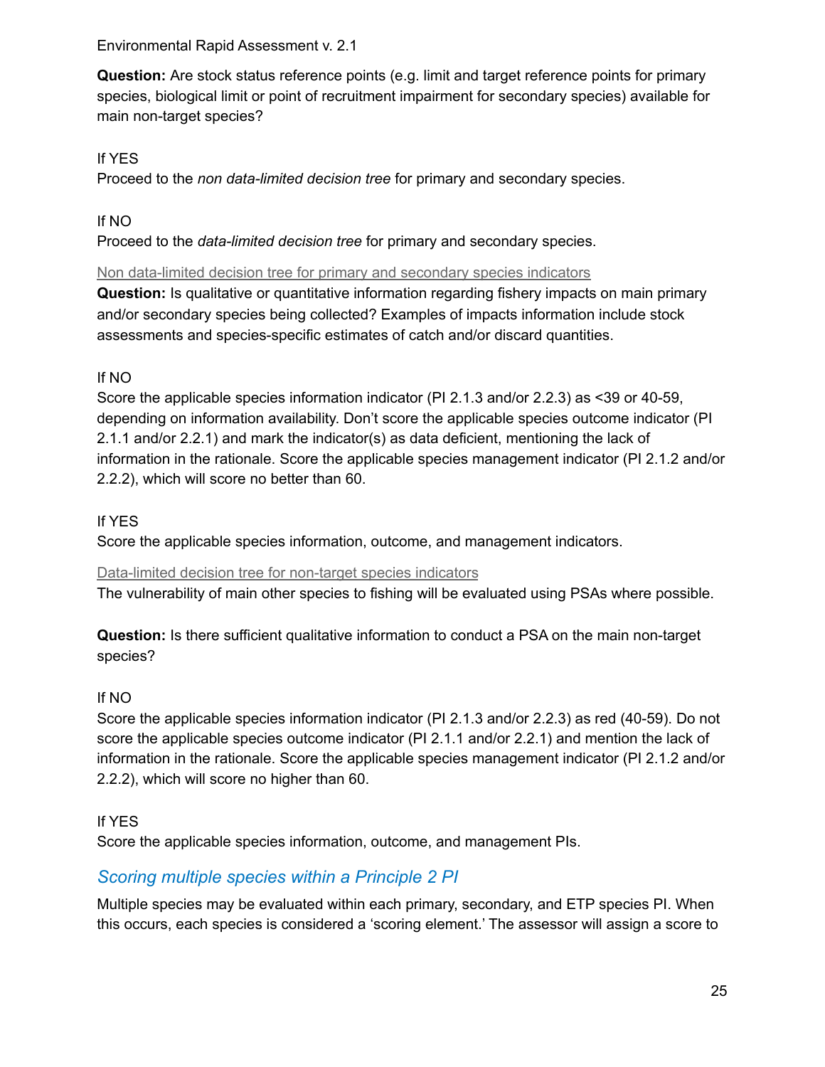**Question:** Are stock status reference points (e.g. limit and target reference points for primary species, biological limit or point of recruitment impairment for secondary species) available for main non-target species?

If YES
Proceed to the *non data-limited decision tree* for primary and secondary species.

If NO
Proceed to the *data-limited decision tree* for primary and secondary species.

#### Non data-limited decision tree for primary and secondary species indicators

**Question:** Is qualitative or quantitative information regarding fishery impacts on main primary and/or secondary species being collected? Examples of impacts information include stock assessments and species-specific estimates of catch and/or discard quantities.

If NO
Score the applicable species information indicator (PI 2.1.3 and/or 2.2.3) as <39 or 40-59, depending on information availability. Don't score the applicable species outcome indicator (PI 2.1.1 and/or 2.2.1) and mark the indicator(s) as data deficient, mentioning the lack of information in the rationale. Score the applicable species management indicator (PI 2.1.2 and/or 2.2.2), which will score no better than 60.

If YES
Score the applicable species information, outcome, and management indicators.

#### Data-limited decision tree for non-target species indicators

The vulnerability of main other species to fishing will be evaluated using PSAs where possible.

**Question:** Is there sufficient qualitative information to conduct a PSA on the main non-target species?

If NO
Score the applicable species information indicator (PI 2.1.3 and/or 2.2.3) as red (40-59). Do not score the applicable species outcome indicator (PI 2.1.1 and/or 2.2.1) and mention the lack of information in the rationale. Score the applicable species management indicator (PI 2.1.2 and/or 2.2.2), which will score no higher than 60.

If YES
Score the applicable species information, outcome, and management PIs.

### *Scoring multiple species within a Principle 2 PI*

Multiple species may be evaluated within each primary, secondary, and ETP species PI. When this occurs, each species is considered a 'scoring element.' The assessor will assign a score to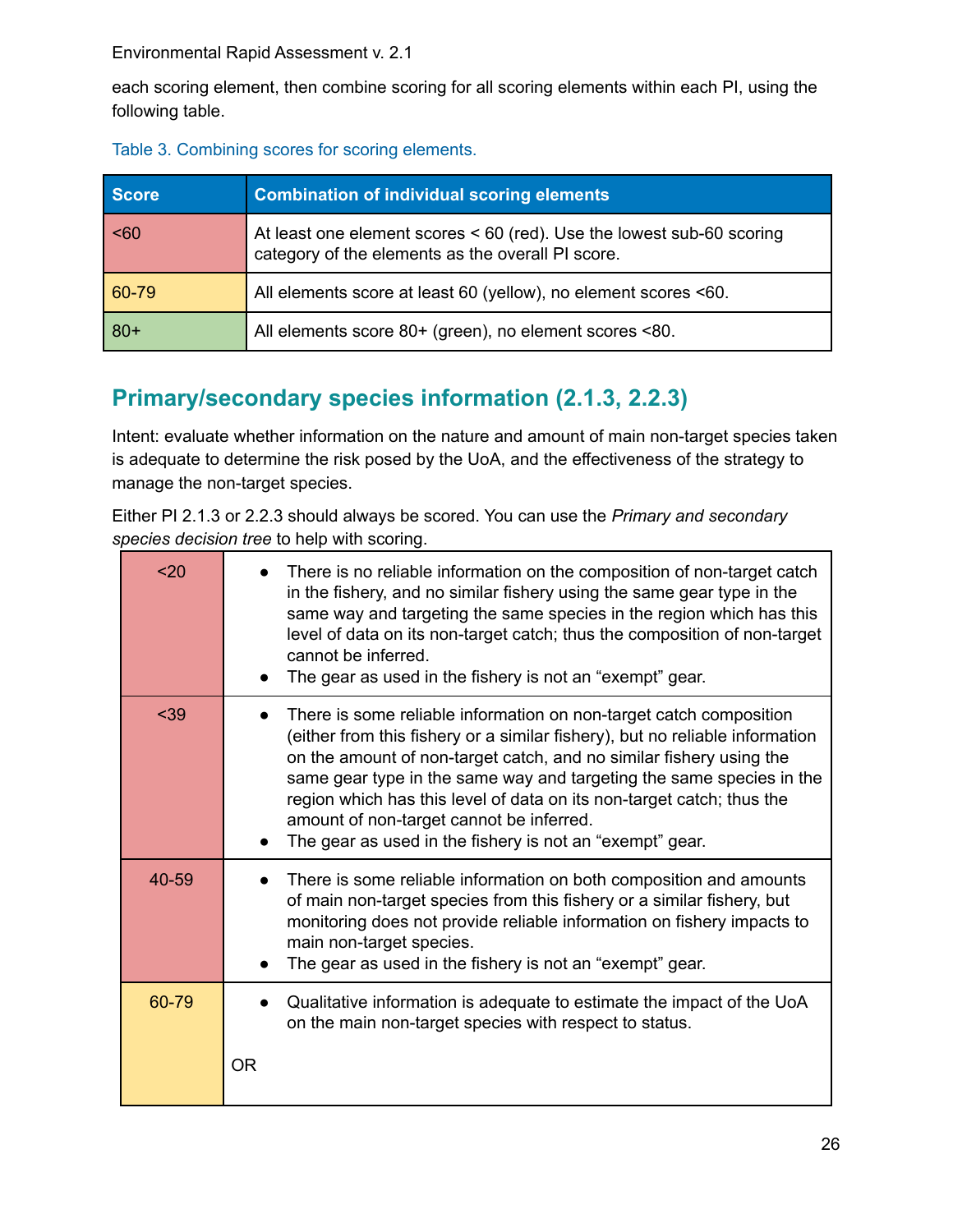each scoring element, then combine scoring for all scoring elements within each PI, using the following table.

Table 3. Combining scores for scoring elements.

| Score | Combination of individual scoring elements |
|---|---|
| <60 | At least one element scores < 60 (red). Use the lowest sub-60 scoring category of the elements as the overall PI score. |
| 60-79 | All elements score at least 60 (yellow), no element scores <60. |
| 80+ | All elements score 80+ (green), no element scores <80. |

## Primary/secondary species information (2.1.3, 2.2.3)

Intent: evaluate whether information on the nature and amount of main non-target species taken is adequate to determine the risk posed by the UoA, and the effectiveness of the strategy to manage the non-target species.

Either PI 2.1.3 or 2.2.3 should always be scored. You can use the *Primary and secondary species decision tree* to help with scoring.

| Score | Criteria |
|---|---|
| <20 | • There is no reliable information on the composition of non-target catch in the fishery, and no similar fishery using the same gear type in the same way and targeting the same species in the region which has this level of data on its non-target catch; thus the composition of non-target cannot be inferred.<br>• The gear as used in the fishery is not an "exempt" gear. |
| <39 | • There is some reliable information on non-target catch composition (either from this fishery or a similar fishery), but no reliable information on the amount of non-target catch, and no similar fishery using the same gear type in the same way and targeting the same species in the region which has this level of data on its non-target catch; thus the amount of non-target cannot be inferred.<br>• The gear as used in the fishery is not an "exempt" gear. |
| 40-59 | • There is some reliable information on both composition and amounts of main non-target species from this fishery or a similar fishery, but monitoring does not provide reliable information on fishery impacts to main non-target species.<br>• The gear as used in the fishery is not an "exempt" gear. |
| 60-79 | • Qualitative information is adequate to estimate the impact of the UoA on the main non-target species with respect to status.<br><br>OR |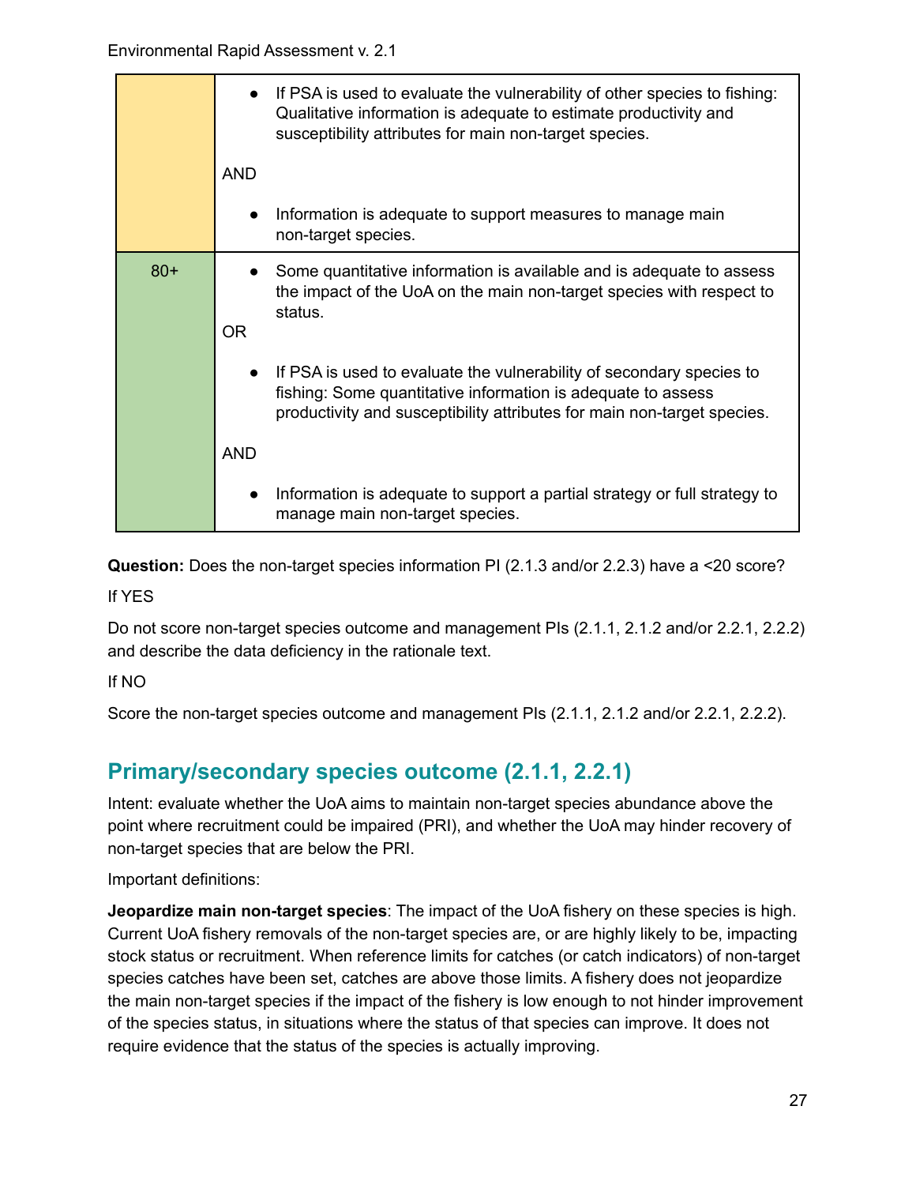| | |
|---|---|
| | • If PSA is used to evaluate the vulnerability of other species to fishing: Qualitative information is adequate to estimate productivity and susceptibility attributes for main non-target species.<br><br>AND<br><br>• Information is adequate to support measures to manage main non-target species. |
| 80+ | • Some quantitative information is available and is adequate to assess the impact of the UoA on the main non-target species with respect to status.<br><br>OR<br><br>• If PSA is used to evaluate the vulnerability of secondary species to fishing: Some quantitative information is adequate to assess productivity and susceptibility attributes for main non-target species.<br><br>AND<br><br>• Information is adequate to support a partial strategy or full strategy to manage main non-target species. |

**Question:** Does the non-target species information PI (2.1.3 and/or 2.2.3) have a <20 score?

If YES

Do not score non-target species outcome and management PIs (2.1.1, 2.1.2 and/or 2.2.1, 2.2.2) and describe the data deficiency in the rationale text.

If NO

Score the non-target species outcome and management PIs (2.1.1, 2.1.2 and/or 2.2.1, 2.2.2).

## Primary/secondary species outcome (2.1.1, 2.2.1)

Intent: evaluate whether the UoA aims to maintain non-target species abundance above the point where recruitment could be impaired (PRI), and whether the UoA may hinder recovery of non-target species that are below the PRI.

Important definitions:

**Jeopardize main non-target species**: The impact of the UoA fishery on these species is high. Current UoA fishery removals of the non-target species are, or are highly likely to be, impacting stock status or recruitment. When reference limits for catches (or catch indicators) of non-target species catches have been set, catches are above those limits. A fishery does not jeopardize the main non-target species if the impact of the fishery is low enough to not hinder improvement of the species status, in situations where the status of that species can improve. It does not require evidence that the status of the species is actually improving.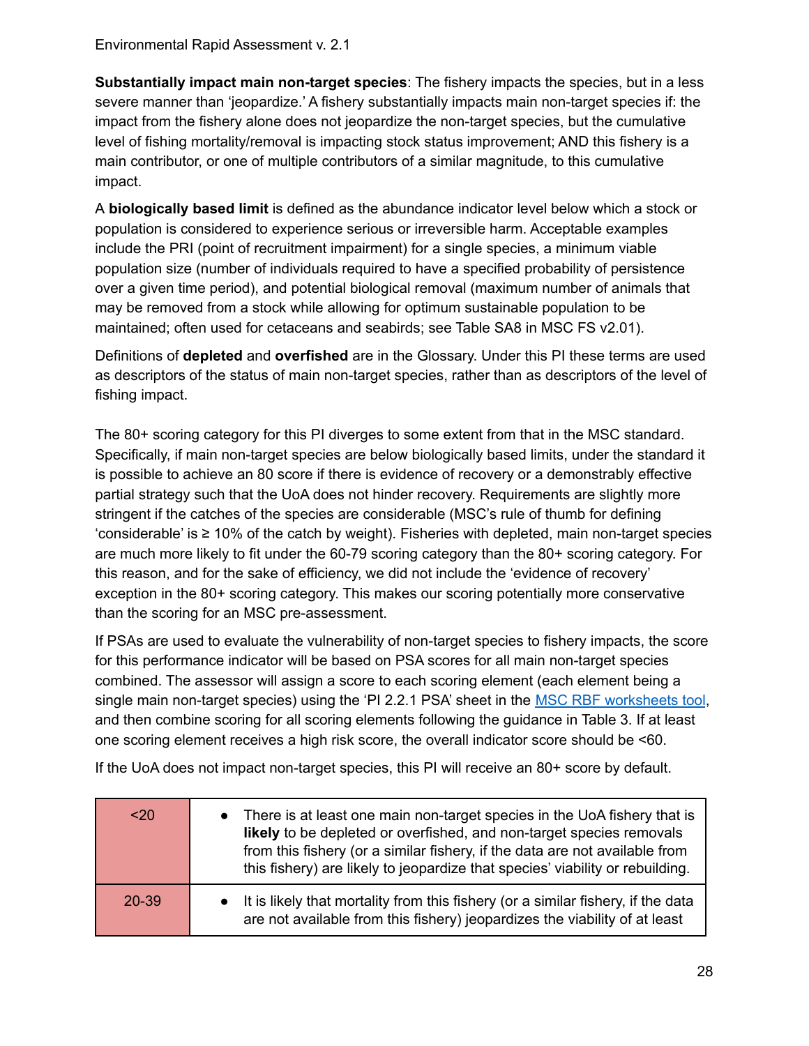**Substantially impact main non-target species**: The fishery impacts the species, but in a less severe manner than 'jeopardize.' A fishery substantially impacts main non-target species if: the impact from the fishery alone does not jeopardize the non-target species, but the cumulative level of fishing mortality/removal is impacting stock status improvement; AND this fishery is a main contributor, or one of multiple contributors of a similar magnitude, to this cumulative impact.

A **biologically based limit** is defined as the abundance indicator level below which a stock or population is considered to experience serious or irreversible harm. Acceptable examples include the PRI (point of recruitment impairment) for a single species, a minimum viable population size (number of individuals required to have a specified probability of persistence over a given time period), and potential biological removal (maximum number of animals that may be removed from a stock while allowing for optimum sustainable population to be maintained; often used for cetaceans and seabirds; see Table SA8 in MSC FS v2.01).

Definitions of **depleted** and **overfished** are in the Glossary. Under this PI these terms are used as descriptors of the status of main non-target species, rather than as descriptors of the level of fishing impact.

The 80+ scoring category for this PI diverges to some extent from that in the MSC standard. Specifically, if main non-target species are below biologically based limits, under the standard it is possible to achieve an 80 score if there is evidence of recovery or a demonstrably effective partial strategy such that the UoA does not hinder recovery. Requirements are slightly more stringent if the catches of the species are considerable (MSC's rule of thumb for defining 'considerable' is ≥ 10% of the catch by weight). Fisheries with depleted, main non-target species are much more likely to fit under the 60-79 scoring category than the 80+ scoring category. For this reason, and for the sake of efficiency, we did not include the 'evidence of recovery' exception in the 80+ scoring category. This makes our scoring potentially more conservative than the scoring for an MSC pre-assessment.

If PSAs are used to evaluate the vulnerability of non-target species to fishery impacts, the score for this performance indicator will be based on PSA scores for all main non-target species combined. The assessor will assign a score to each scoring element (each element being a single main non-target species) using the 'PI 2.2.1 PSA' sheet in the [MSC RBF worksheets tool](), and then combine scoring for all scoring elements following the guidance in Table 3. If at least one scoring element receives a high risk score, the overall indicator score should be <60.

If the UoA does not impact non-target species, this PI will receive an 80+ score by default.

| Score | Criteria |
|---|---|
| <20 | • There is at least one main non-target species in the UoA fishery that is **likely** to be depleted or overfished, and non-target species removals from this fishery (or a similar fishery, if the data are not available from this fishery) are likely to jeopardize that species' viability or rebuilding. |
| 20-39 | • It is likely that mortality from this fishery (or a similar fishery, if the data are not available from this fishery) jeopardizes the viability of at least |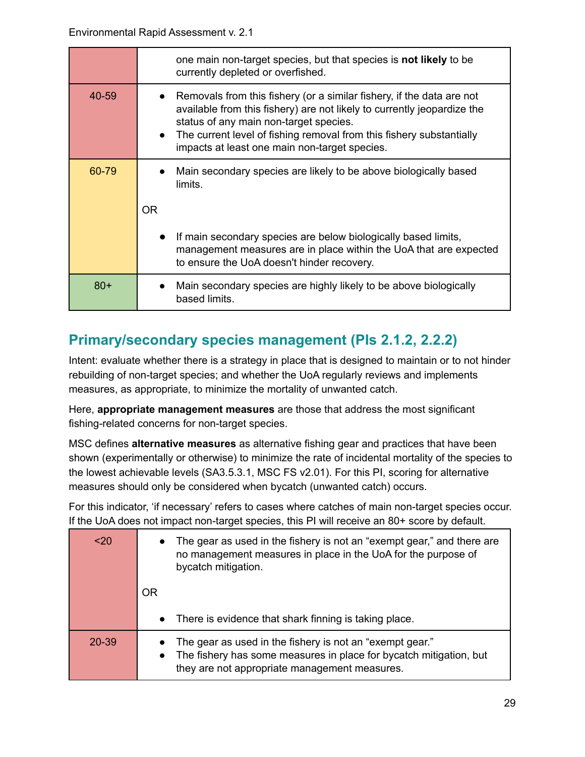| | |
|---|---|
| | one main non-target species, but that species is **not likely** to be currently depleted or overfished. |
| 40-59 | • Removals from this fishery (or a similar fishery, if the data are not available from this fishery) are not likely to currently jeopardize the status of any main non-target species.<br>• The current level of fishing removal from this fishery substantially impacts at least one main non-target species. |
| 60-79 | • Main secondary species are likely to be above biologically based limits.<br><br>OR<br><br>• If main secondary species are below biologically based limits, management measures are in place within the UoA that are expected to ensure the UoA doesn't hinder recovery. |
| 80+ | • Main secondary species are highly likely to be above biologically based limits. |

## Primary/secondary species management (PIs 2.1.2, 2.2.2)

Intent: evaluate whether there is a strategy in place that is designed to maintain or to not hinder rebuilding of non-target species; and whether the UoA regularly reviews and implements measures, as appropriate, to minimize the mortality of unwanted catch.

Here, **appropriate management measures** are those that address the most significant fishing-related concerns for non-target species.

MSC defines **alternative measures** as alternative fishing gear and practices that have been shown (experimentally or otherwise) to minimize the rate of incidental mortality of the species to the lowest achievable levels (SA3.5.3.1, MSC FS v2.01). For this PI, scoring for alternative measures should only be considered when bycatch (unwanted catch) occurs.

For this indicator, 'if necessary' refers to cases where catches of main non-target species occur. If the UoA does not impact non-target species, this PI will receive an 80+ score by default.

| | |
|---|---|
| <20 | • The gear as used in the fishery is not an "exempt gear," and there are no management measures in place in the UoA for the purpose of bycatch mitigation.<br><br>OR<br><br>• There is evidence that shark finning is taking place. |
| 20-39 | • The gear as used in the fishery is not an "exempt gear."<br>• The fishery has some measures in place for bycatch mitigation, but they are not appropriate management measures. |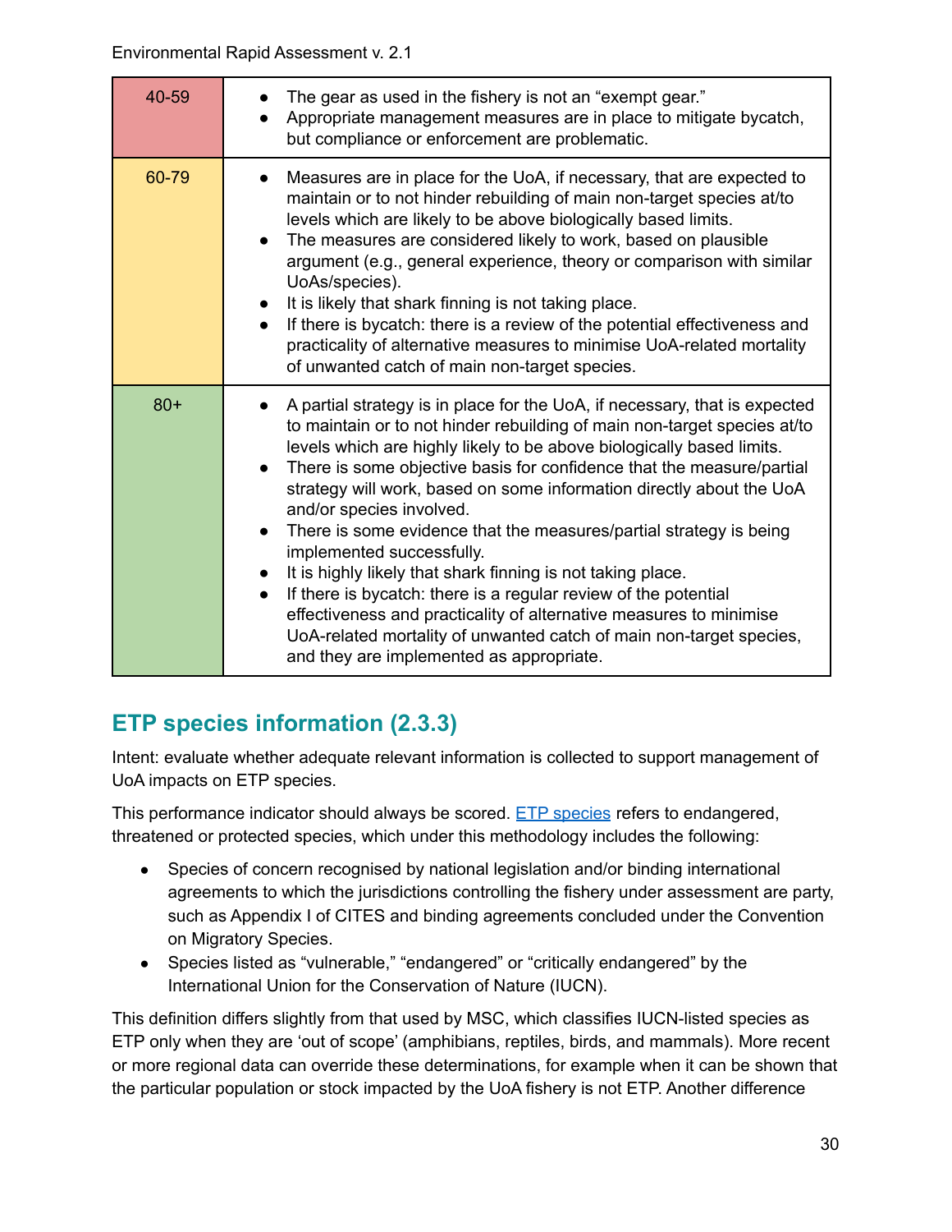| | |
|---|---|
| 40-59 | • The gear as used in the fishery is not an “exempt gear.”<br>• Appropriate management measures are in place to mitigate bycatch, but compliance or enforcement are problematic. |
| 60-79 | • Measures are in place for the UoA, if necessary, that are expected to maintain or to not hinder rebuilding of main non-target species at/to levels which are likely to be above biologically based limits.<br>• The measures are considered likely to work, based on plausible argument (e.g., general experience, theory or comparison with similar UoAs/species).<br>• It is likely that shark finning is not taking place.<br>• If there is bycatch: there is a review of the potential effectiveness and practicality of alternative measures to minimise UoA-related mortality of unwanted catch of main non-target species. |
| 80+ | • A partial strategy is in place for the UoA, if necessary, that is expected to maintain or to not hinder rebuilding of main non-target species at/to levels which are highly likely to be above biologically based limits.<br>• There is some objective basis for confidence that the measure/partial strategy will work, based on some information directly about the UoA and/or species involved.<br>• There is some evidence that the measures/partial strategy is being implemented successfully.<br>• It is highly likely that shark finning is not taking place.<br>• If there is bycatch: there is a regular review of the potential effectiveness and practicality of alternative measures to minimise UoA-related mortality of unwanted catch of main non-target species, and they are implemented as appropriate. |

## ETP species information (2.3.3)

Intent: evaluate whether adequate relevant information is collected to support management of UoA impacts on ETP species.

This performance indicator should always be scored. ETP species refers to endangered, threatened or protected species, which under this methodology includes the following:

- Species of concern recognised by national legislation and/or binding international agreements to which the jurisdictions controlling the fishery under assessment are party, such as Appendix I of CITES and binding agreements concluded under the Convention on Migratory Species.
- Species listed as “vulnerable,” “endangered” or “critically endangered” by the International Union for the Conservation of Nature (IUCN).

This definition differs slightly from that used by MSC, which classifies IUCN-listed species as ETP only when they are ‘out of scope’ (amphibians, reptiles, birds, and mammals). More recent or more regional data can override these determinations, for example when it can be shown that the particular population or stock impacted by the UoA fishery is not ETP. Another difference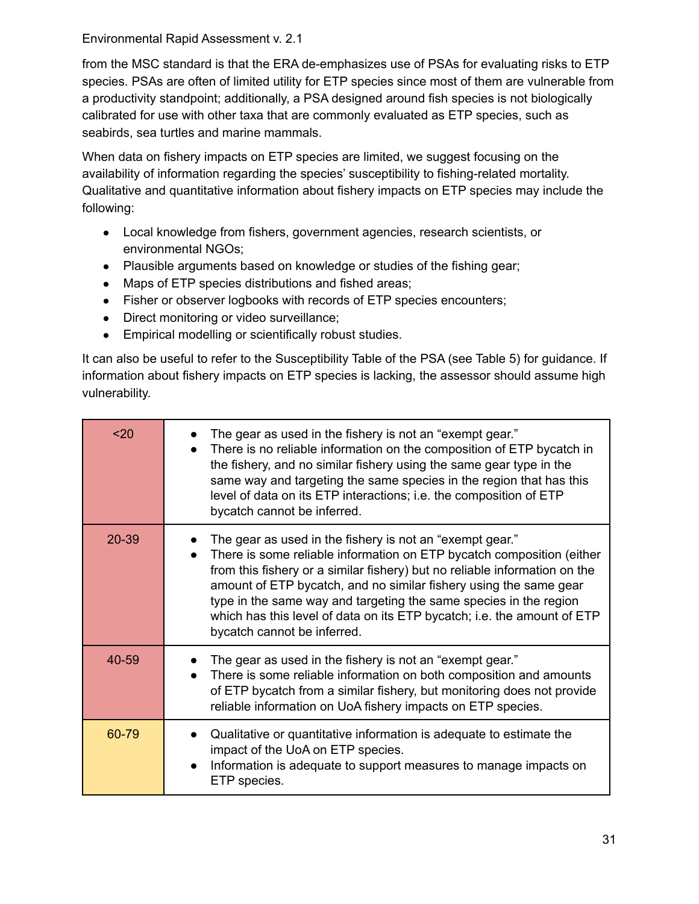from the MSC standard is that the ERA de-emphasizes use of PSAs for evaluating risks to ETP species. PSAs are often of limited utility for ETP species since most of them are vulnerable from a productivity standpoint; additionally, a PSA designed around fish species is not biologically calibrated for use with other taxa that are commonly evaluated as ETP species, such as seabirds, sea turtles and marine mammals.

When data on fishery impacts on ETP species are limited, we suggest focusing on the availability of information regarding the species' susceptibility to fishing-related mortality. Qualitative and quantitative information about fishery impacts on ETP species may include the following:

- Local knowledge from fishers, government agencies, research scientists, or environmental NGOs;
- Plausible arguments based on knowledge or studies of the fishing gear;
- Maps of ETP species distributions and fished areas;
- Fisher or observer logbooks with records of ETP species encounters;
- Direct monitoring or video surveillance;
- Empirical modelling or scientifically robust studies.

It can also be useful to refer to the Susceptibility Table of the PSA (see Table 5) for guidance. If information about fishery impacts on ETP species is lacking, the assessor should assume high vulnerability.

| Score | Criteria |
|---|---|
| <20 | • The gear as used in the fishery is not an "exempt gear."<br>• There is no reliable information on the composition of ETP bycatch in the fishery, and no similar fishery using the same gear type in the same way and targeting the same species in the region that has this level of data on its ETP interactions; i.e. the composition of ETP bycatch cannot be inferred. |
| 20-39 | • The gear as used in the fishery is not an "exempt gear."<br>• There is some reliable information on ETP bycatch composition (either from this fishery or a similar fishery) but no reliable information on the amount of ETP bycatch, and no similar fishery using the same gear type in the same way and targeting the same species in the region which has this level of data on its ETP bycatch; i.e. the amount of ETP bycatch cannot be inferred. |
| 40-59 | • The gear as used in the fishery is not an "exempt gear."<br>• There is some reliable information on both composition and amounts of ETP bycatch from a similar fishery, but monitoring does not provide reliable information on UoA fishery impacts on ETP species. |
| 60-79 | • Qualitative or quantitative information is adequate to estimate the impact of the UoA on ETP species.<br>• Information is adequate to support measures to manage impacts on ETP species. |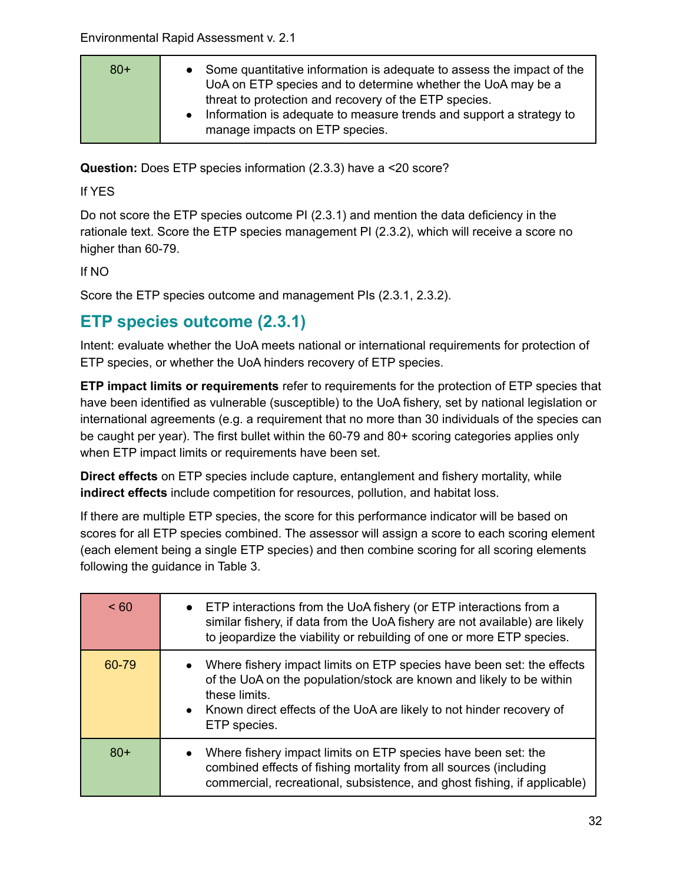| 80+ | • Some quantitative information is adequate to assess the impact of the UoA on ETP species and to determine whether the UoA may be a threat to protection and recovery of the ETP species.<br>• Information is adequate to measure trends and support a strategy to manage impacts on ETP species. |
|---|---|

**Question:** Does ETP species information (2.3.3) have a <20 score?

If YES

Do not score the ETP species outcome PI (2.3.1) and mention the data deficiency in the rationale text. Score the ETP species management PI (2.3.2), which will receive a score no higher than 60-79.

If NO

Score the ETP species outcome and management PIs (2.3.1, 2.3.2).

## ETP species outcome (2.3.1)

Intent: evaluate whether the UoA meets national or international requirements for protection of ETP species, or whether the UoA hinders recovery of ETP species.

**ETP impact limits or requirements** refer to requirements for the protection of ETP species that have been identified as vulnerable (susceptible) to the UoA fishery, set by national legislation or international agreements (e.g. a requirement that no more than 30 individuals of the species can be caught per year). The first bullet within the 60-79 and 80+ scoring categories applies only when ETP impact limits or requirements have been set.

**Direct effects** on ETP species include capture, entanglement and fishery mortality, while **indirect effects** include competition for resources, pollution, and habitat loss.

If there are multiple ETP species, the score for this performance indicator will be based on scores for all ETP species combined. The assessor will assign a score to each scoring element (each element being a single ETP species) and then combine scoring for all scoring elements following the guidance in Table 3.

| < 60 | • ETP interactions from the UoA fishery (or ETP interactions from a similar fishery, if data from the UoA fishery are not available) are likely to jeopardize the viability or rebuilding of one or more ETP species. |
|---|---|
| 60-79 | • Where fishery impact limits on ETP species have been set: the effects of the UoA on the population/stock are known and likely to be within these limits.<br>• Known direct effects of the UoA are likely to not hinder recovery of ETP species. |
| 80+ | • Where fishery impact limits on ETP species have been set: the combined effects of fishing mortality from all sources (including commercial, recreational, subsistence, and ghost fishing, if applicable) |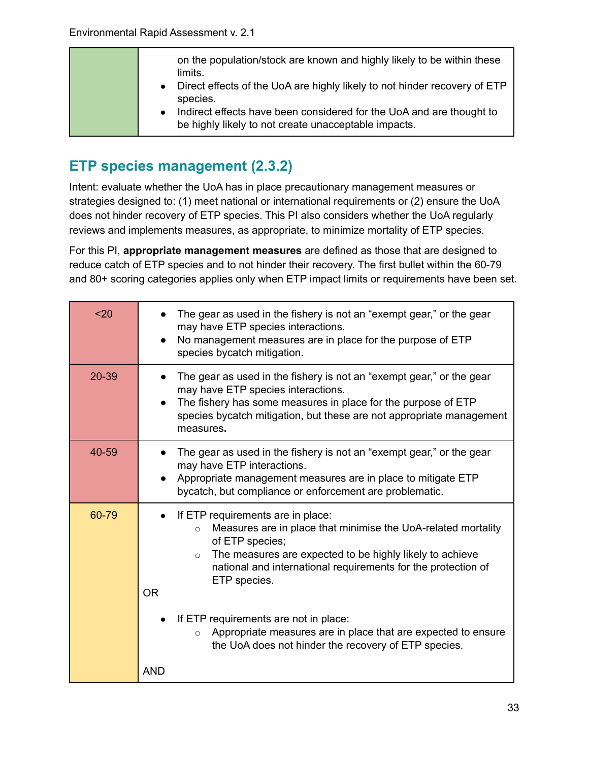| | |
|---|---|
| | on the population/stock are known and highly likely to be within these limits.<br>• Direct effects of the UoA are highly likely to not hinder recovery of ETP species.<br>• Indirect effects have been considered for the UoA and are thought to be highly likely to not create unacceptable impacts. |

## ETP species management (2.3.2)

Intent: evaluate whether the UoA has in place precautionary management measures or strategies designed to: (1) meet national or international requirements or (2) ensure the UoA does not hinder recovery of ETP species. This PI also considers whether the UoA regularly reviews and implements measures, as appropriate, to minimize mortality of ETP species.

For this PI, **appropriate management measures** are defined as those that are designed to reduce catch of ETP species and to not hinder their recovery. The first bullet within the 60-79 and 80+ scoring categories applies only when ETP impact limits or requirements have been set.

| Score | Criteria |
|---|---|
| <20 | • The gear as used in the fishery is not an "exempt gear," or the gear may have ETP species interactions.<br>• No management measures are in place for the purpose of ETP species bycatch mitigation. |
| 20-39 | • The gear as used in the fishery is not an "exempt gear," or the gear may have ETP species interactions.<br>• The fishery has some measures in place for the purpose of ETP species bycatch mitigation, but these are not appropriate management measures**.** |
| 40-59 | • The gear as used in the fishery is not an "exempt gear," or the gear may have ETP interactions.<br>• Appropriate management measures are in place to mitigate ETP bycatch, but compliance or enforcement are problematic. |
| 60-79 | • If ETP requirements are in place:<br>&nbsp;&nbsp;&nbsp;&nbsp;○ Measures are in place that minimise the UoA-related mortality of ETP species;<br>&nbsp;&nbsp;&nbsp;&nbsp;○ The measures are expected to be highly likely to achieve national and international requirements for the protection of ETP species.<br><br>OR<br><br>• If ETP requirements are not in place:<br>&nbsp;&nbsp;&nbsp;&nbsp;○ Appropriate measures are in place that are expected to ensure the UoA does not hinder the recovery of ETP species.<br><br>AND |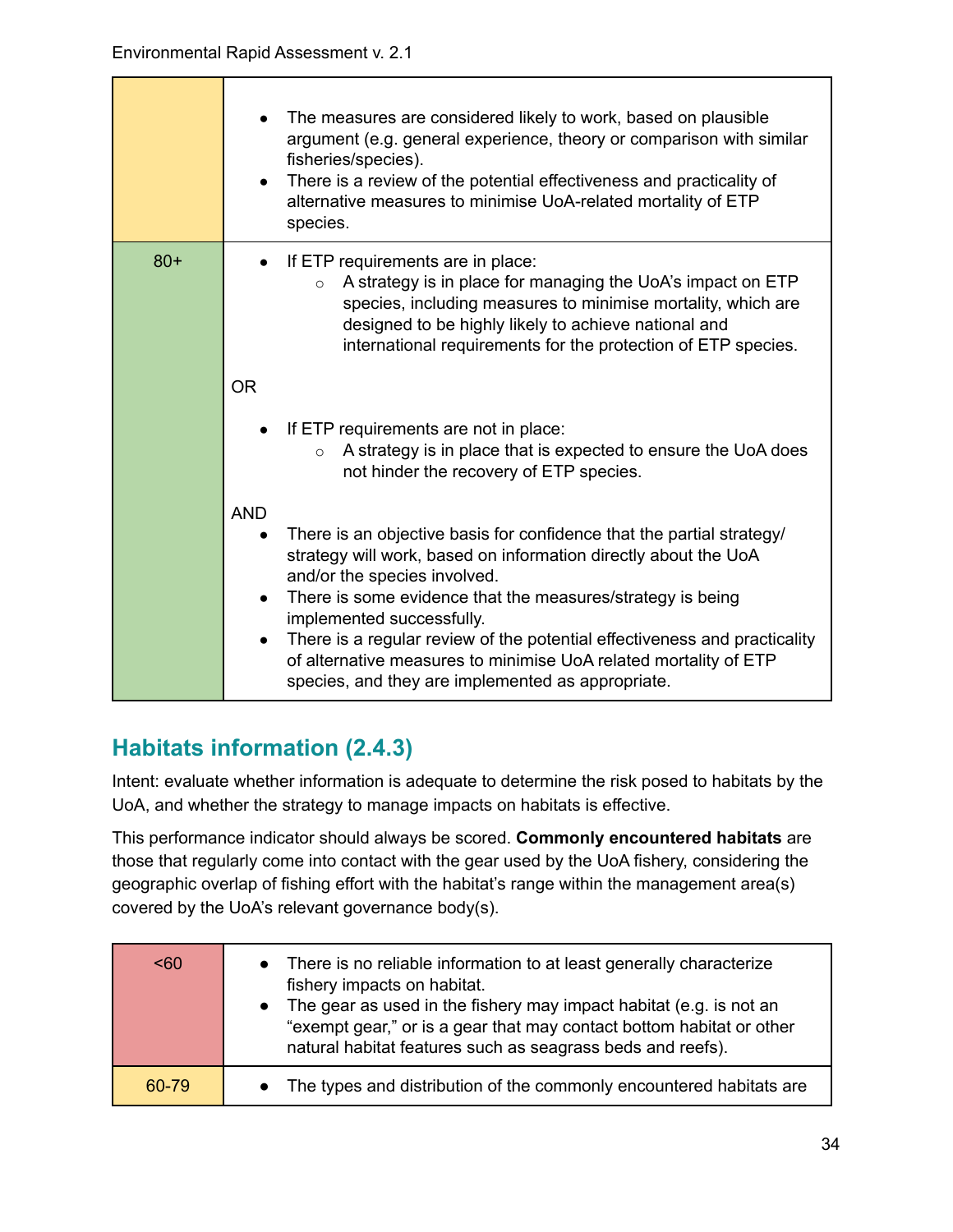| | |
|---|---|
| | • The measures are considered likely to work, based on plausible argument (e.g. general experience, theory or comparison with similar fisheries/species).<br>• There is a review of the potential effectiveness and practicality of alternative measures to minimise UoA-related mortality of ETP species. |
| 80+ | • If ETP requirements are in place:<br>  ○ A strategy is in place for managing the UoA's impact on ETP species, including measures to minimise mortality, which are designed to be highly likely to achieve national and international requirements for the protection of ETP species.<br><br>OR<br><br>• If ETP requirements are not in place:<br>  ○ A strategy is in place that is expected to ensure the UoA does not hinder the recovery of ETP species.<br><br>AND<br>• There is an objective basis for confidence that the partial strategy/ strategy will work, based on information directly about the UoA and/or the species involved.<br>• There is some evidence that the measures/strategy is being implemented successfully.<br>• There is a regular review of the potential effectiveness and practicality of alternative measures to minimise UoA related mortality of ETP species, and they are implemented as appropriate. |

## Habitats information (2.4.3)

Intent: evaluate whether information is adequate to determine the risk posed to habitats by the UoA, and whether the strategy to manage impacts on habitats is effective.

This performance indicator should always be scored. **Commonly encountered habitats** are those that regularly come into contact with the gear used by the UoA fishery, considering the geographic overlap of fishing effort with the habitat's range within the management area(s) covered by the UoA's relevant governance body(s).

| | |
|---|---|
| <60 | • There is no reliable information to at least generally characterize fishery impacts on habitat.<br>• The gear as used in the fishery may impact habitat (e.g. is not an "exempt gear," or is a gear that may contact bottom habitat or other natural habitat features such as seagrass beds and reefs). |
| 60-79 | • The types and distribution of the commonly encountered habitats are |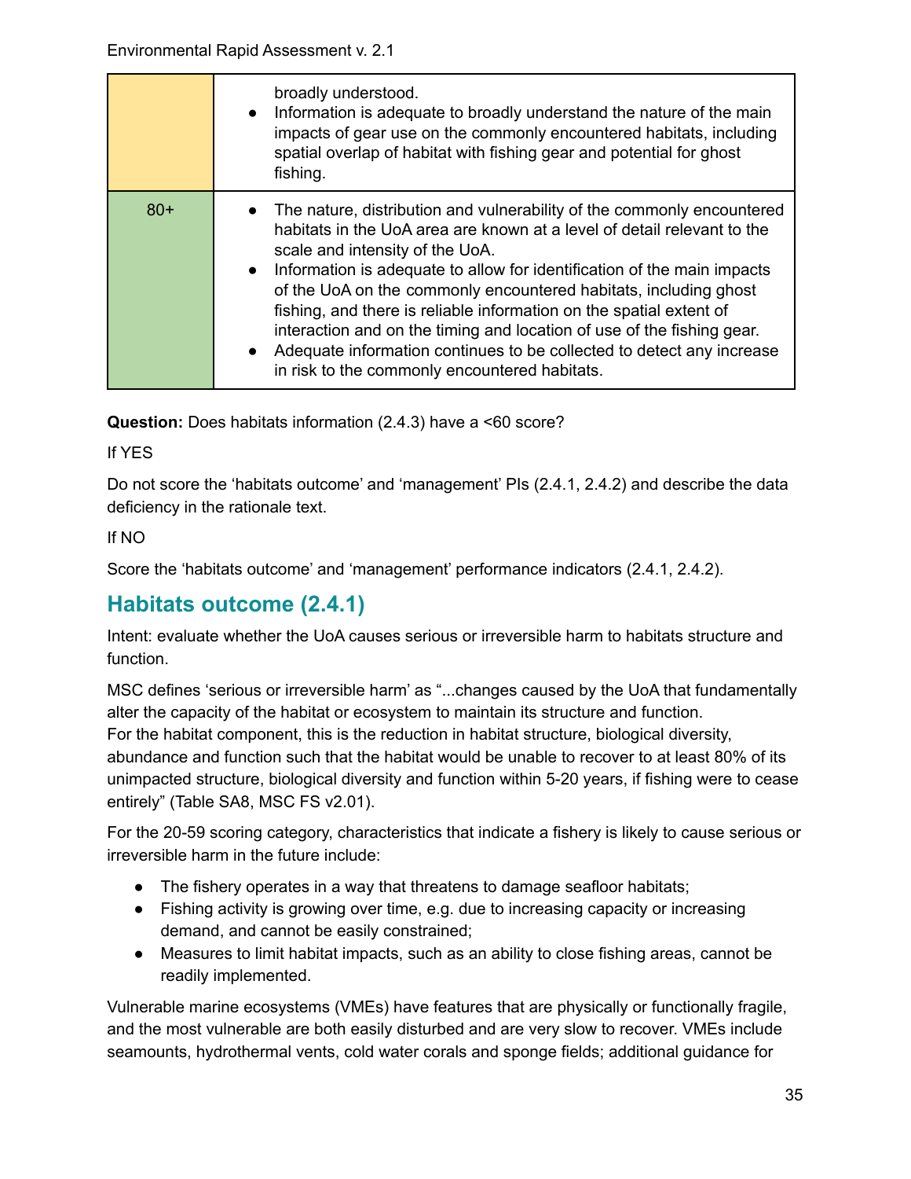| | |
|---|---|
| | broadly understood.<br>● Information is adequate to broadly understand the nature of the main impacts of gear use on the commonly encountered habitats, including spatial overlap of habitat with fishing gear and potential for ghost fishing. |
| 80+ | ● The nature, distribution and vulnerability of the commonly encountered habitats in the UoA area are known at a level of detail relevant to the scale and intensity of the UoA.<br>● Information is adequate to allow for identification of the main impacts of the UoA on the commonly encountered habitats, including ghost fishing, and there is reliable information on the spatial extent of interaction and on the timing and location of use of the fishing gear.<br>● Adequate information continues to be collected to detect any increase in risk to the commonly encountered habitats. |

**Question:** Does habitats information (2.4.3) have a <60 score?

If YES

Do not score the 'habitats outcome' and 'management' PIs (2.4.1, 2.4.2) and describe the data deficiency in the rationale text.

If NO

Score the 'habitats outcome' and 'management' performance indicators (2.4.1, 2.4.2).

## Habitats outcome (2.4.1)

Intent: evaluate whether the UoA causes serious or irreversible harm to habitats structure and function.

MSC defines 'serious or irreversible harm' as "...changes caused by the UoA that fundamentally alter the capacity of the habitat or ecosystem to maintain its structure and function. For the habitat component, this is the reduction in habitat structure, biological diversity, abundance and function such that the habitat would be unable to recover to at least 80% of its unimpacted structure, biological diversity and function within 5-20 years, if fishing were to cease entirely" (Table SA8, MSC FS v2.01).

For the 20-59 scoring category, characteristics that indicate a fishery is likely to cause serious or irreversible harm in the future include:

- The fishery operates in a way that threatens to damage seafloor habitats;
- Fishing activity is growing over time, e.g. due to increasing capacity or increasing demand, and cannot be easily constrained;
- Measures to limit habitat impacts, such as an ability to close fishing areas, cannot be readily implemented.

Vulnerable marine ecosystems (VMEs) have features that are physically or functionally fragile, and the most vulnerable are both easily disturbed and are very slow to recover. VMEs include seamounts, hydrothermal vents, cold water corals and sponge fields; additional guidance for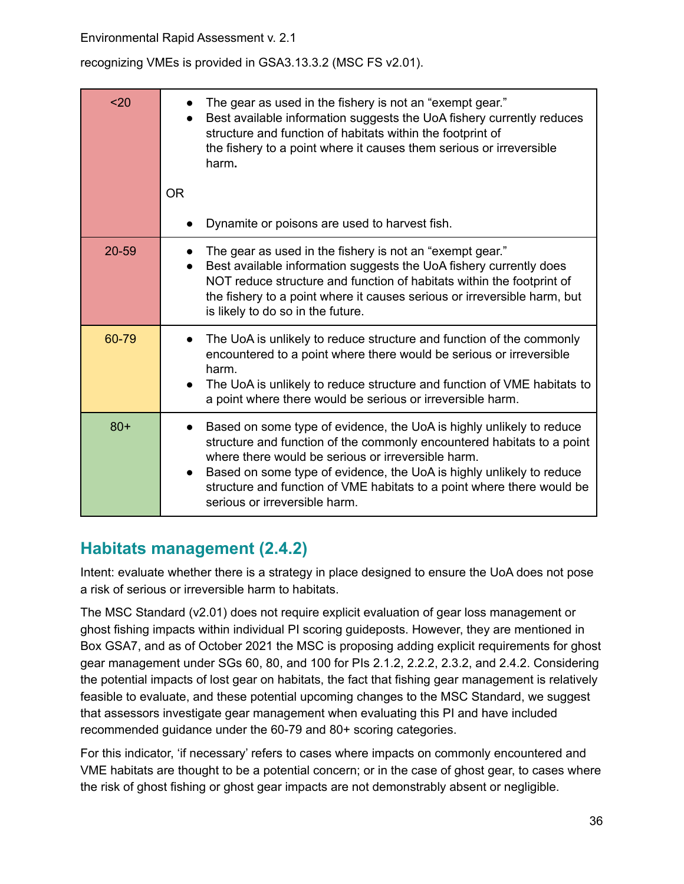recognizing VMEs is provided in GSA3.13.3.2 (MSC FS v2.01).

| Score | Criteria |
|---|---|
| <20 | • The gear as used in the fishery is not an "exempt gear."<br>• Best available information suggests the UoA fishery currently reduces structure and function of habitats within the footprint of the fishery to a point where it causes them serious or irreversible harm**.**<br><br>OR<br><br>• Dynamite or poisons are used to harvest fish. |
| 20-59 | • The gear as used in the fishery is not an "exempt gear."<br>• Best available information suggests the UoA fishery currently does NOT reduce structure and function of habitats within the footprint of the fishery to a point where it causes serious or irreversible harm, but is likely to do so in the future. |
| 60-79 | • The UoA is unlikely to reduce structure and function of the commonly encountered to a point where there would be serious or irreversible harm.<br>• The UoA is unlikely to reduce structure and function of VME habitats to a point where there would be serious or irreversible harm. |
| 80+ | • Based on some type of evidence, the UoA is highly unlikely to reduce structure and function of the commonly encountered habitats to a point where there would be serious or irreversible harm.<br>• Based on some type of evidence, the UoA is highly unlikely to reduce structure and function of VME habitats to a point where there would be serious or irreversible harm. |

## Habitats management (2.4.2)

Intent: evaluate whether there is a strategy in place designed to ensure the UoA does not pose a risk of serious or irreversible harm to habitats.

The MSC Standard (v2.01) does not require explicit evaluation of gear loss management or ghost fishing impacts within individual PI scoring guideposts. However, they are mentioned in Box GSA7, and as of October 2021 the MSC is proposing adding explicit requirements for ghost gear management under SGs 60, 80, and 100 for PIs 2.1.2, 2.2.2, 2.3.2, and 2.4.2. Considering the potential impacts of lost gear on habitats, the fact that fishing gear management is relatively feasible to evaluate, and these potential upcoming changes to the MSC Standard, we suggest that assessors investigate gear management when evaluating this PI and have included recommended guidance under the 60-79 and 80+ scoring categories.

For this indicator, 'if necessary' refers to cases where impacts on commonly encountered and VME habitats are thought to be a potential concern; or in the case of ghost gear, to cases where the risk of ghost fishing or ghost gear impacts are not demonstrably absent or negligible.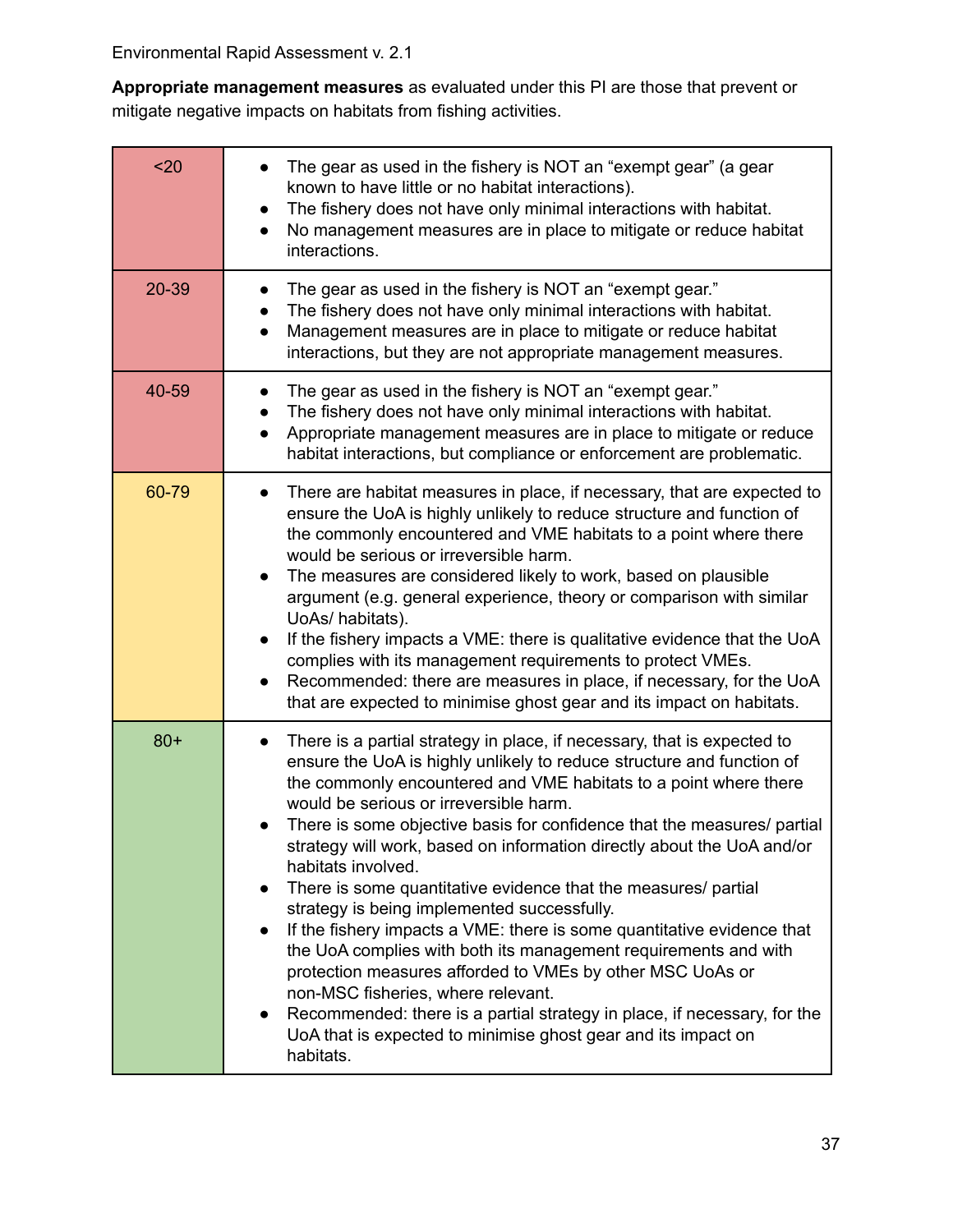**Appropriate management measures** as evaluated under this PI are those that prevent or mitigate negative impacts on habitats from fishing activities.

| Score | Criteria |
|---|---|
| <20 | • The gear as used in the fishery is NOT an "exempt gear" (a gear known to have little or no habitat interactions).<br>• The fishery does not have only minimal interactions with habitat.<br>• No management measures are in place to mitigate or reduce habitat interactions. |
| 20-39 | • The gear as used in the fishery is NOT an "exempt gear."<br>• The fishery does not have only minimal interactions with habitat.<br>• Management measures are in place to mitigate or reduce habitat interactions, but they are not appropriate management measures. |
| 40-59 | • The gear as used in the fishery is NOT an "exempt gear."<br>• The fishery does not have only minimal interactions with habitat.<br>• Appropriate management measures are in place to mitigate or reduce habitat interactions, but compliance or enforcement are problematic. |
| 60-79 | • There are habitat measures in place, if necessary, that are expected to ensure the UoA is highly unlikely to reduce structure and function of the commonly encountered and VME habitats to a point where there would be serious or irreversible harm.<br>• The measures are considered likely to work, based on plausible argument (e.g. general experience, theory or comparison with similar UoAs/ habitats).<br>• If the fishery impacts a VME: there is qualitative evidence that the UoA complies with its management requirements to protect VMEs.<br>• Recommended: there are measures in place, if necessary, for the UoA that are expected to minimise ghost gear and its impact on habitats. |
| 80+ | • There is a partial strategy in place, if necessary, that is expected to ensure the UoA is highly unlikely to reduce structure and function of the commonly encountered and VME habitats to a point where there would be serious or irreversible harm.<br>• There is some objective basis for confidence that the measures/ partial strategy will work, based on information directly about the UoA and/or habitats involved.<br>• There is some quantitative evidence that the measures/ partial strategy is being implemented successfully.<br>• If the fishery impacts a VME: there is some quantitative evidence that the UoA complies with both its management requirements and with protection measures afforded to VMEs by other MSC UoAs or non-MSC fisheries, where relevant.<br>• Recommended: there is a partial strategy in place, if necessary, for the UoA that is expected to minimise ghost gear and its impact on habitats. |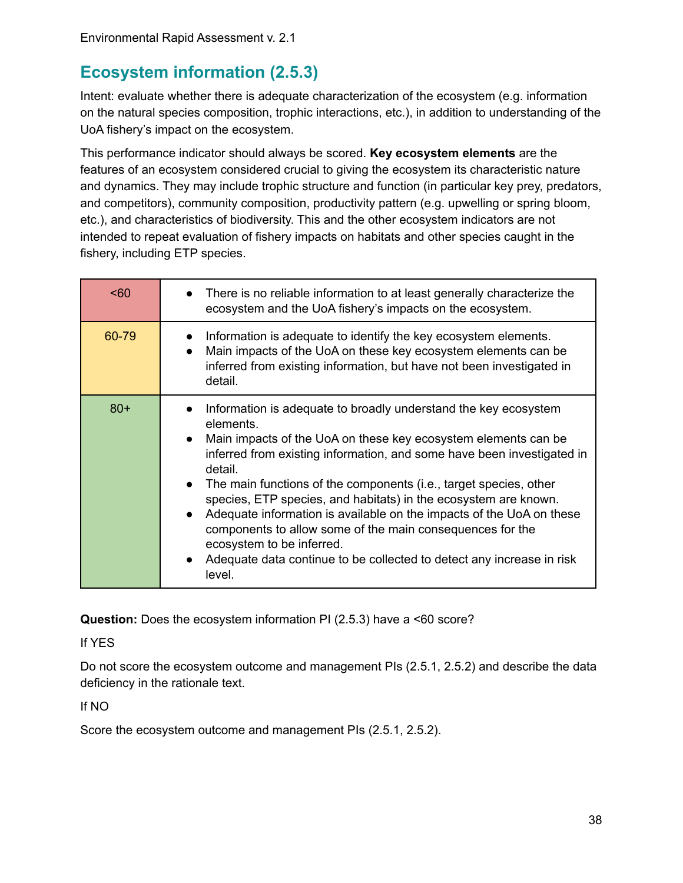## Ecosystem information (2.5.3)

Intent: evaluate whether there is adequate characterization of the ecosystem (e.g. information on the natural species composition, trophic interactions, etc.), in addition to understanding of the UoA fishery's impact on the ecosystem.

This performance indicator should always be scored. **Key ecosystem elements** are the features of an ecosystem considered crucial to giving the ecosystem its characteristic nature and dynamics. They may include trophic structure and function (in particular key prey, predators, and competitors), community composition, productivity pattern (e.g. upwelling or spring bloom, etc.), and characteristics of biodiversity. This and the other ecosystem indicators are not intended to repeat evaluation of fishery impacts on habitats and other species caught in the fishery, including ETP species.

| Score | Criteria |
|---|---|
| <60 | • There is no reliable information to at least generally characterize the ecosystem and the UoA fishery's impacts on the ecosystem. |
| 60-79 | • Information is adequate to identify the key ecosystem elements.<br>• Main impacts of the UoA on these key ecosystem elements can be inferred from existing information, but have not been investigated in detail. |
| 80+ | • Information is adequate to broadly understand the key ecosystem elements.<br>• Main impacts of the UoA on these key ecosystem elements can be inferred from existing information, and some have been investigated in detail.<br>• The main functions of the components (i.e., target species, other species, ETP species, and habitats) in the ecosystem are known.<br>• Adequate information is available on the impacts of the UoA on these components to allow some of the main consequences for the ecosystem to be inferred.<br>• Adequate data continue to be collected to detect any increase in risk level. |

**Question:** Does the ecosystem information PI (2.5.3) have a <60 score?

If YES

Do not score the ecosystem outcome and management PIs (2.5.1, 2.5.2) and describe the data deficiency in the rationale text.

If NO

Score the ecosystem outcome and management PIs (2.5.1, 2.5.2).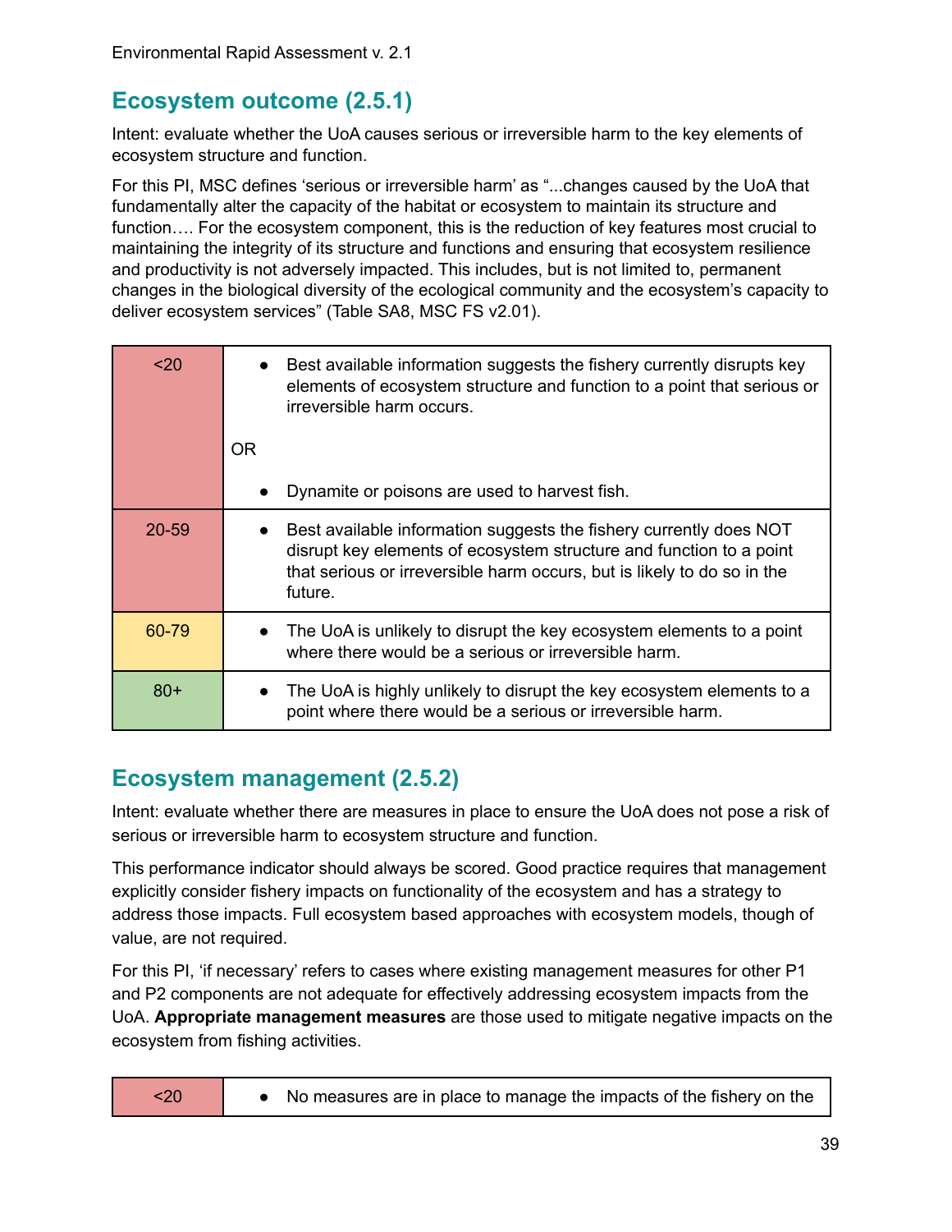## Ecosystem outcome (2.5.1)

Intent: evaluate whether the UoA causes serious or irreversible harm to the key elements of ecosystem structure and function.

For this PI, MSC defines 'serious or irreversible harm' as "...changes caused by the UoA that fundamentally alter the capacity of the habitat or ecosystem to maintain its structure and function…. For the ecosystem component, this is the reduction of key features most crucial to maintaining the integrity of its structure and functions and ensuring that ecosystem resilience and productivity is not adversely impacted. This includes, but is not limited to, permanent changes in the biological diversity of the ecological community and the ecosystem's capacity to deliver ecosystem services" (Table SA8, MSC FS v2.01).

| Score | Description |
|---|---|
| <20 | • Best available information suggests the fishery currently disrupts key elements of ecosystem structure and function to a point that serious or irreversible harm occurs.<br><br>OR<br><br>• Dynamite or poisons are used to harvest fish. |
| 20-59 | • Best available information suggests the fishery currently does NOT disrupt key elements of ecosystem structure and function to a point that serious or irreversible harm occurs, but is likely to do so in the future. |
| 60-79 | • The UoA is unlikely to disrupt the key ecosystem elements to a point where there would be a serious or irreversible harm. |
| 80+ | • The UoA is highly unlikely to disrupt the key ecosystem elements to a point where there would be a serious or irreversible harm. |

## Ecosystem management (2.5.2)

Intent: evaluate whether there are measures in place to ensure the UoA does not pose a risk of serious or irreversible harm to ecosystem structure and function.

This performance indicator should always be scored. Good practice requires that management explicitly consider fishery impacts on functionality of the ecosystem and has a strategy to address those impacts. Full ecosystem based approaches with ecosystem models, though of value, are not required.

For this PI, 'if necessary' refers to cases where existing management measures for other P1 and P2 components are not adequate for effectively addressing ecosystem impacts from the UoA. **Appropriate management measures** are those used to mitigate negative impacts on the ecosystem from fishing activities.

| Score | Description |
|---|---|
| <20 | • No measures are in place to manage the impacts of the fishery on the |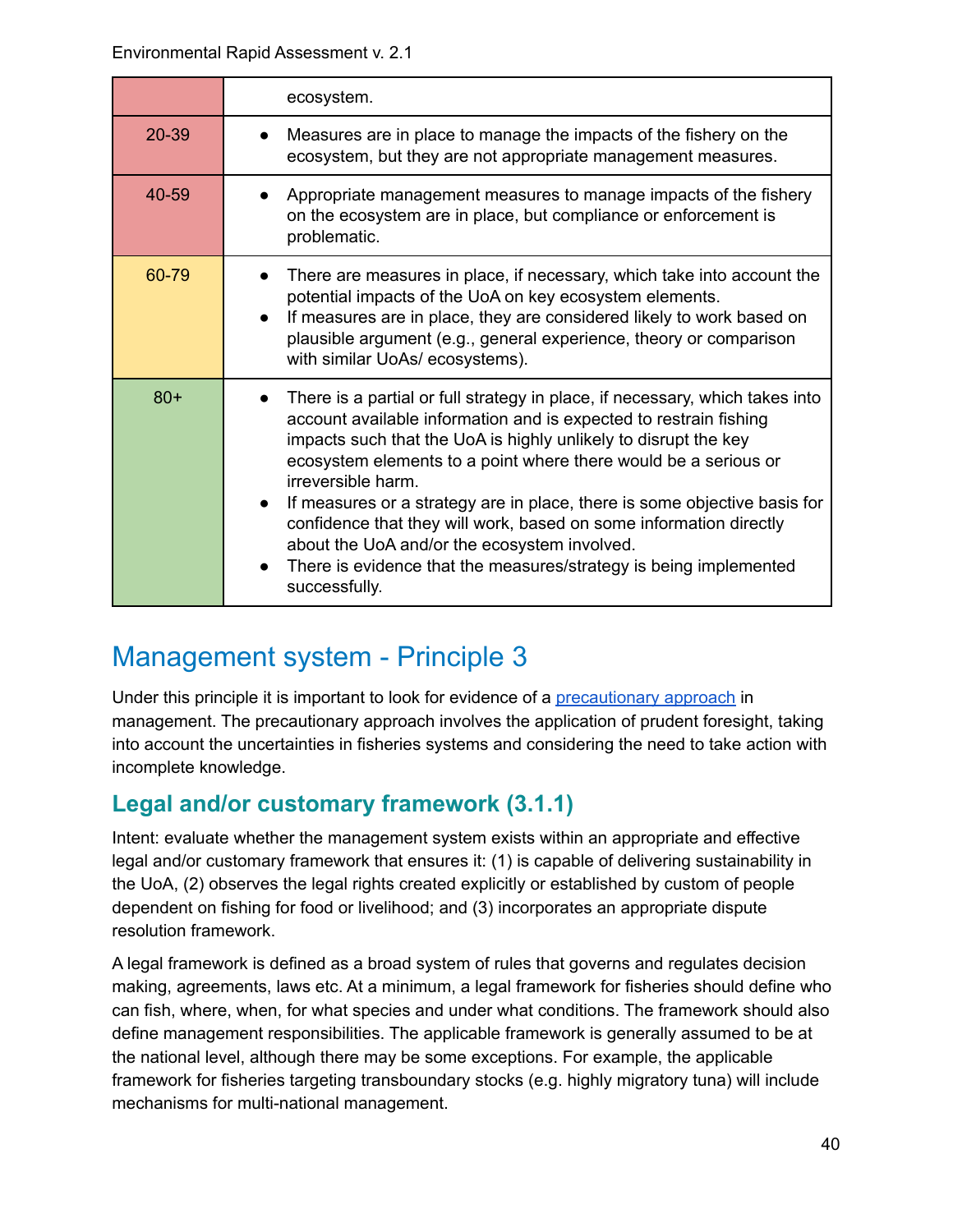| | |
|---|---|
| | ecosystem. |
| 20-39 | • Measures are in place to manage the impacts of the fishery on the ecosystem, but they are not appropriate management measures. |
| 40-59 | • Appropriate management measures to manage impacts of the fishery on the ecosystem are in place, but compliance or enforcement is problematic. |
| 60-79 | • There are measures in place, if necessary, which take into account the potential impacts of the UoA on key ecosystem elements.<br>• If measures are in place, they are considered likely to work based on plausible argument (e.g., general experience, theory or comparison with similar UoAs/ ecosystems). |
| 80+ | • There is a partial or full strategy in place, if necessary, which takes into account available information and is expected to restrain fishing impacts such that the UoA is highly unlikely to disrupt the key ecosystem elements to a point where there would be a serious or irreversible harm.<br>• If measures or a strategy are in place, there is some objective basis for confidence that they will work, based on some information directly about the UoA and/or the ecosystem involved.<br>• There is evidence that the measures/strategy is being implemented successfully. |

# Management system - Principle 3

Under this principle it is important to look for evidence of a precautionary approach in management. The precautionary approach involves the application of prudent foresight, taking into account the uncertainties in fisheries systems and considering the need to take action with incomplete knowledge.

## Legal and/or customary framework (3.1.1)

Intent: evaluate whether the management system exists within an appropriate and effective legal and/or customary framework that ensures it: (1) is capable of delivering sustainability in the UoA, (2) observes the legal rights created explicitly or established by custom of people dependent on fishing for food or livelihood; and (3) incorporates an appropriate dispute resolution framework.

A legal framework is defined as a broad system of rules that governs and regulates decision making, agreements, laws etc. At a minimum, a legal framework for fisheries should define who can fish, where, when, for what species and under what conditions. The framework should also define management responsibilities. The applicable framework is generally assumed to be at the national level, although there may be some exceptions. For example, the applicable framework for fisheries targeting transboundary stocks (e.g. highly migratory tuna) will include mechanisms for multi-national management.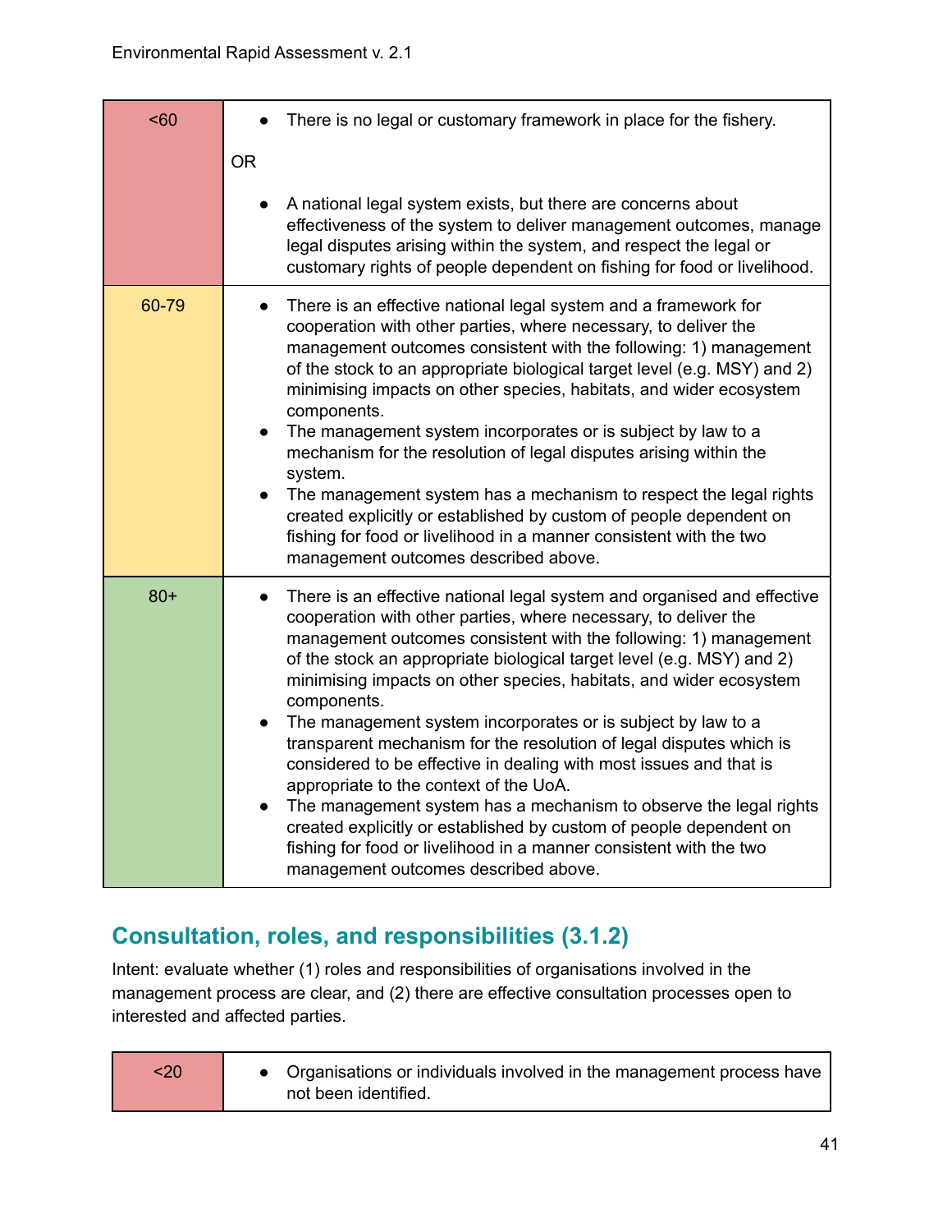| | |
|---|---|
| <60 | • There is no legal or customary framework in place for the fishery.<br><br>OR<br><br>• A national legal system exists, but there are concerns about effectiveness of the system to deliver management outcomes, manage legal disputes arising within the system, and respect the legal or customary rights of people dependent on fishing for food or livelihood. |
| 60-79 | • There is an effective national legal system and a framework for cooperation with other parties, where necessary, to deliver the management outcomes consistent with the following: 1) management of the stock to an appropriate biological target level (e.g. MSY) and 2) minimising impacts on other species, habitats, and wider ecosystem components.<br>• The management system incorporates or is subject by law to a mechanism for the resolution of legal disputes arising within the system.<br>• The management system has a mechanism to respect the legal rights created explicitly or established by custom of people dependent on fishing for food or livelihood in a manner consistent with the two management outcomes described above. |
| 80+ | • There is an effective national legal system and organised and effective cooperation with other parties, where necessary, to deliver the management outcomes consistent with the following: 1) management of the stock an appropriate biological target level (e.g. MSY) and 2) minimising impacts on other species, habitats, and wider ecosystem components.<br>• The management system incorporates or is subject by law to a transparent mechanism for the resolution of legal disputes which is considered to be effective in dealing with most issues and that is appropriate to the context of the UoA.<br>• The management system has a mechanism to observe the legal rights created explicitly or established by custom of people dependent on fishing for food or livelihood in a manner consistent with the two management outcomes described above. |

## Consultation, roles, and responsibilities (3.1.2)

Intent: evaluate whether (1) roles and responsibilities of organisations involved in the management process are clear, and (2) there are effective consultation processes open to interested and affected parties.

| | |
|---|---|
| <20 | • Organisations or individuals involved in the management process have not been identified. |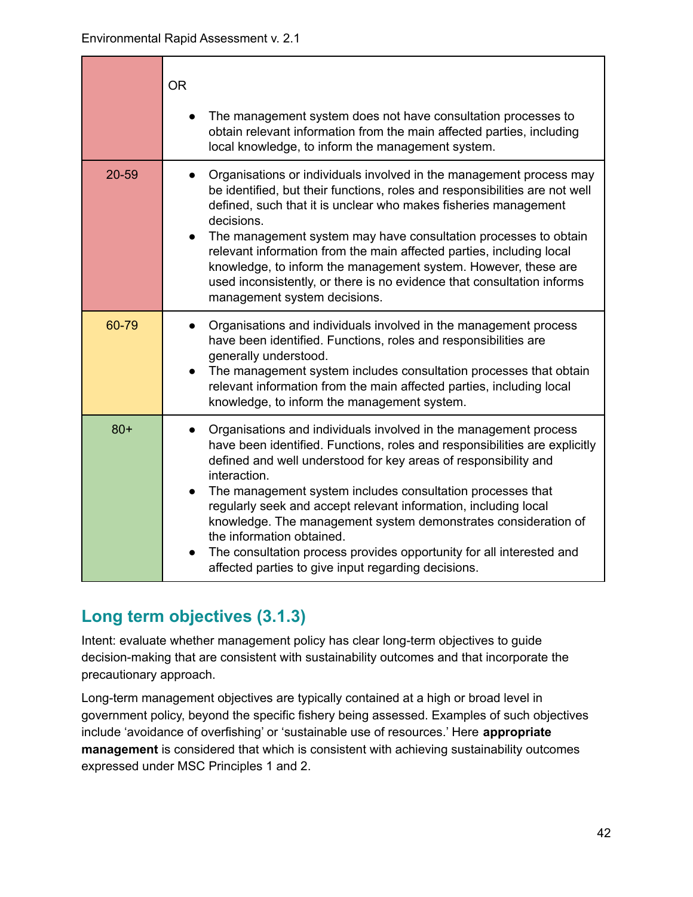| | |
|---|---|
| | OR<br><br>• The management system does not have consultation processes to obtain relevant information from the main affected parties, including local knowledge, to inform the management system. |
| 20-59 | • Organisations or individuals involved in the management process may be identified, but their functions, roles and responsibilities are not well defined, such that it is unclear who makes fisheries management decisions.<br>• The management system may have consultation processes to obtain relevant information from the main affected parties, including local knowledge, to inform the management system. However, these are used inconsistently, or there is no evidence that consultation informs management system decisions. |
| 60-79 | • Organisations and individuals involved in the management process have been identified. Functions, roles and responsibilities are generally understood.<br>• The management system includes consultation processes that obtain relevant information from the main affected parties, including local knowledge, to inform the management system. |
| 80+ | • Organisations and individuals involved in the management process have been identified. Functions, roles and responsibilities are explicitly defined and well understood for key areas of responsibility and interaction.<br>• The management system includes consultation processes that regularly seek and accept relevant information, including local knowledge. The management system demonstrates consideration of the information obtained.<br>• The consultation process provides opportunity for all interested and affected parties to give input regarding decisions. |

## Long term objectives (3.1.3)

Intent: evaluate whether management policy has clear long-term objectives to guide decision-making that are consistent with sustainability outcomes and that incorporate the precautionary approach.

Long-term management objectives are typically contained at a high or broad level in government policy, beyond the specific fishery being assessed. Examples of such objectives include 'avoidance of overfishing' or 'sustainable use of resources.' Here **appropriate management** is considered that which is consistent with achieving sustainability outcomes expressed under MSC Principles 1 and 2.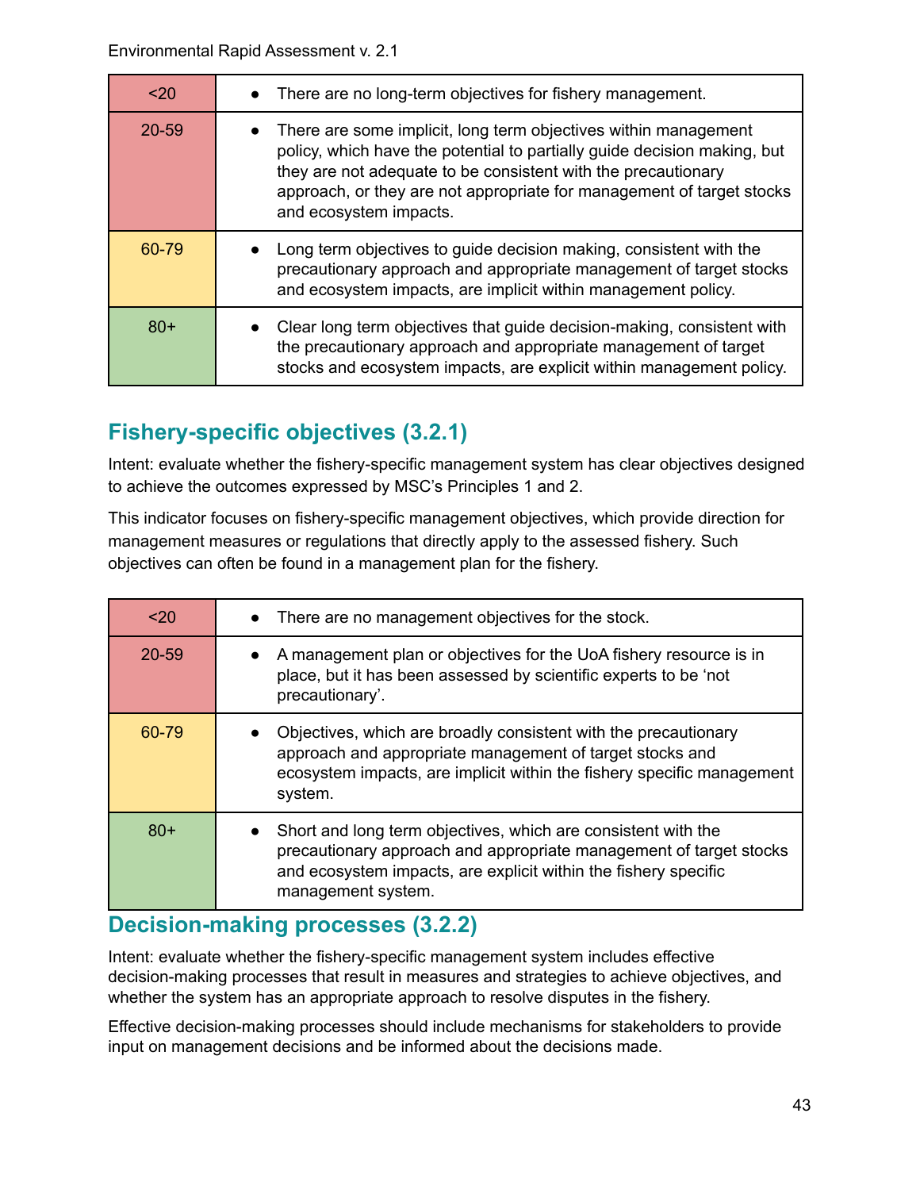| <20 | There are no long-term objectives for fishery management. |
|---|---|
| 20-59 | There are some implicit, long term objectives within management policy, which have the potential to partially guide decision making, but they are not adequate to be consistent with the precautionary approach, or they are not appropriate for management of target stocks and ecosystem impacts. |
| 60-79 | Long term objectives to guide decision making, consistent with the precautionary approach and appropriate management of target stocks and ecosystem impacts, are implicit within management policy. |
| 80+ | Clear long term objectives that guide decision-making, consistent with the precautionary approach and appropriate management of target stocks and ecosystem impacts, are explicit within management policy. |

## Fishery-specific objectives (3.2.1)

Intent: evaluate whether the fishery-specific management system has clear objectives designed to achieve the outcomes expressed by MSC's Principles 1 and 2.

This indicator focuses on fishery-specific management objectives, which provide direction for management measures or regulations that directly apply to the assessed fishery. Such objectives can often be found in a management plan for the fishery.

| <20 | There are no management objectives for the stock. |
|---|---|
| 20-59 | A management plan or objectives for the UoA fishery resource is in place, but it has been assessed by scientific experts to be 'not precautionary'. |
| 60-79 | Objectives, which are broadly consistent with the precautionary approach and appropriate management of target stocks and ecosystem impacts, are implicit within the fishery specific management system. |
| 80+ | Short and long term objectives, which are consistent with the precautionary approach and appropriate management of target stocks and ecosystem impacts, are explicit within the fishery specific management system. |

## Decision-making processes (3.2.2)

Intent: evaluate whether the fishery-specific management system includes effective decision-making processes that result in measures and strategies to achieve objectives, and whether the system has an appropriate approach to resolve disputes in the fishery.

Effective decision-making processes should include mechanisms for stakeholders to provide input on management decisions and be informed about the decisions made.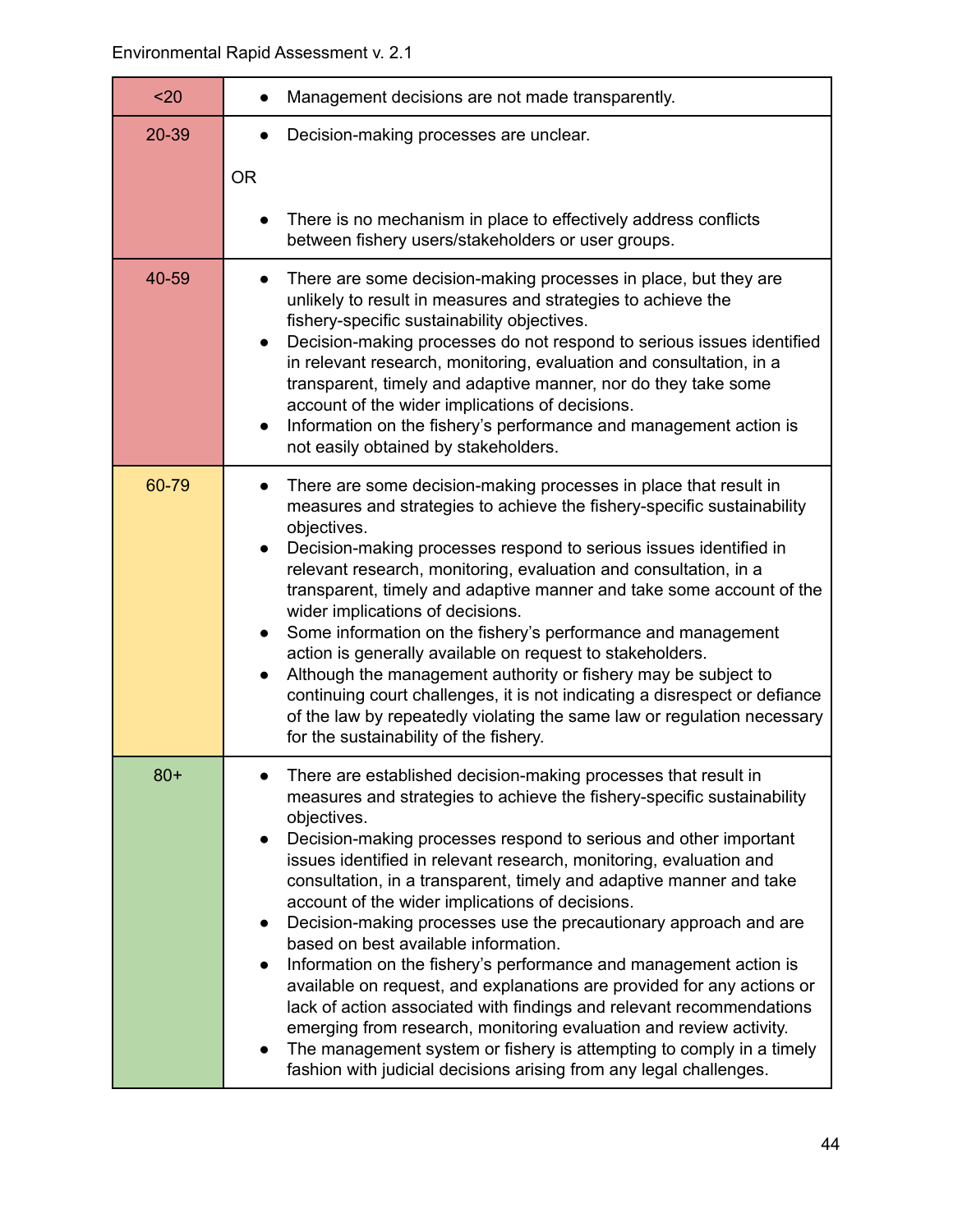| | |
|---|---|
| <20 | • Management decisions are not made transparently. |
| 20-39 | • Decision-making processes are unclear.<br><br>OR<br><br>• There is no mechanism in place to effectively address conflicts between fishery users/stakeholders or user groups. |
| 40-59 | • There are some decision-making processes in place, but they are unlikely to result in measures and strategies to achieve the fishery-specific sustainability objectives.<br>• Decision-making processes do not respond to serious issues identified in relevant research, monitoring, evaluation and consultation, in a transparent, timely and adaptive manner, nor do they take some account of the wider implications of decisions.<br>• Information on the fishery's performance and management action is not easily obtained by stakeholders. |
| 60-79 | • There are some decision-making processes in place that result in measures and strategies to achieve the fishery-specific sustainability objectives.<br>• Decision-making processes respond to serious issues identified in relevant research, monitoring, evaluation and consultation, in a transparent, timely and adaptive manner and take some account of the wider implications of decisions.<br>• Some information on the fishery's performance and management action is generally available on request to stakeholders.<br>• Although the management authority or fishery may be subject to continuing court challenges, it is not indicating a disrespect or defiance of the law by repeatedly violating the same law or regulation necessary for the sustainability of the fishery. |
| 80+ | • There are established decision-making processes that result in measures and strategies to achieve the fishery-specific sustainability objectives.<br>• Decision-making processes respond to serious and other important issues identified in relevant research, monitoring, evaluation and consultation, in a transparent, timely and adaptive manner and take account of the wider implications of decisions.<br>• Decision-making processes use the precautionary approach and are based on best available information.<br>• Information on the fishery's performance and management action is available on request, and explanations are provided for any actions or lack of action associated with findings and relevant recommendations emerging from research, monitoring evaluation and review activity.<br>• The management system or fishery is attempting to comply in a timely fashion with judicial decisions arising from any legal challenges. |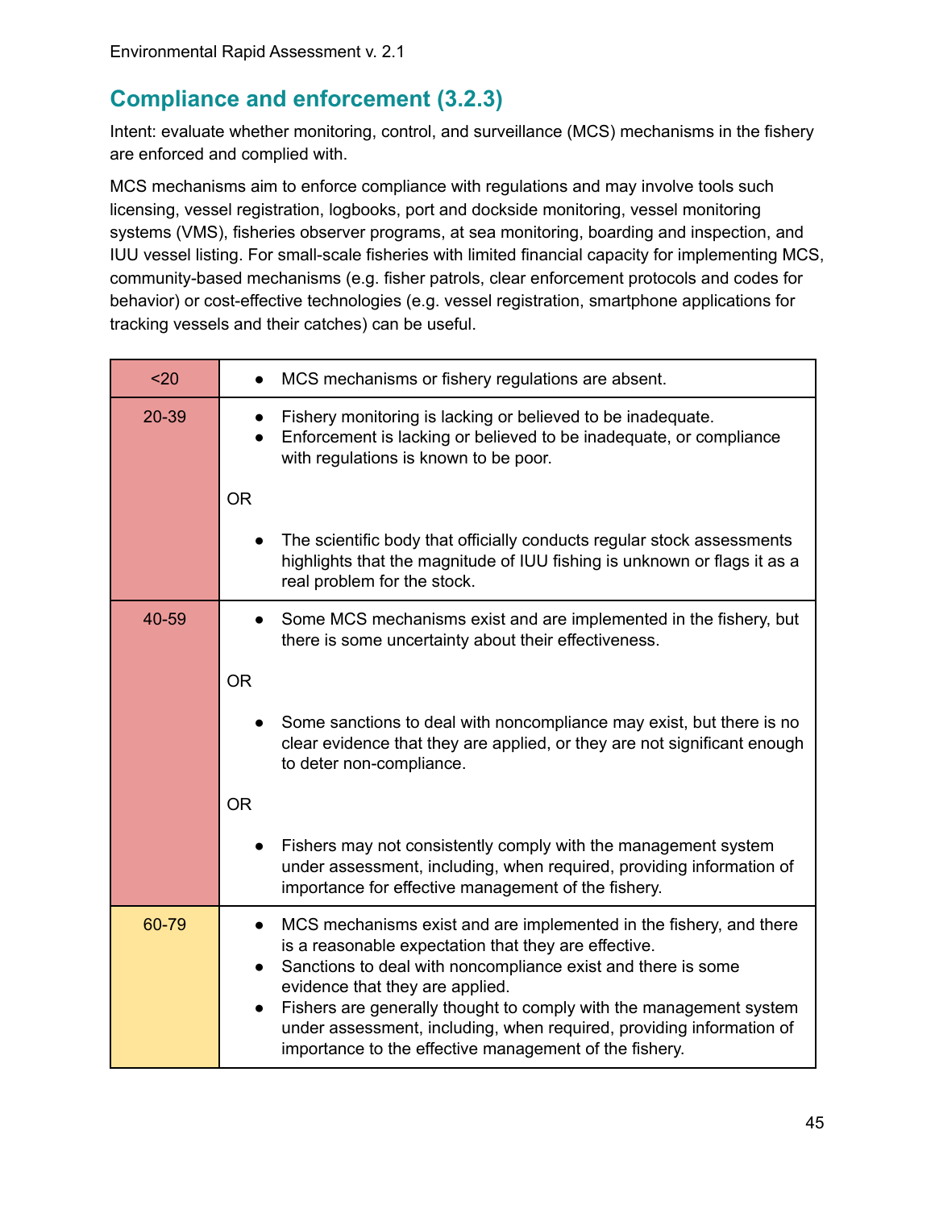## Compliance and enforcement (3.2.3)

Intent: evaluate whether monitoring, control, and surveillance (MCS) mechanisms in the fishery are enforced and complied with.

MCS mechanisms aim to enforce compliance with regulations and may involve tools such licensing, vessel registration, logbooks, port and dockside monitoring, vessel monitoring systems (VMS), fisheries observer programs, at sea monitoring, boarding and inspection, and IUU vessel listing. For small-scale fisheries with limited financial capacity for implementing MCS, community-based mechanisms (e.g. fisher patrols, clear enforcement protocols and codes for behavior) or cost-effective technologies (e.g. vessel registration, smartphone applications for tracking vessels and their catches) can be useful.

| Score | Criteria |
|---|---|
| <20 | • MCS mechanisms or fishery regulations are absent. |
| 20-39 | • Fishery monitoring is lacking or believed to be inadequate.<br>• Enforcement is lacking or believed to be inadequate, or compliance with regulations is known to be poor.<br><br>OR<br><br>• The scientific body that officially conducts regular stock assessments highlights that the magnitude of IUU fishing is unknown or flags it as a real problem for the stock. |
| 40-59 | • Some MCS mechanisms exist and are implemented in the fishery, but there is some uncertainty about their effectiveness.<br><br>OR<br><br>• Some sanctions to deal with noncompliance may exist, but there is no clear evidence that they are applied, or they are not significant enough to deter non-compliance.<br><br>OR<br><br>• Fishers may not consistently comply with the management system under assessment, including, when required, providing information of importance for effective management of the fishery. |
| 60-79 | • MCS mechanisms exist and are implemented in the fishery, and there is a reasonable expectation that they are effective.<br>• Sanctions to deal with noncompliance exist and there is some evidence that they are applied.<br>• Fishers are generally thought to comply with the management system under assessment, including, when required, providing information of importance to the effective management of the fishery. |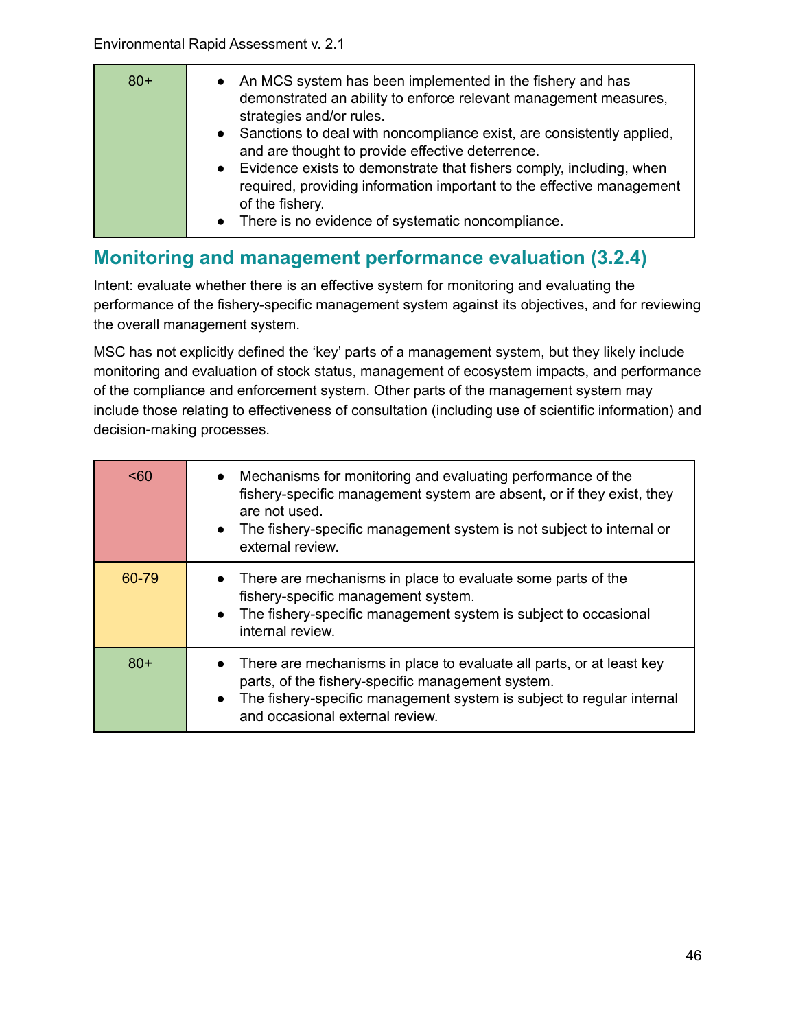| 80+ | • An MCS system has been implemented in the fishery and has demonstrated an ability to enforce relevant management measures, strategies and/or rules.<br>• Sanctions to deal with noncompliance exist, are consistently applied, and are thought to provide effective deterrence.<br>• Evidence exists to demonstrate that fishers comply, including, when required, providing information important to the effective management of the fishery.<br>• There is no evidence of systematic noncompliance. |
|---|---|

## Monitoring and management performance evaluation (3.2.4)

Intent: evaluate whether there is an effective system for monitoring and evaluating the performance of the fishery-specific management system against its objectives, and for reviewing the overall management system.

MSC has not explicitly defined the 'key' parts of a management system, but they likely include monitoring and evaluation of stock status, management of ecosystem impacts, and performance of the compliance and enforcement system. Other parts of the management system may include those relating to effectiveness of consultation (including use of scientific information) and decision-making processes.

| <60 | • Mechanisms for monitoring and evaluating performance of the fishery-specific management system are absent, or if they exist, they are not used.<br>• The fishery-specific management system is not subject to internal or external review. |
|---|---|
| 60-79 | • There are mechanisms in place to evaluate some parts of the fishery-specific management system.<br>• The fishery-specific management system is subject to occasional internal review. |
| 80+ | • There are mechanisms in place to evaluate all parts, or at least key parts, of the fishery-specific management system.<br>• The fishery-specific management system is subject to regular internal and occasional external review. |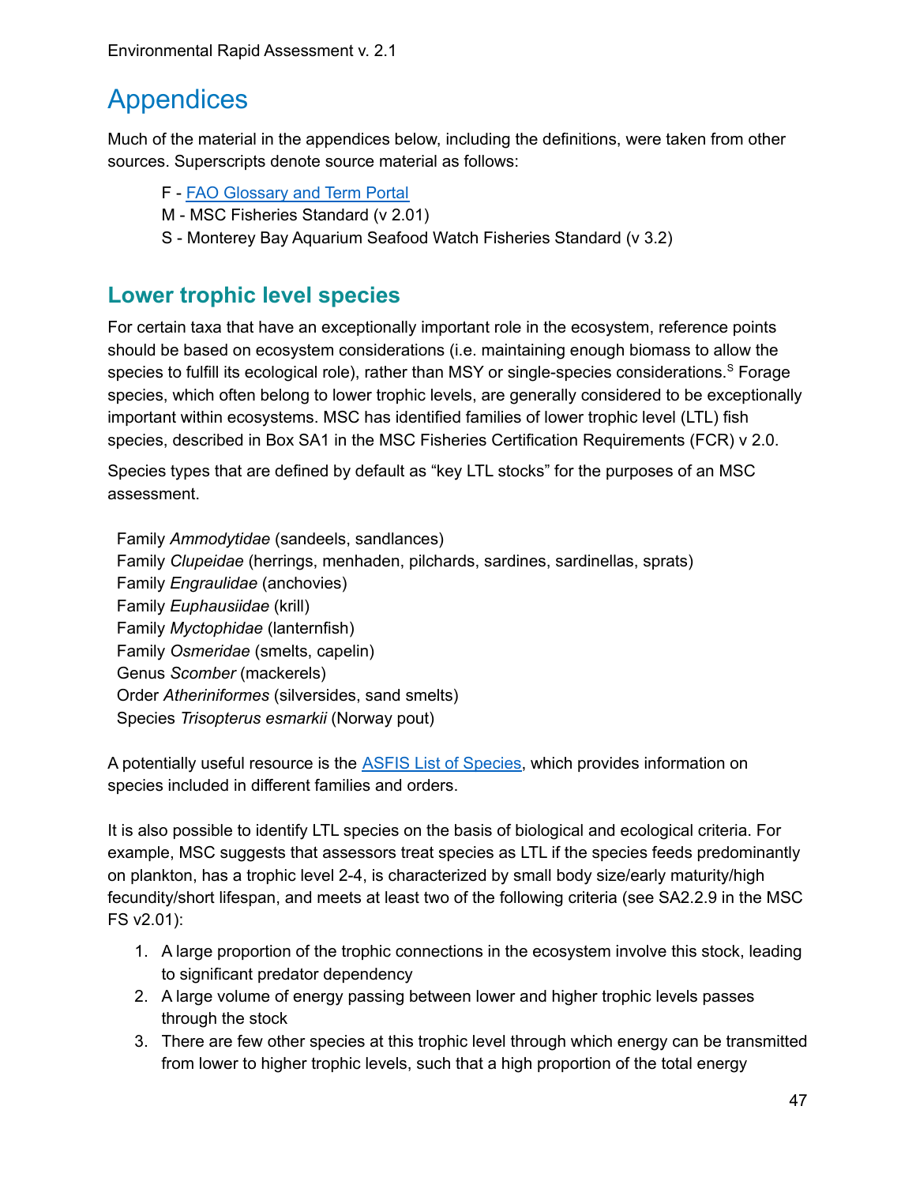# Appendices

Much of the material in the appendices below, including the definitions, were taken from other sources. Superscripts denote source material as follows:

F - [FAO Glossary and Term Portal](#)
M - MSC Fisheries Standard (v 2.01)
S - Monterey Bay Aquarium Seafood Watch Fisheries Standard (v 3.2)

## Lower trophic level species

For certain taxa that have an exceptionally important role in the ecosystem, reference points should be based on ecosystem considerations (i.e. maintaining enough biomass to allow the species to fulfill its ecological role), rather than MSY or single-species considerations.[S] Forage species, which often belong to lower trophic levels, are generally considered to be exceptionally important within ecosystems. MSC has identified families of lower trophic level (LTL) fish species, described in Box SA1 in the MSC Fisheries Certification Requirements (FCR) v 2.0.

Species types that are defined by default as "key LTL stocks" for the purposes of an MSC assessment.

Family *Ammodytidae* (sandeels, sandlances)
Family *Clupeidae* (herrings, menhaden, pilchards, sardines, sardinellas, sprats)
Family *Engraulidae* (anchovies)
Family *Euphausiidae* (krill)
Family *Myctophidae* (lanternfish)
Family *Osmeridae* (smelts, capelin)
Genus *Scomber* (mackerels)
Order *Atheriniformes* (silversides, sand smelts)
Species *Trisopterus esmarkii* (Norway pout)

A potentially useful resource is the [ASFIS List of Species](#), which provides information on species included in different families and orders.

It is also possible to identify LTL species on the basis of biological and ecological criteria. For example, MSC suggests that assessors treat species as LTL if the species feeds predominantly on plankton, has a trophic level 2-4, is characterized by small body size/early maturity/high fecundity/short lifespan, and meets at least two of the following criteria (see SA2.2.9 in the MSC FS v2.01):

1. A large proportion of the trophic connections in the ecosystem involve this stock, leading to significant predator dependency
2. A large volume of energy passing between lower and higher trophic levels passes through the stock
3. There are few other species at this trophic level through which energy can be transmitted from lower to higher trophic levels, such that a high proportion of the total energy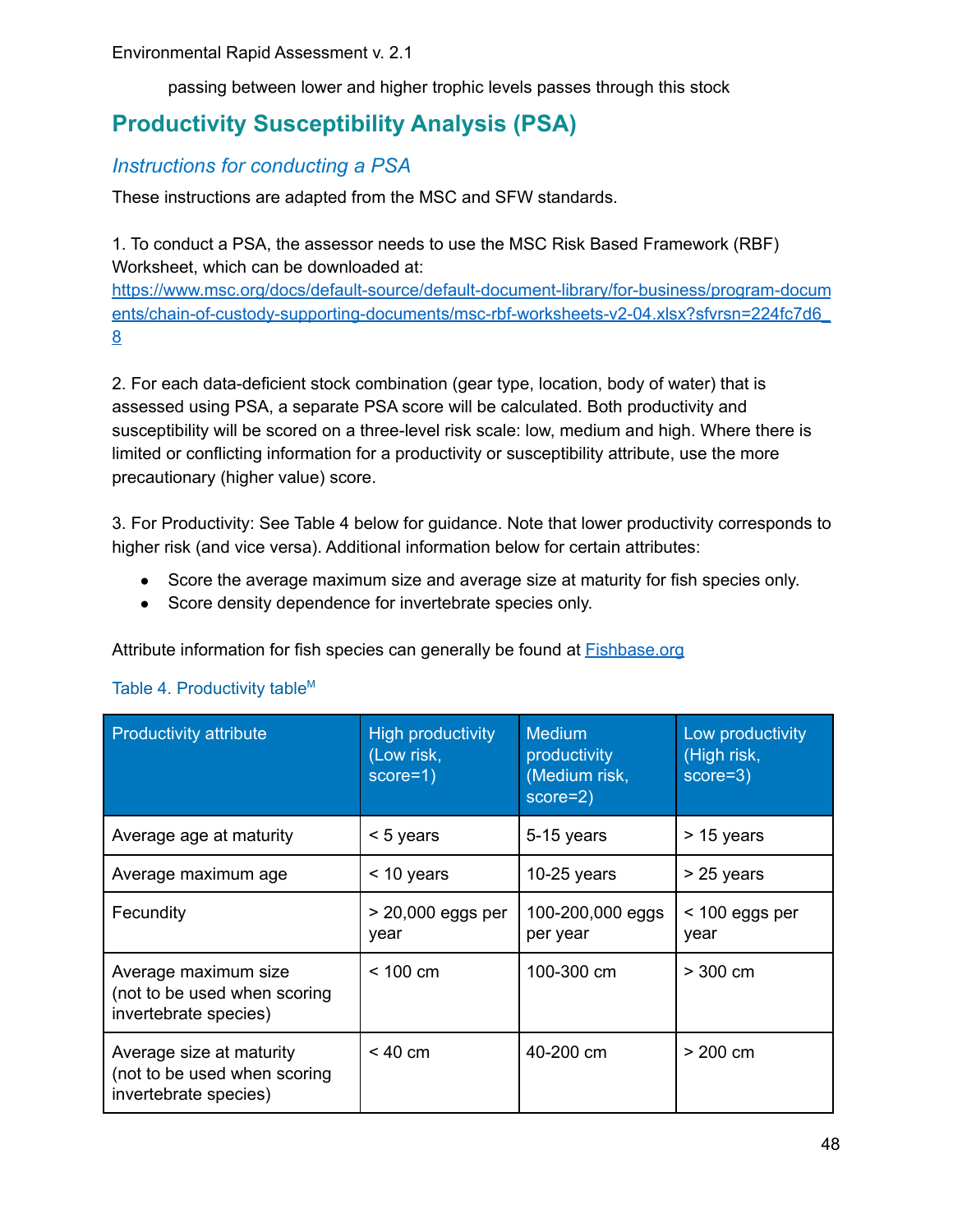passing between lower and higher trophic levels passes through this stock

## Productivity Susceptibility Analysis (PSA)

### *Instructions for conducting a PSA*

These instructions are adapted from the MSC and SFW standards.

1. To conduct a PSA, the assessor needs to use the MSC Risk Based Framework (RBF) Worksheet, which can be downloaded at: [https://www.msc.org/docs/default-source/default-document-library/for-business/program-documents/chain-of-custody-supporting-documents/msc-rbf-worksheets-v2-04.xlsx?sfvrsn=224fc7d6_8](https://www.msc.org/docs/default-source/default-document-library/for-business/program-documents/chain-of-custody-supporting-documents/msc-rbf-worksheets-v2-04.xlsx?sfvrsn=224fc7d6_8)

2. For each data-deficient stock combination (gear type, location, body of water) that is assessed using PSA, a separate PSA score will be calculated. Both productivity and susceptibility will be scored on a three-level risk scale: low, medium and high. Where there is limited or conflicting information for a productivity or susceptibility attribute, use the more precautionary (higher value) score.

3. For Productivity: See Table 4 below for guidance. Note that lower productivity corresponds to higher risk (and vice versa). Additional information below for certain attributes:

- Score the average maximum size and average size at maturity for fish species only.
- Score density dependence for invertebrate species only.

Attribute information for fish species can generally be found at [Fishbase.org](Fishbase.org)

Table 4. Productivity table[M]

| Productivity attribute | High productivity (Low risk, score=1) | Medium productivity (Medium risk, score=2) | Low productivity (High risk, score=3) |
|---|---|---|---|
| Average age at maturity | < 5 years | 5-15 years | > 15 years |
| Average maximum age | < 10 years | 10-25 years | > 25 years |
| Fecundity | > 20,000 eggs per year | 100-200,000 eggs per year | < 100 eggs per year |
| Average maximum size (not to be used when scoring invertebrate species) | < 100 cm | 100-300 cm | > 300 cm |
| Average size at maturity (not to be used when scoring invertebrate species) | < 40 cm | 40-200 cm | > 200 cm |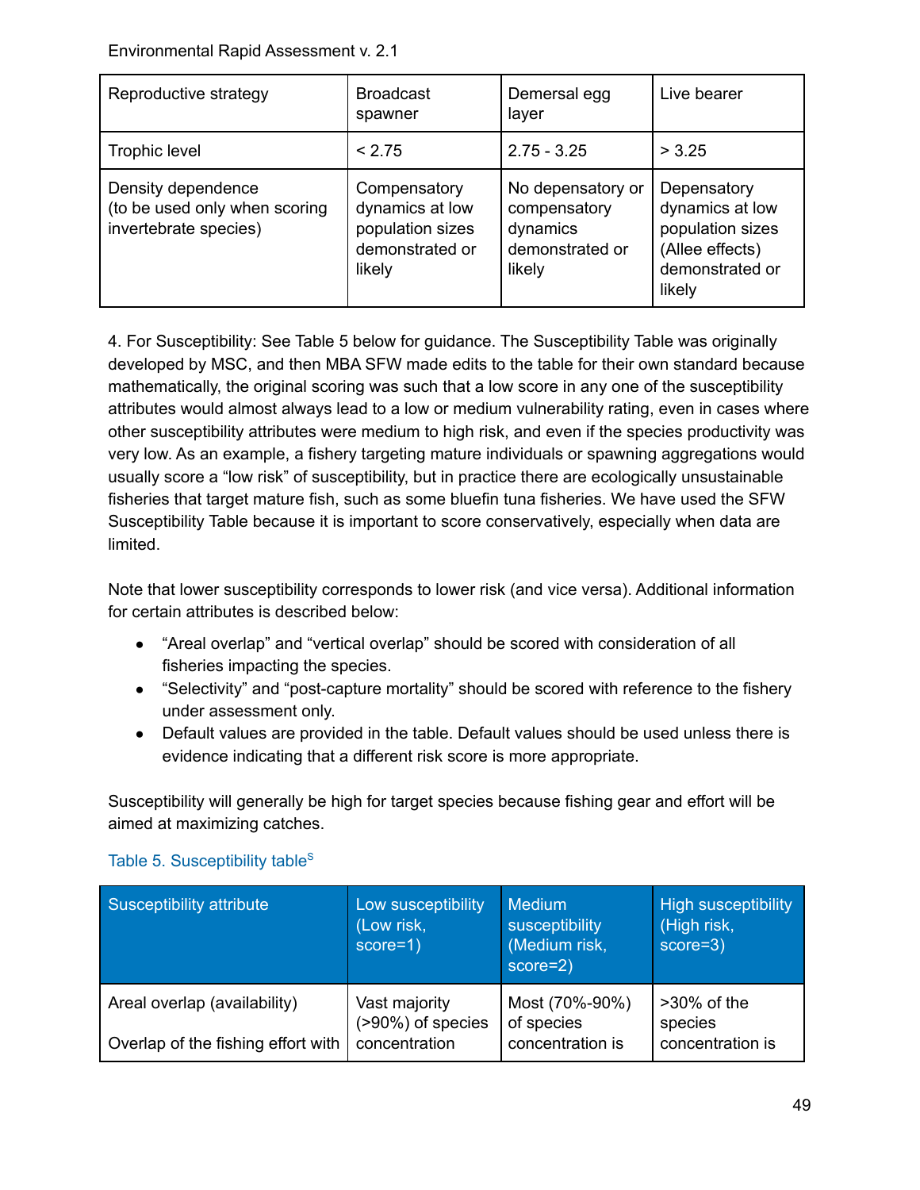| Reproductive strategy | Broadcast spawner | Demersal egg layer | Live bearer |
|---|---|---|---|
| Trophic level | < 2.75 | 2.75 - 3.25 | > 3.25 |
| Density dependence (to be used only when scoring invertebrate species) | Compensatory dynamics at low population sizes demonstrated or likely | No depensatory or compensatory dynamics demonstrated or likely | Depensatory dynamics at low population sizes (Allee effects) demonstrated or likely |

4. For Susceptibility: See Table 5 below for guidance. The Susceptibility Table was originally developed by MSC, and then MBA SFW made edits to the table for their own standard because mathematically, the original scoring was such that a low score in any one of the susceptibility attributes would almost always lead to a low or medium vulnerability rating, even in cases where other susceptibility attributes were medium to high risk, and even if the species productivity was very low. As an example, a fishery targeting mature individuals or spawning aggregations would usually score a "low risk" of susceptibility, but in practice there are ecologically unsustainable fisheries that target mature fish, such as some bluefin tuna fisheries. We have used the SFW Susceptibility Table because it is important to score conservatively, especially when data are limited.

Note that lower susceptibility corresponds to lower risk (and vice versa). Additional information for certain attributes is described below:

- "Areal overlap" and "vertical overlap" should be scored with consideration of all fisheries impacting the species.
- "Selectivity" and "post-capture mortality" should be scored with reference to the fishery under assessment only.
- Default values are provided in the table. Default values should be used unless there is evidence indicating that a different risk score is more appropriate.

Susceptibility will generally be high for target species because fishing gear and effort will be aimed at maximizing catches.

Table 5. Susceptibility table[S]

| Susceptibility attribute | Low susceptibility (Low risk, score=1) | Medium susceptibility (Medium risk, score=2) | High susceptibility (High risk, score=3) |
|---|---|---|---|
| Areal overlap (availability)<br><br>Overlap of the fishing effort with | Vast majority (>90%) of species concentration | Most (70%-90%) of species concentration is | >30% of the species concentration is |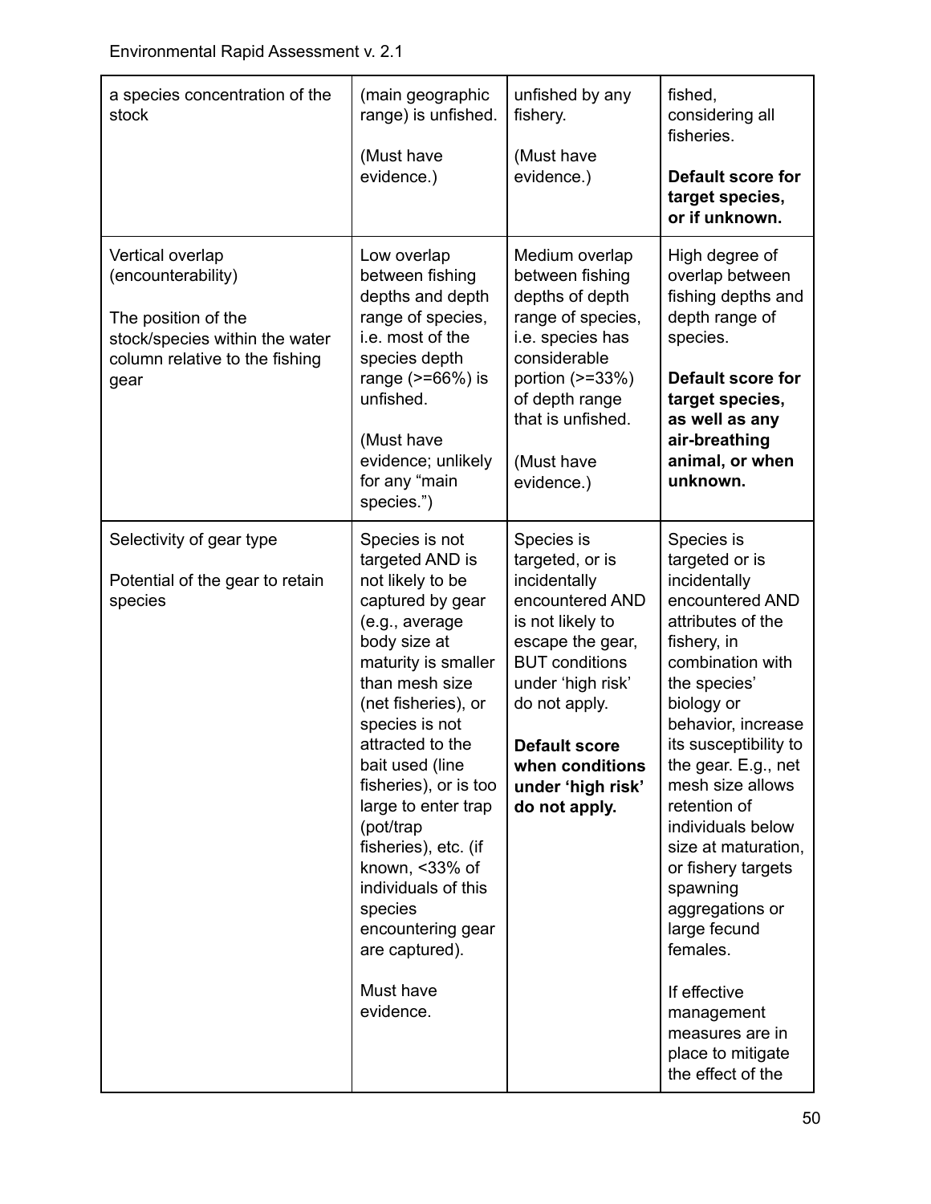| a species concentration of the stock | (main geographic range) is unfished.<br><br>(Must have evidence.) | unfished by any fishery.<br><br>(Must have evidence.) | fished, considering all fisheries.<br><br>**Default score for target species, or if unknown.** |
|---|---|---|---|
| Vertical overlap (encounterability)<br><br>The position of the stock/species within the water column relative to the fishing gear | Low overlap between fishing depths and depth range of species, i.e. most of the species depth range (>=66%) is unfished.<br><br>(Must have evidence; unlikely for any "main species.") | Medium overlap between fishing depths of depth range of species, i.e. species has considerable portion (>=33%) of depth range that is unfished.<br><br>(Must have evidence.) | High degree of overlap between fishing depths and depth range of species.<br><br>**Default score for target species, as well as any air-breathing animal, or when unknown.** |
| Selectivity of gear type<br><br>Potential of the gear to retain species | Species is not targeted AND is not likely to be captured by gear (e.g., average body size at maturity is smaller than mesh size (net fisheries), or species is not attracted to the bait used (line fisheries), or is too large to enter trap (pot/trap fisheries), etc. (if known, <33% of individuals of this species encountering gear are captured).<br><br>Must have evidence. | Species is targeted, or is incidentally encountered AND is not likely to escape the gear, BUT conditions under 'high risk' do not apply.<br><br>**Default score when conditions under 'high risk' do not apply.** | Species is targeted or is incidentally encountered AND attributes of the fishery, in combination with the species' biology or behavior, increase its susceptibility to the gear. E.g., net mesh size allows retention of individuals below size at maturation, or fishery targets spawning aggregations or large fecund females.<br><br>If effective management measures are in place to mitigate the effect of the |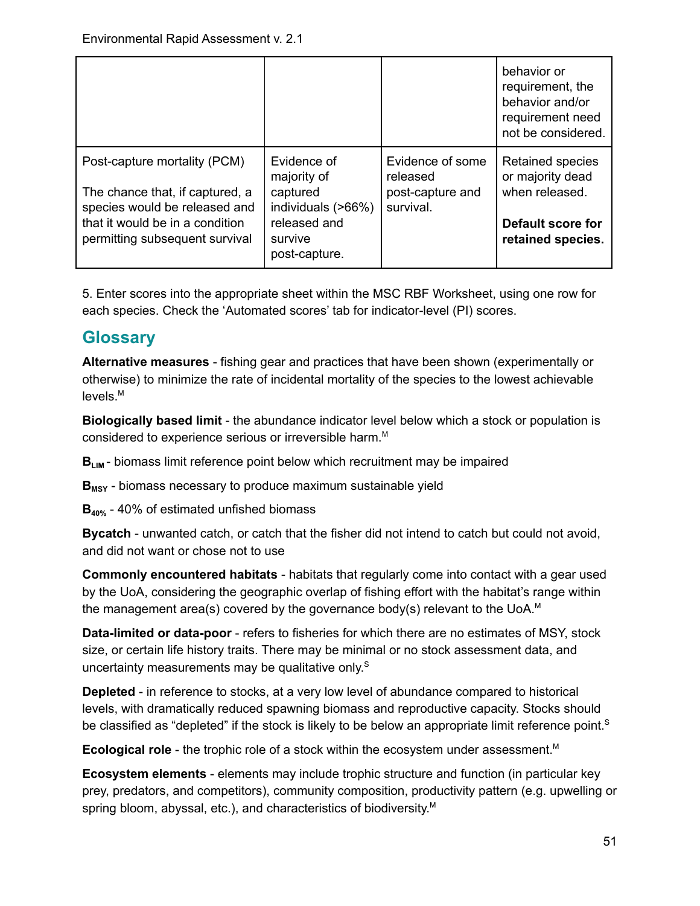| | | | |
|---|---|---|---|
| | | | behavior or requirement, the behavior and/or requirement need not be considered. |
| Post-capture mortality (PCM)<br><br>The chance that, if captured, a species would be released and that it would be in a condition permitting subsequent survival | Evidence of majority of captured individuals (>66%) released and survive post-capture. | Evidence of some released post-capture and survival. | Retained species or majority dead when released.<br><br>**Default score for retained species.** |

5. Enter scores into the appropriate sheet within the MSC RBF Worksheet, using one row for each species. Check the 'Automated scores' tab for indicator-level (PI) scores.

## Glossary

**Alternative measures** - fishing gear and practices that have been shown (experimentally or otherwise) to minimize the rate of incidental mortality of the species to the lowest achievable levels.[M]

**Biologically based limit** - the abundance indicator level below which a stock or population is considered to experience serious or irreversible harm.[M]

**$B_{LIM}$** - biomass limit reference point below which recruitment may be impaired

**$B_{MSY}$** - biomass necessary to produce maximum sustainable yield

**$B_{40\%}$** - 40% of estimated unfished biomass

**Bycatch** - unwanted catch, or catch that the fisher did not intend to catch but could not avoid, and did not want or chose not to use

**Commonly encountered habitats** - habitats that regularly come into contact with a gear used by the UoA, considering the geographic overlap of fishing effort with the habitat's range within the management area(s) covered by the governance body(s) relevant to the UoA.[M]

**Data-limited or data-poor** - refers to fisheries for which there are no estimates of MSY, stock size, or certain life history traits. There may be minimal or no stock assessment data, and uncertainty measurements may be qualitative only.[S]

**Depleted** - in reference to stocks, at a very low level of abundance compared to historical levels, with dramatically reduced spawning biomass and reproductive capacity. Stocks should be classified as "depleted" if the stock is likely to be below an appropriate limit reference point.[S]

**Ecological role** - the trophic role of a stock within the ecosystem under assessment.[M]

**Ecosystem elements** - elements may include trophic structure and function (in particular key prey, predators, and competitors), community composition, productivity pattern (e.g. upwelling or spring bloom, abyssal, etc.), and characteristics of biodiversity.[M]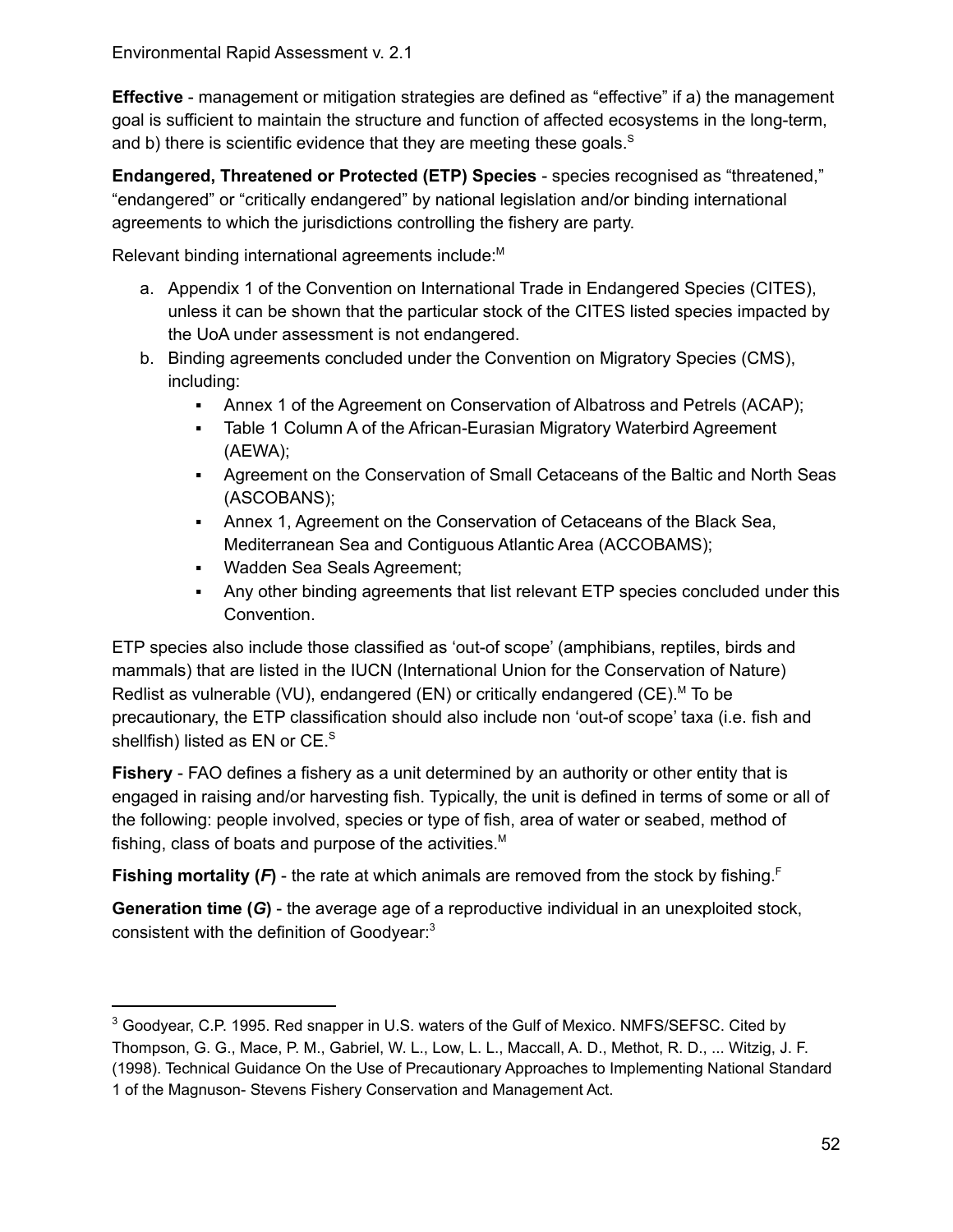**Effective** - management or mitigation strategies are defined as "effective" if a) the management goal is sufficient to maintain the structure and function of affected ecosystems in the long-term, and b) there is scientific evidence that they are meeting these goals.[S]

**Endangered, Threatened or Protected (ETP) Species** - species recognised as "threatened," "endangered" or "critically endangered" by national legislation and/or binding international agreements to which the jurisdictions controlling the fishery are party.

Relevant binding international agreements include:[M]

a. Appendix 1 of the Convention on International Trade in Endangered Species (CITES), unless it can be shown that the particular stock of the CITES listed species impacted by the UoA under assessment is not endangered.
b. Binding agreements concluded under the Convention on Migratory Species (CMS), including:
   - Annex 1 of the Agreement on Conservation of Albatross and Petrels (ACAP);
   - Table 1 Column A of the African-Eurasian Migratory Waterbird Agreement (AEWA);
   - Agreement on the Conservation of Small Cetaceans of the Baltic and North Seas (ASCOBANS);
   - Annex 1, Agreement on the Conservation of Cetaceans of the Black Sea, Mediterranean Sea and Contiguous Atlantic Area (ACCOBAMS);
   - Wadden Sea Seals Agreement;
   - Any other binding agreements that list relevant ETP species concluded under this Convention.

ETP species also include those classified as 'out-of scope' (amphibians, reptiles, birds and mammals) that are listed in the IUCN (International Union for the Conservation of Nature) Redlist as vulnerable (VU), endangered (EN) or critically endangered (CE).[M] To be precautionary, the ETP classification should also include non 'out-of scope' taxa (i.e. fish and shellfish) listed as EN or CE.[S]

**Fishery** - FAO defines a fishery as a unit determined by an authority or other entity that is engaged in raising and/or harvesting fish. Typically, the unit is defined in terms of some or all of the following: people involved, species or type of fish, area of water or seabed, method of fishing, class of boats and purpose of the activities.[M]

**Fishing mortality (*F*)** - the rate at which animals are removed from the stock by fishing.[F]

**Generation time (*G*)** - the average age of a reproductive individual in an unexploited stock, consistent with the definition of Goodyear:[3]

---

[3] Goodyear, C.P. 1995. Red snapper in U.S. waters of the Gulf of Mexico. NMFS/SEFSC. Cited by Thompson, G. G., Mace, P. M., Gabriel, W. L., Low, L. L., Maccall, A. D., Methot, R. D., ... Witzig, J. F. (1998). Technical Guidance On the Use of Precautionary Approaches to Implementing National Standard 1 of the Magnuson- Stevens Fishery Conservation and Management Act.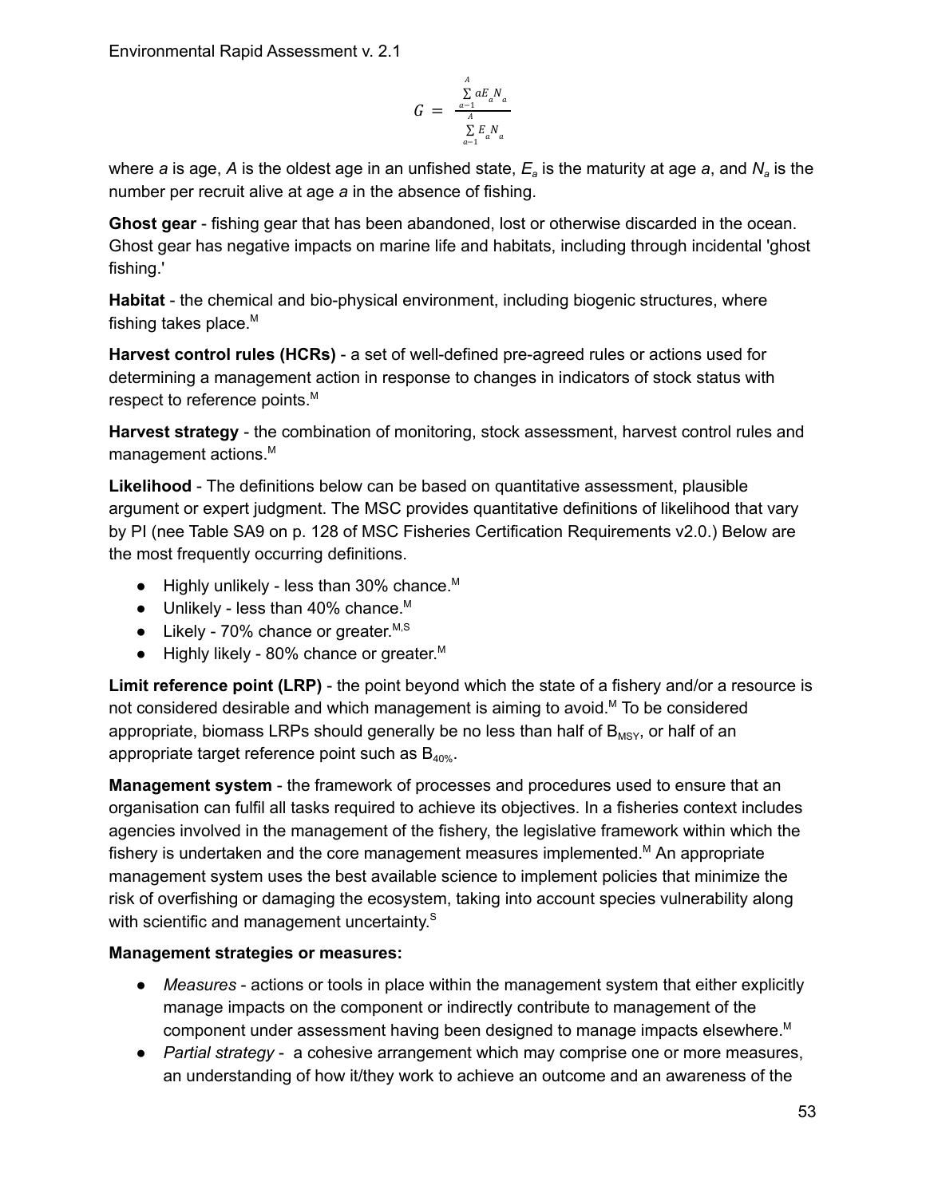$$G = \frac{\sum_{a=1}^{A} aE_a N_a}{\sum_{a=1}^{A} E_a N_a}$$

where $a$ is age, $A$ is the oldest age in an unfished state, $E_a$ is the maturity at age $a$, and $N_a$ is the number per recruit alive at age $a$ in the absence of fishing.

**Ghost gear** - fishing gear that has been abandoned, lost or otherwise discarded in the ocean. Ghost gear has negative impacts on marine life and habitats, including through incidental 'ghost fishing.'

**Habitat** - the chemical and bio-physical environment, including biogenic structures, where fishing takes place.[M]

**Harvest control rules (HCRs)** - a set of well-defined pre-agreed rules or actions used for determining a management action in response to changes in indicators of stock status with respect to reference points.[M]

**Harvest strategy** - the combination of monitoring, stock assessment, harvest control rules and management actions.[M]

**Likelihood** - The definitions below can be based on quantitative assessment, plausible argument or expert judgment. The MSC provides quantitative definitions of likelihood that vary by PI (nee Table SA9 on p. 128 of MSC Fisheries Certification Requirements v2.0.) Below are the most frequently occurring definitions.

- Highly unlikely - less than 30% chance.[M]
- Unlikely - less than 40% chance.[M]
- Likely - 70% chance or greater.[M,S]
- Highly likely - 80% chance or greater.[M]

**Limit reference point (LRP)** - the point beyond which the state of a fishery and/or a resource is not considered desirable and which management is aiming to avoid.[M] To be considered appropriate, biomass LRPs should generally be no less than half of $B_{MSY}$, or half of an appropriate target reference point such as $B_{40\%}$.

**Management system** - the framework of processes and procedures used to ensure that an organisation can fulfil all tasks required to achieve its objectives. In a fisheries context includes agencies involved in the management of the fishery, the legislative framework within which the fishery is undertaken and the core management measures implemented.[M] An appropriate management system uses the best available science to implement policies that minimize the risk of overfishing or damaging the ecosystem, taking into account species vulnerability along with scientific and management uncertainty.[S]

**Management strategies or measures:**

- *Measures* - actions or tools in place within the management system that either explicitly manage impacts on the component or indirectly contribute to management of the component under assessment having been designed to manage impacts elsewhere.[M]
- *Partial strategy* - a cohesive arrangement which may comprise one or more measures, an understanding of how it/they work to achieve an outcome and an awareness of the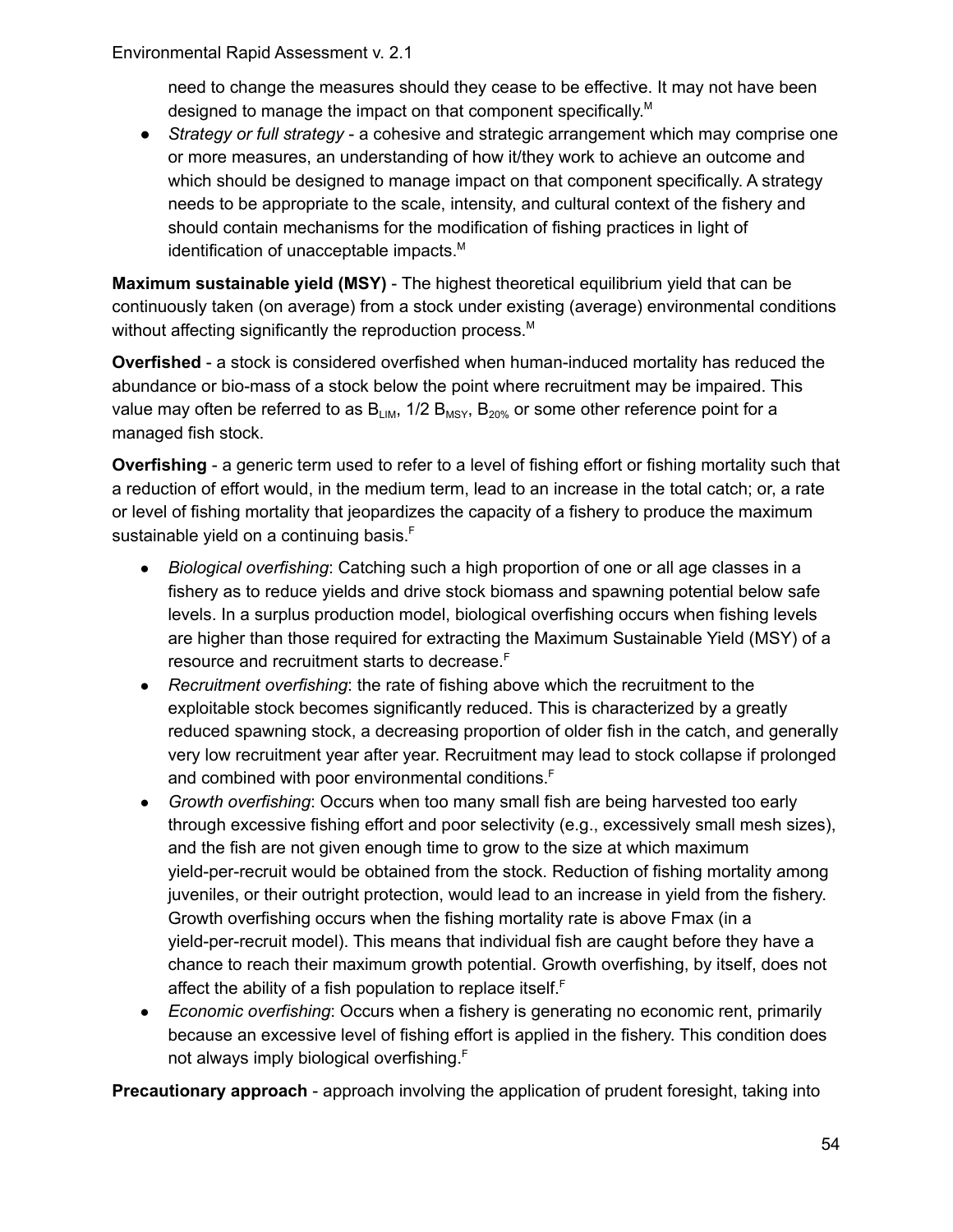need to change the measures should they cease to be effective. It may not have been designed to manage the impact on that component specifically.[M]

- *Strategy or full strategy* - a cohesive and strategic arrangement which may comprise one or more measures, an understanding of how it/they work to achieve an outcome and which should be designed to manage impact on that component specifically. A strategy needs to be appropriate to the scale, intensity, and cultural context of the fishery and should contain mechanisms for the modification of fishing practices in light of identification of unacceptable impacts.[M]

**Maximum sustainable yield (MSY)** - The highest theoretical equilibrium yield that can be continuously taken (on average) from a stock under existing (average) environmental conditions without affecting significantly the reproduction process.[M]

**Overfished** - a stock is considered overfished when human-induced mortality has reduced the abundance or bio-mass of a stock below the point where recruitment may be impaired. This value may often be referred to as $B_{LIM}$, 1/2 $B_{MSY}$, $B_{20\%}$ or some other reference point for a managed fish stock.

**Overfishing** - a generic term used to refer to a level of fishing effort or fishing mortality such that a reduction of effort would, in the medium term, lead to an increase in the total catch; or, a rate or level of fishing mortality that jeopardizes the capacity of a fishery to produce the maximum sustainable yield on a continuing basis.[F]

- *Biological overfishing*: Catching such a high proportion of one or all age classes in a fishery as to reduce yields and drive stock biomass and spawning potential below safe levels. In a surplus production model, biological overfishing occurs when fishing levels are higher than those required for extracting the Maximum Sustainable Yield (MSY) of a resource and recruitment starts to decrease.[F]
- *Recruitment overfishing*: the rate of fishing above which the recruitment to the exploitable stock becomes significantly reduced. This is characterized by a greatly reduced spawning stock, a decreasing proportion of older fish in the catch, and generally very low recruitment year after year. Recruitment may lead to stock collapse if prolonged and combined with poor environmental conditions.[F]
- *Growth overfishing*: Occurs when too many small fish are being harvested too early through excessive fishing effort and poor selectivity (e.g., excessively small mesh sizes), and the fish are not given enough time to grow to the size at which maximum yield-per-recruit would be obtained from the stock. Reduction of fishing mortality among juveniles, or their outright protection, would lead to an increase in yield from the fishery. Growth overfishing occurs when the fishing mortality rate is above Fmax (in a yield-per-recruit model). This means that individual fish are caught before they have a chance to reach their maximum growth potential. Growth overfishing, by itself, does not affect the ability of a fish population to replace itself.[F]
- *Economic overfishing*: Occurs when a fishery is generating no economic rent, primarily because an excessive level of fishing effort is applied in the fishery. This condition does not always imply biological overfishing.[F]

**Precautionary approach** - approach involving the application of prudent foresight, taking into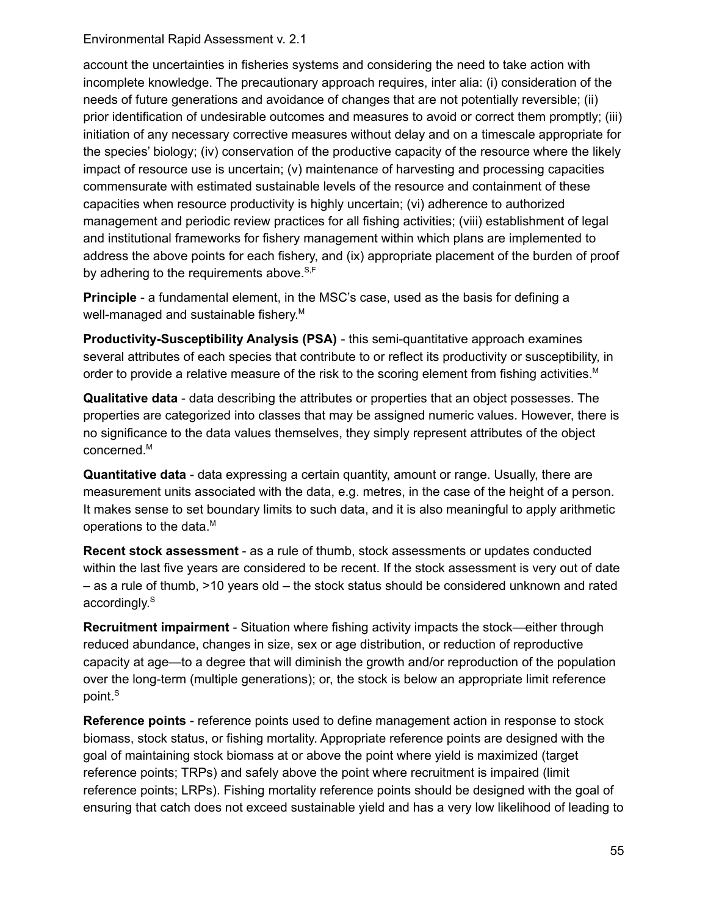account the uncertainties in fisheries systems and considering the need to take action with incomplete knowledge. The precautionary approach requires, inter alia: (i) consideration of the needs of future generations and avoidance of changes that are not potentially reversible; (ii) prior identification of undesirable outcomes and measures to avoid or correct them promptly; (iii) initiation of any necessary corrective measures without delay and on a timescale appropriate for the species' biology; (iv) conservation of the productive capacity of the resource where the likely impact of resource use is uncertain; (v) maintenance of harvesting and processing capacities commensurate with estimated sustainable levels of the resource and containment of these capacities when resource productivity is highly uncertain; (vi) adherence to authorized management and periodic review practices for all fishing activities; (viii) establishment of legal and institutional frameworks for fishery management within which plans are implemented to address the above points for each fishery, and (ix) appropriate placement of the burden of proof by adhering to the requirements above.[S,F]

**Principle** - a fundamental element, in the MSC's case, used as the basis for defining a well-managed and sustainable fishery.[M]

**Productivity-Susceptibility Analysis (PSA)** - this semi-quantitative approach examines several attributes of each species that contribute to or reflect its productivity or susceptibility, in order to provide a relative measure of the risk to the scoring element from fishing activities.[M]

**Qualitative data** - data describing the attributes or properties that an object possesses. The properties are categorized into classes that may be assigned numeric values. However, there is no significance to the data values themselves, they simply represent attributes of the object concerned.[M]

**Quantitative data** - data expressing a certain quantity, amount or range. Usually, there are measurement units associated with the data, e.g. metres, in the case of the height of a person. It makes sense to set boundary limits to such data, and it is also meaningful to apply arithmetic operations to the data.[M]

**Recent stock assessment** - as a rule of thumb, stock assessments or updates conducted within the last five years are considered to be recent. If the stock assessment is very out of date – as a rule of thumb, >10 years old – the stock status should be considered unknown and rated accordingly.[S]

**Recruitment impairment** - Situation where fishing activity impacts the stock—either through reduced abundance, changes in size, sex or age distribution, or reduction of reproductive capacity at age—to a degree that will diminish the growth and/or reproduction of the population over the long-term (multiple generations); or, the stock is below an appropriate limit reference point.[S]

**Reference points** - reference points used to define management action in response to stock biomass, stock status, or fishing mortality. Appropriate reference points are designed with the goal of maintaining stock biomass at or above the point where yield is maximized (target reference points; TRPs) and safely above the point where recruitment is impaired (limit reference points; LRPs). Fishing mortality reference points should be designed with the goal of ensuring that catch does not exceed sustainable yield and has a very low likelihood of leading to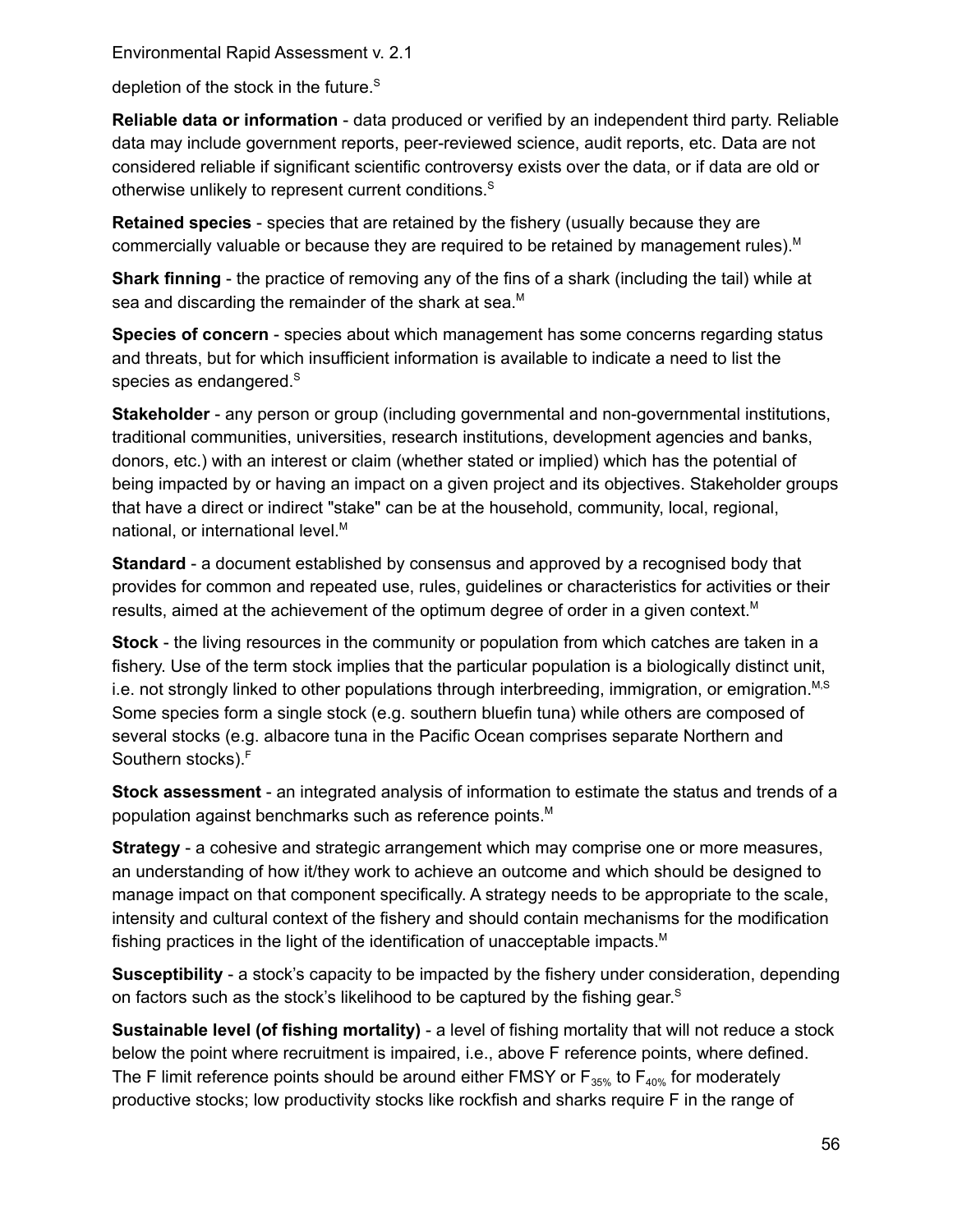depletion of the stock in the future.[S]

**Reliable data or information** - data produced or verified by an independent third party. Reliable data may include government reports, peer-reviewed science, audit reports, etc. Data are not considered reliable if significant scientific controversy exists over the data, or if data are old or otherwise unlikely to represent current conditions.[S]

**Retained species** - species that are retained by the fishery (usually because they are commercially valuable or because they are required to be retained by management rules).[M]

**Shark finning** - the practice of removing any of the fins of a shark (including the tail) while at sea and discarding the remainder of the shark at sea.[M]

**Species of concern** - species about which management has some concerns regarding status and threats, but for which insufficient information is available to indicate a need to list the species as endangered.[S]

**Stakeholder** - any person or group (including governmental and non-governmental institutions, traditional communities, universities, research institutions, development agencies and banks, donors, etc.) with an interest or claim (whether stated or implied) which has the potential of being impacted by or having an impact on a given project and its objectives. Stakeholder groups that have a direct or indirect "stake" can be at the household, community, local, regional, national, or international level.[M]

**Standard** - a document established by consensus and approved by a recognised body that provides for common and repeated use, rules, guidelines or characteristics for activities or their results, aimed at the achievement of the optimum degree of order in a given context.[M]

**Stock** - the living resources in the community or population from which catches are taken in a fishery. Use of the term stock implies that the particular population is a biologically distinct unit, i.e. not strongly linked to other populations through interbreeding, immigration, or emigration.[M,S] Some species form a single stock (e.g. southern bluefin tuna) while others are composed of several stocks (e.g. albacore tuna in the Pacific Ocean comprises separate Northern and Southern stocks).[F]

**Stock assessment** - an integrated analysis of information to estimate the status and trends of a population against benchmarks such as reference points.[M]

**Strategy** - a cohesive and strategic arrangement which may comprise one or more measures, an understanding of how it/they work to achieve an outcome and which should be designed to manage impact on that component specifically. A strategy needs to be appropriate to the scale, intensity and cultural context of the fishery and should contain mechanisms for the modification fishing practices in the light of the identification of unacceptable impacts.[M]

**Susceptibility** - a stock's capacity to be impacted by the fishery under consideration, depending on factors such as the stock's likelihood to be captured by the fishing gear.[S]

**Sustainable level (of fishing mortality)** - a level of fishing mortality that will not reduce a stock below the point where recruitment is impaired, i.e., above F reference points, where defined. The F limit reference points should be around either FMSY or $F_{35\%}$ to $F_{40\%}$ for moderately productive stocks; low productivity stocks like rockfish and sharks require F in the range of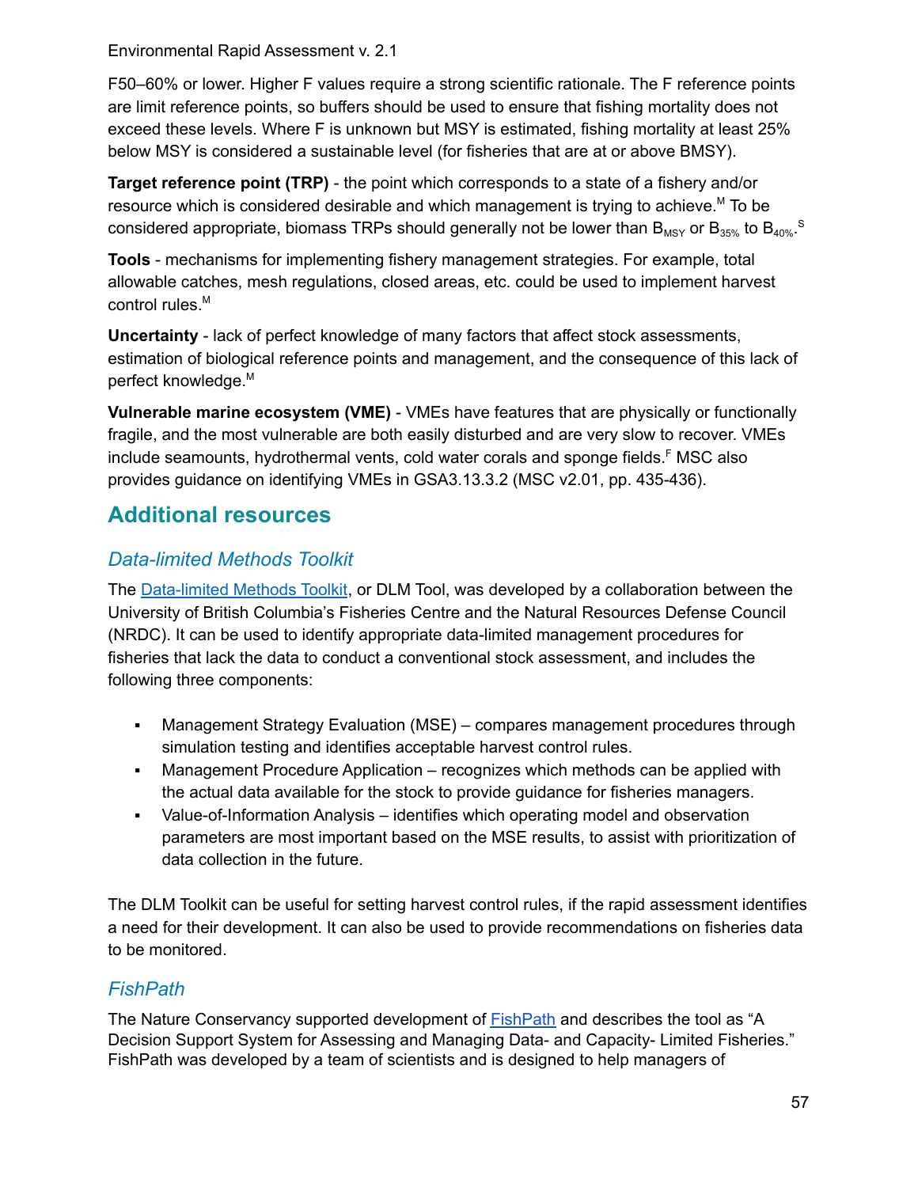F50–60% or lower. Higher F values require a strong scientific rationale. The F reference points are limit reference points, so buffers should be used to ensure that fishing mortality does not exceed these levels. Where F is unknown but MSY is estimated, fishing mortality at least 25% below MSY is considered a sustainable level (for fisheries that are at or above BMSY).

**Target reference point (TRP)** - the point which corresponds to a state of a fishery and/or resource which is considered desirable and which management is trying to achieve.[M] To be considered appropriate, biomass TRPs should generally not be lower than $B_{MSY}$ or $B_{35\%}$ to $B_{40\%}$.[S]

**Tools** - mechanisms for implementing fishery management strategies. For example, total allowable catches, mesh regulations, closed areas, etc. could be used to implement harvest control rules.[M]

**Uncertainty** - lack of perfect knowledge of many factors that affect stock assessments, estimation of biological reference points and management, and the consequence of this lack of perfect knowledge.[M]

**Vulnerable marine ecosystem (VME)** - VMEs have features that are physically or functionally fragile, and the most vulnerable are both easily disturbed and are very slow to recover. VMEs include seamounts, hydrothermal vents, cold water corals and sponge fields.[F] MSC also provides guidance on identifying VMEs in GSA3.13.3.2 (MSC v2.01, pp. 435-436).

## Additional resources

### *Data-limited Methods Toolkit*

The Data-limited Methods Toolkit, or DLM Tool, was developed by a collaboration between the University of British Columbia's Fisheries Centre and the Natural Resources Defense Council (NRDC). It can be used to identify appropriate data-limited management procedures for fisheries that lack the data to conduct a conventional stock assessment, and includes the following three components:

- Management Strategy Evaluation (MSE) – compares management procedures through simulation testing and identifies acceptable harvest control rules.
- Management Procedure Application – recognizes which methods can be applied with the actual data available for the stock to provide guidance for fisheries managers.
- Value-of-Information Analysis – identifies which operating model and observation parameters are most important based on the MSE results, to assist with prioritization of data collection in the future.

The DLM Toolkit can be useful for setting harvest control rules, if the rapid assessment identifies a need for their development. It can also be used to provide recommendations on fisheries data to be monitored.

### *FishPath*

The Nature Conservancy supported development of FishPath and describes the tool as "A Decision Support System for Assessing and Managing Data- and Capacity- Limited Fisheries." FishPath was developed by a team of scientists and is designed to help managers of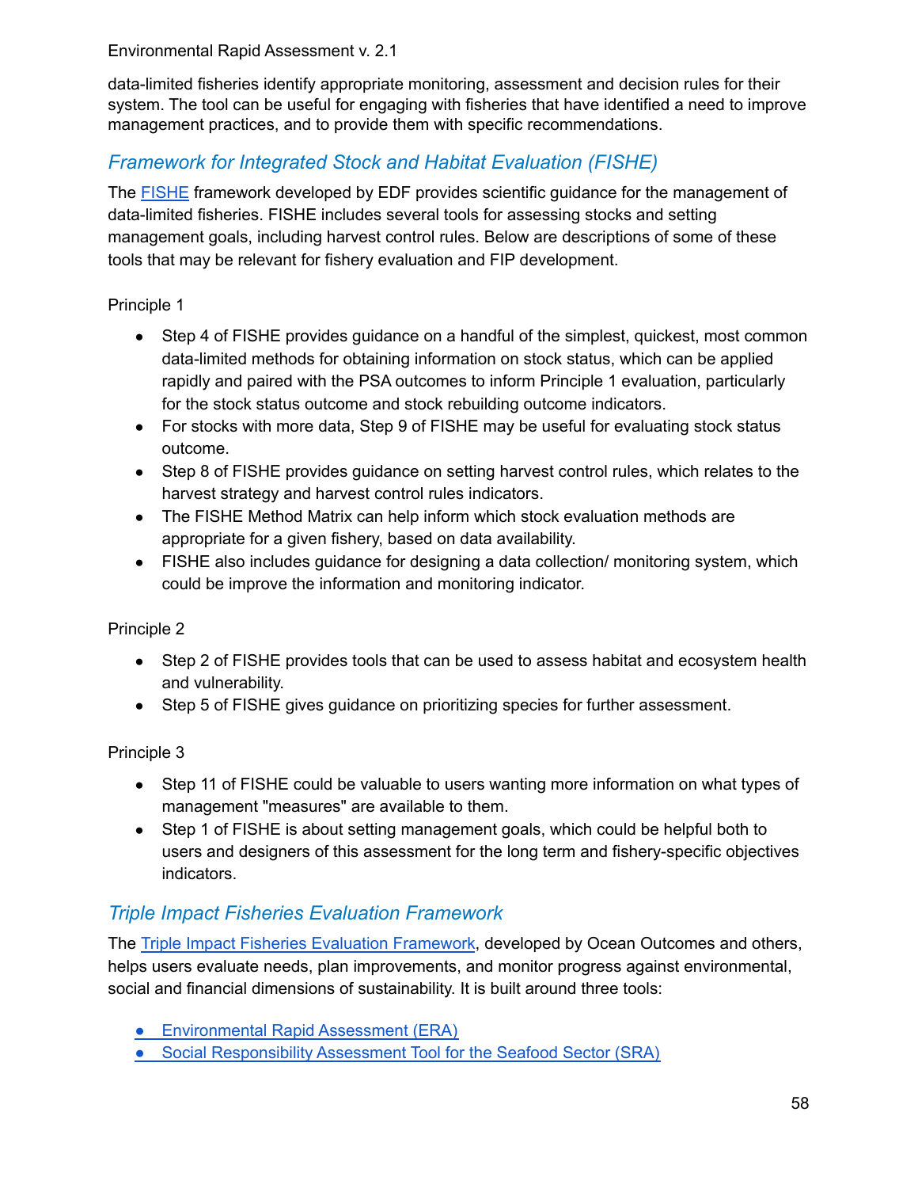data-limited fisheries identify appropriate monitoring, assessment and decision rules for their system. The tool can be useful for engaging with fisheries that have identified a need to improve management practices, and to provide them with specific recommendations.

## *Framework for Integrated Stock and Habitat Evaluation (FISHE)*

The FISHE framework developed by EDF provides scientific guidance for the management of data-limited fisheries. FISHE includes several tools for assessing stocks and setting management goals, including harvest control rules. Below are descriptions of some of these tools that may be relevant for fishery evaluation and FIP development.

Principle 1

- Step 4 of FISHE provides guidance on a handful of the simplest, quickest, most common data-limited methods for obtaining information on stock status, which can be applied rapidly and paired with the PSA outcomes to inform Principle 1 evaluation, particularly for the stock status outcome and stock rebuilding outcome indicators.
- For stocks with more data, Step 9 of FISHE may be useful for evaluating stock status outcome.
- Step 8 of FISHE provides guidance on setting harvest control rules, which relates to the harvest strategy and harvest control rules indicators.
- The FISHE Method Matrix can help inform which stock evaluation methods are appropriate for a given fishery, based on data availability.
- FISHE also includes guidance for designing a data collection/ monitoring system, which could be improve the information and monitoring indicator.

Principle 2

- Step 2 of FISHE provides tools that can be used to assess habitat and ecosystem health and vulnerability.
- Step 5 of FISHE gives guidance on prioritizing species for further assessment.

Principle 3

- Step 11 of FISHE could be valuable to users wanting more information on what types of management "measures" are available to them.
- Step 1 of FISHE is about setting management goals, which could be helpful both to users and designers of this assessment for the long term and fishery-specific objectives indicators.

## *Triple Impact Fisheries Evaluation Framework*

The Triple Impact Fisheries Evaluation Framework, developed by Ocean Outcomes and others, helps users evaluate needs, plan improvements, and monitor progress against environmental, social and financial dimensions of sustainability. It is built around three tools:

- Environmental Rapid Assessment (ERA)
- Social Responsibility Assessment Tool for the Seafood Sector (SRA)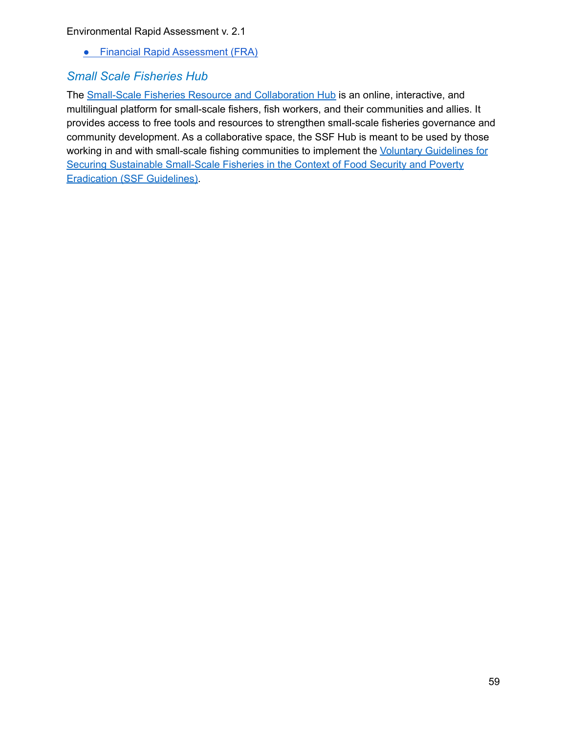- Financial Rapid Assessment (FRA)

### *Small Scale Fisheries Hub*

The Small-Scale Fisheries Resource and Collaboration Hub is an online, interactive, and multilingual platform for small-scale fishers, fish workers, and their communities and allies. It provides access to free tools and resources to strengthen small-scale fisheries governance and community development. As a collaborative space, the SSF Hub is meant to be used by those working in and with small-scale fishing communities to implement the Voluntary Guidelines for Securing Sustainable Small-Scale Fisheries in the Context of Food Security and Poverty Eradication (SSF Guidelines).